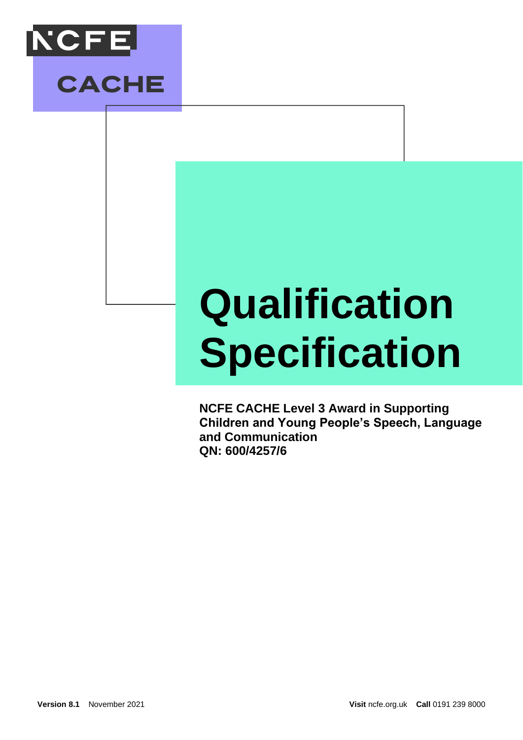NCFE

CACHE

# Qualification Specification

**NCFE CACHE Level 3 Award in Supporting Children and Young People's Speech, Language and Communication**
**QN: 600/4257/6**

**Version 8.1** November 2021

**Visit** ncfe.org.uk **Call** 0191 239 8000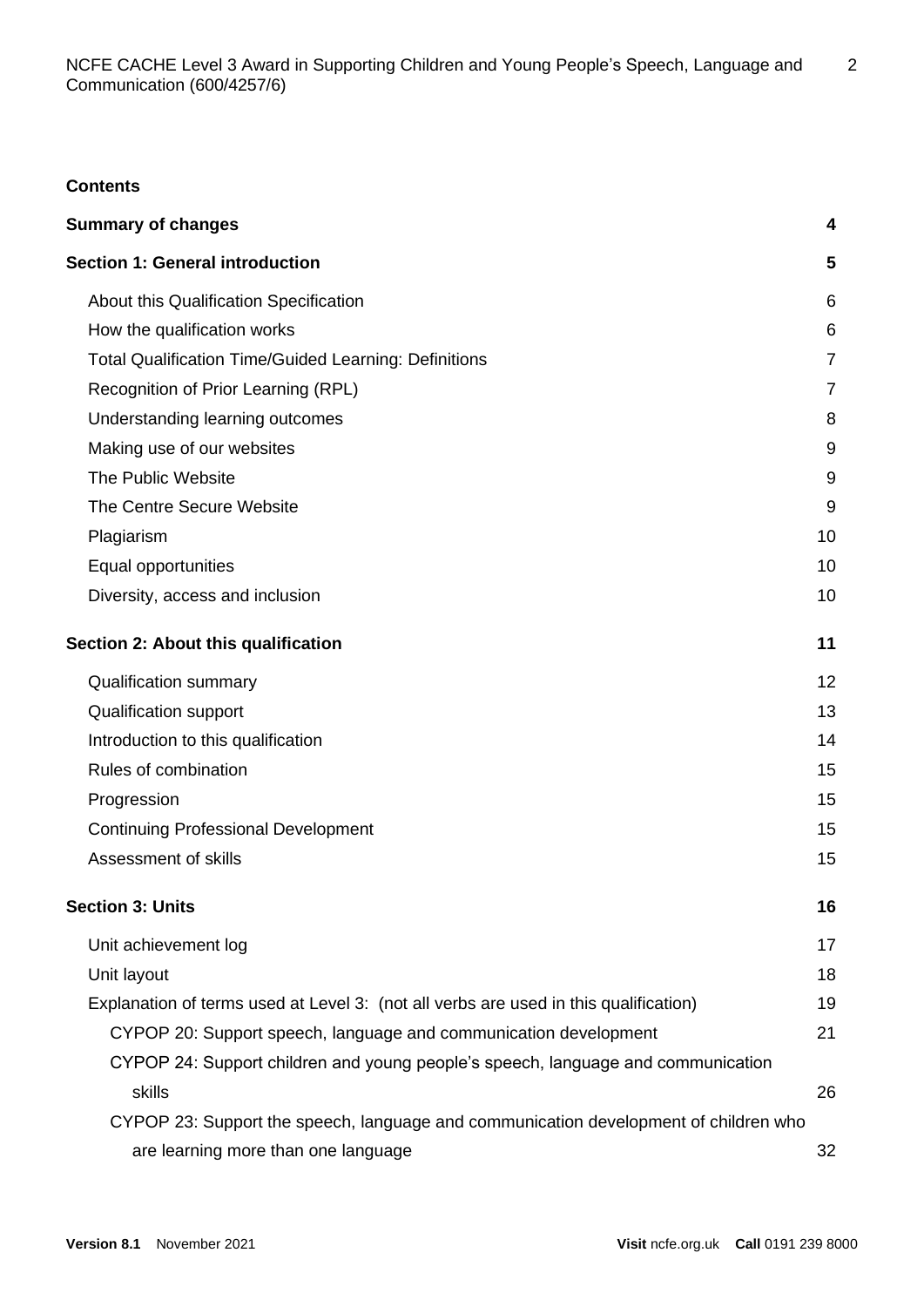**Contents**

| | |
|---|---|
| **Summary of changes** | **4** |
| **Section 1: General introduction** | **5** |
| About this Qualification Specification | 6 |
| How the qualification works | 6 |
| Total Qualification Time/Guided Learning: Definitions | 7 |
| Recognition of Prior Learning (RPL) | 7 |
| Understanding learning outcomes | 8 |
| Making use of our websites | 9 |
| The Public Website | 9 |
| The Centre Secure Website | 9 |
| Plagiarism | 10 |
| Equal opportunities | 10 |
| Diversity, access and inclusion | 10 |
| **Section 2: About this qualification** | **11** |
| Qualification summary | 12 |
| Qualification support | 13 |
| Introduction to this qualification | 14 |
| Rules of combination | 15 |
| Progression | 15 |
| Continuing Professional Development | 15 |
| Assessment of skills | 15 |
| **Section 3: Units** | **16** |
| Unit achievement log | 17 |
| Unit layout | 18 |
| Explanation of terms used at Level 3: (not all verbs are used in this qualification) | 19 |
| CYPOP 20: Support speech, language and communication development | 21 |
| CYPOP 24: Support children and young people's speech, language and communication skills | 26 |
| CYPOP 23: Support the speech, language and communication development of children who are learning more than one language | 32 |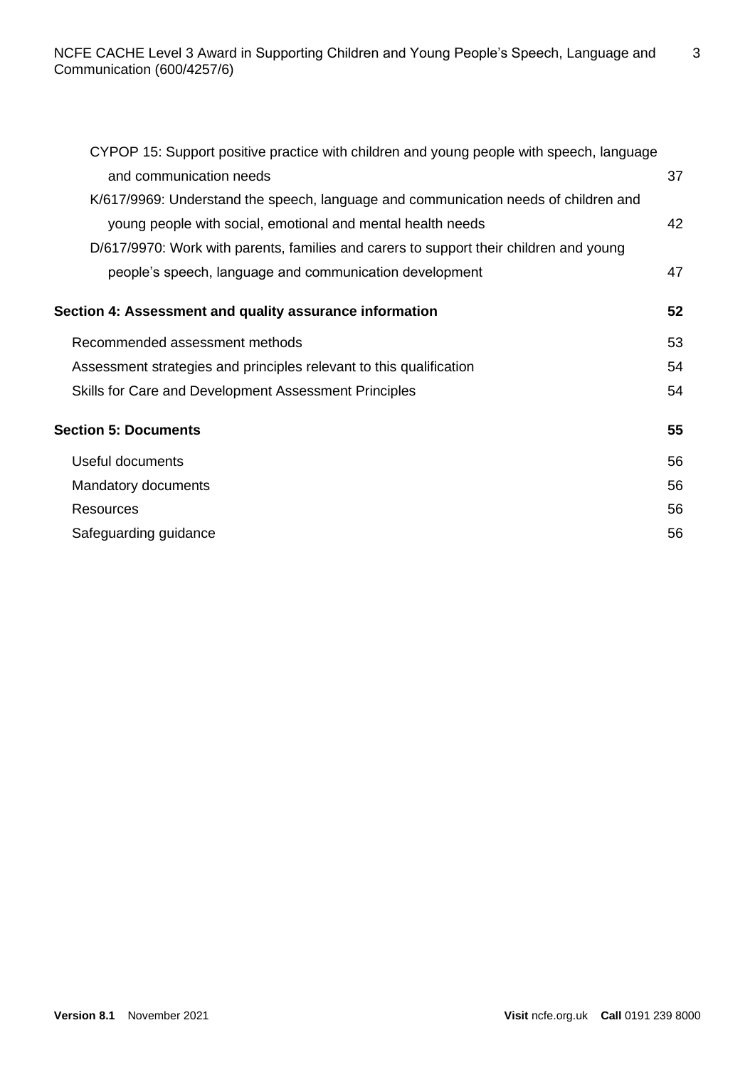CYPOP 15: Support positive practice with children and young people with speech, language and communication needs 37

K/617/9969: Understand the speech, language and communication needs of children and young people with social, emotional and mental health needs 42

D/617/9970: Work with parents, families and carers to support their children and young people's speech, language and communication development 47

**Section 4: Assessment and quality assurance information** **52**

Recommended assessment methods 53

Assessment strategies and principles relevant to this qualification 54

Skills for Care and Development Assessment Principles 54

**Section 5: Documents** **55**

Useful documents 56

Mandatory documents 56

Resources 56

Safeguarding guidance 56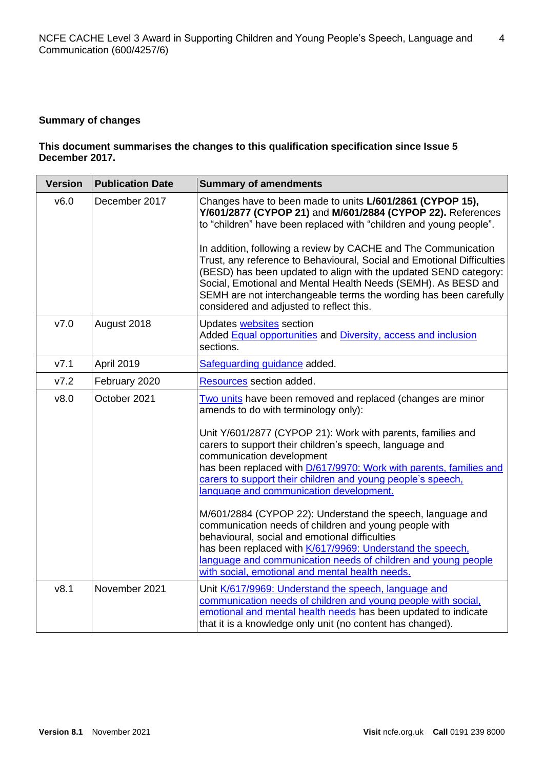## Summary of changes

**This document summarises the changes to this qualification specification since Issue 5 December 2017.**

| Version | Publication Date | Summary of amendments |
|---|---|---|
| v6.0 | December 2017 | Changes have to been made to units **L/601/2861 (CYPOP 15), Y/601/2877 (CYPOP 21)** and **M/601/2884 (CYPOP 22).** References to "children" have been replaced with "children and young people".<br><br>In addition, following a review by CACHE and The Communication Trust, any reference to Behavioural, Social and Emotional Difficulties (BESD) has been updated to align with the updated SEND category: Social, Emotional and Mental Health Needs (SEMH). As BESD and SEMH are not interchangeable terms the wording has been carefully considered and adjusted to reflect this. |
| v7.0 | August 2018 | Updates websites section<br>Added Equal opportunities and Diversity, access and inclusion sections. |
| v7.1 | April 2019 | Safeguarding guidance added. |
| v7.2 | February 2020 | Resources section added. |
| v8.0 | October 2021 | Two units have been removed and replaced (changes are minor amends to do with terminology only):<br><br>Unit Y/601/2877 (CYPOP 21): Work with parents, families and carers to support their children's speech, language and communication development<br>has been replaced with D/617/9970: Work with parents, families and carers to support their children and young people's speech, language and communication development.<br><br>M/601/2884 (CYPOP 22): Understand the speech, language and communication needs of children and young people with behavioural, social and emotional difficulties<br>has been replaced with K/617/9969: Understand the speech, language and communication needs of children and young people with social, emotional and mental health needs. |
| v8.1 | November 2021 | Unit K/617/9969: Understand the speech, language and communication needs of children and young people with social, emotional and mental health needs has been updated to indicate that it is a knowledge only unit (no content has changed). |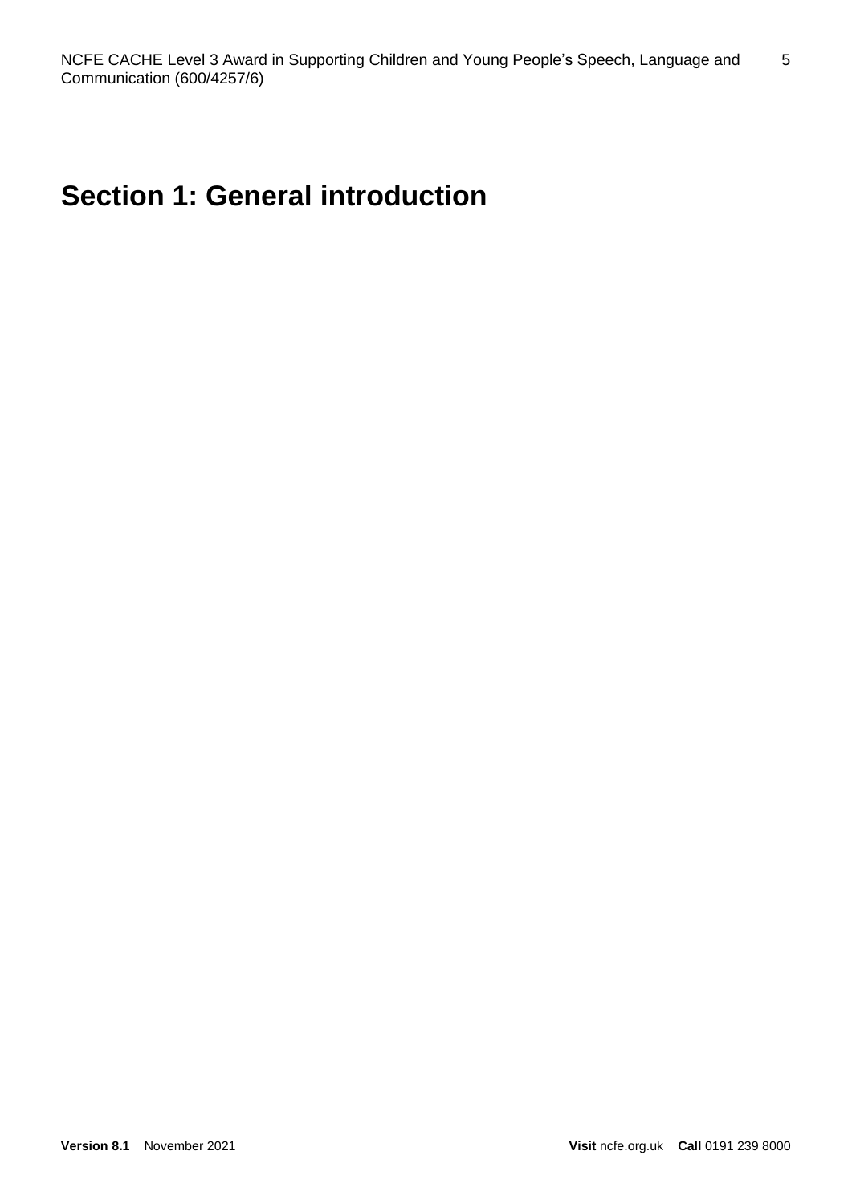# Section 1: General introduction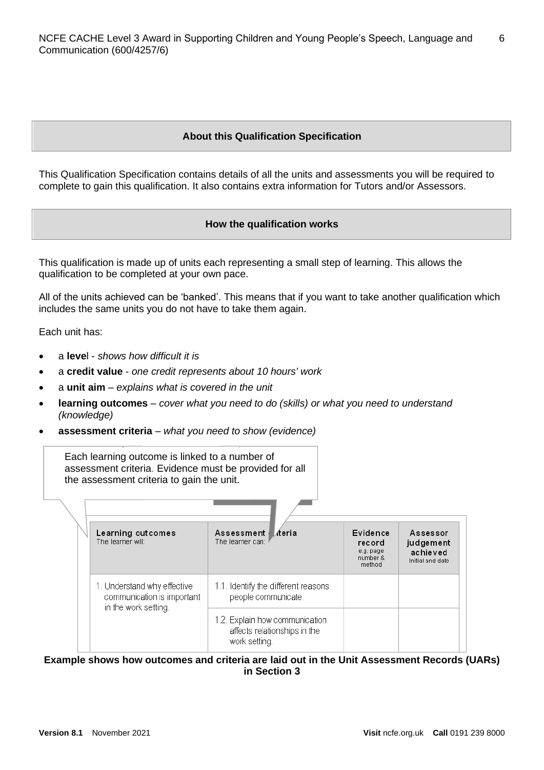## About this Qualification Specification

This Qualification Specification contains details of all the units and assessments you will be required to complete to gain this qualification. It also contains extra information for Tutors and/or Assessors.

## How the qualification works

This qualification is made up of units each representing a small step of learning. This allows the qualification to be completed at your own pace.

All of the units achieved can be 'banked'. This means that if you want to take another qualification which includes the same units you do not have to take them again.

Each unit has:

- a **level** - *shows how difficult it is*
- a **credit value** - *one credit represents about 10 hours' work*
- a **unit aim** – *explains what is covered in the unit*
- **learning outcomes** – *cover what you need to do (skills) or what you need to understand (knowledge)*
- **assessment criteria** – *what you need to show (evidence)*

Each learning outcome is linked to a number of assessment criteria. Evidence must be provided for all the assessment criteria to gain the unit.

| Learning outcomes<br>The learner will: | Assessment criteria<br>The learner can: | Evidence record<br>e.g. page number & method | Assessor judgement achieved<br>Initial and date |
| --- | --- | --- | --- |
| 1. Understand why effective communication is important in the work setting. | 1.1. Identify the different reasons people communicate. | | |
| | 1.2. Explain how communication affects relationships in the work setting. | | |

**Example shows how outcomes and criteria are laid out in the Unit Assessment Records (UARs) in Section 3**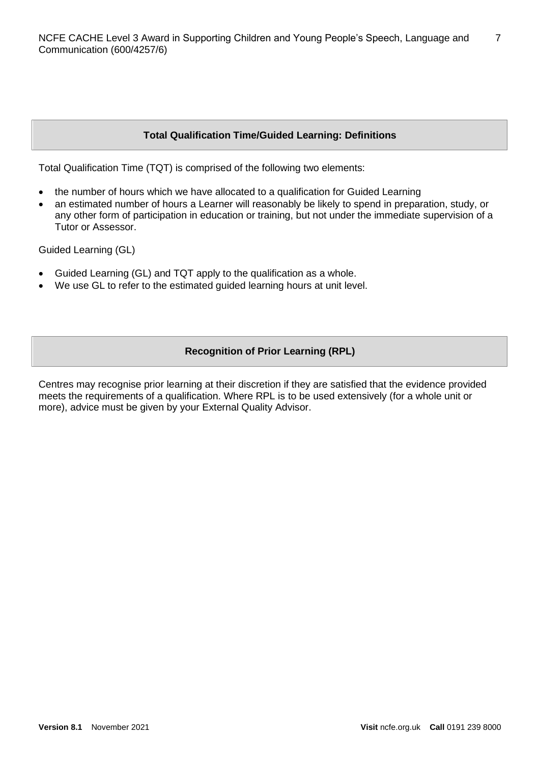## Total Qualification Time/Guided Learning: Definitions

Total Qualification Time (TQT) is comprised of the following two elements:

- the number of hours which we have allocated to a qualification for Guided Learning
- an estimated number of hours a Learner will reasonably be likely to spend in preparation, study, or any other form of participation in education or training, but not under the immediate supervision of a Tutor or Assessor.

Guided Learning (GL)

- Guided Learning (GL) and TQT apply to the qualification as a whole.
- We use GL to refer to the estimated guided learning hours at unit level.

## Recognition of Prior Learning (RPL)

Centres may recognise prior learning at their discretion if they are satisfied that the evidence provided meets the requirements of a qualification. Where RPL is to be used extensively (for a whole unit or more), advice must be given by your External Quality Advisor.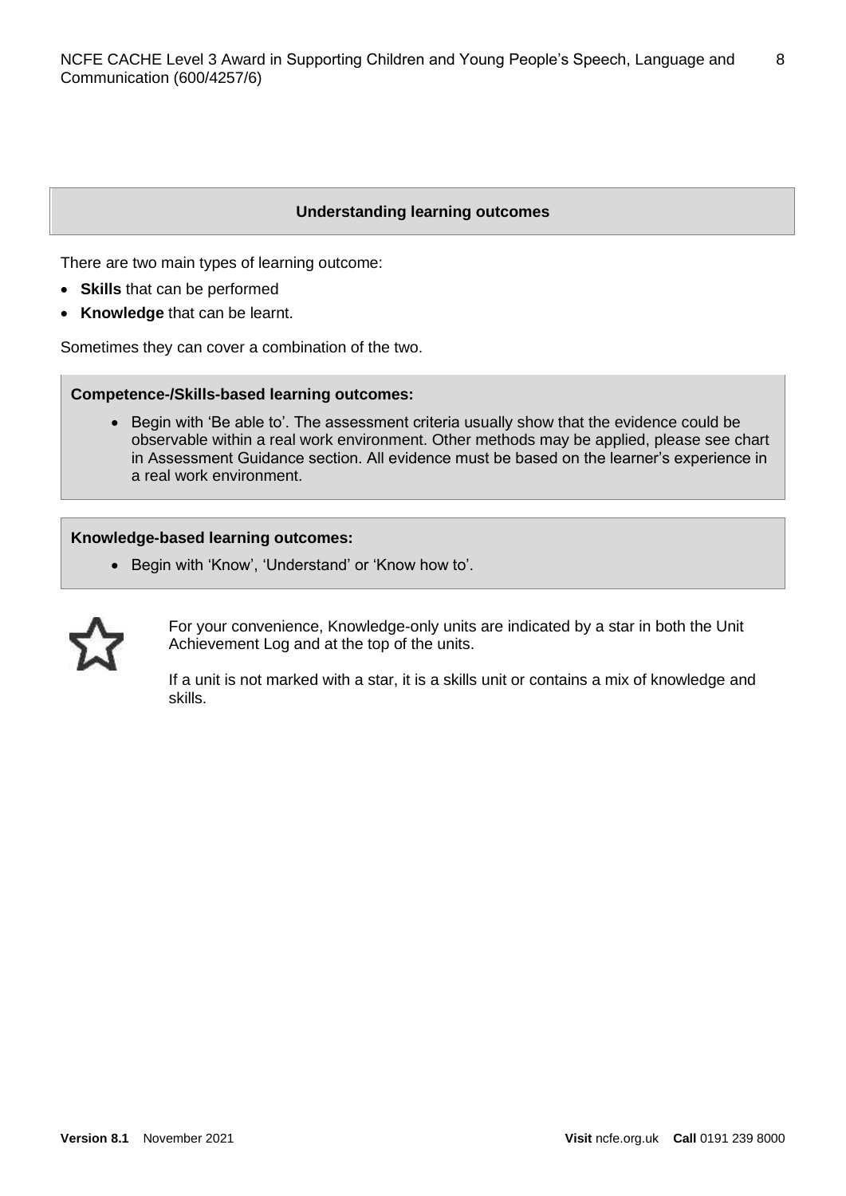## Understanding learning outcomes

There are two main types of learning outcome:

- **Skills** that can be performed
- **Knowledge** that can be learnt.

Sometimes they can cover a combination of the two.

**Competence-/Skills-based learning outcomes:**

- Begin with 'Be able to'. The assessment criteria usually show that the evidence could be observable within a real work environment. Other methods may be applied, please see chart in Assessment Guidance section. All evidence must be based on the learner's experience in a real work environment.

**Knowledge-based learning outcomes:**

- Begin with 'Know', 'Understand' or 'Know how to'.

For your convenience, Knowledge-only units are indicated by a star in both the Unit Achievement Log and at the top of the units.

If a unit is not marked with a star, it is a skills unit or contains a mix of knowledge and skills.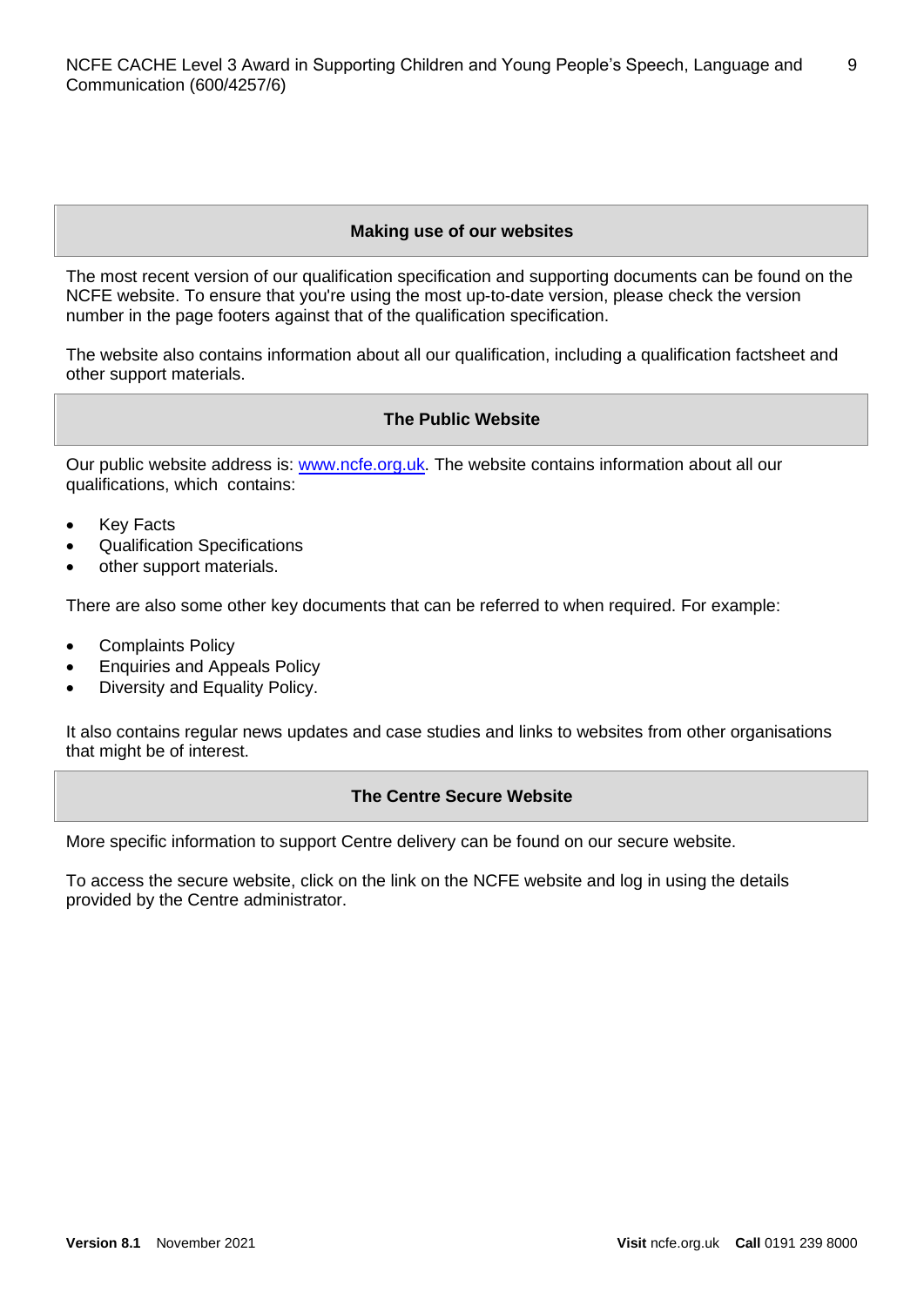## Making use of our websites

The most recent version of our qualification specification and supporting documents can be found on the NCFE website. To ensure that you're using the most up-to-date version, please check the version number in the page footers against that of the qualification specification.

The website also contains information about all our qualification, including a qualification factsheet and other support materials.

## The Public Website

Our public website address is: www.ncfe.org.uk. The website contains information about all our qualifications, which contains:

- Key Facts
- Qualification Specifications
- other support materials.

There are also some other key documents that can be referred to when required. For example:

- Complaints Policy
- Enquiries and Appeals Policy
- Diversity and Equality Policy.

It also contains regular news updates and case studies and links to websites from other organisations that might be of interest.

## The Centre Secure Website

More specific information to support Centre delivery can be found on our secure website.

To access the secure website, click on the link on the NCFE website and log in using the details provided by the Centre administrator.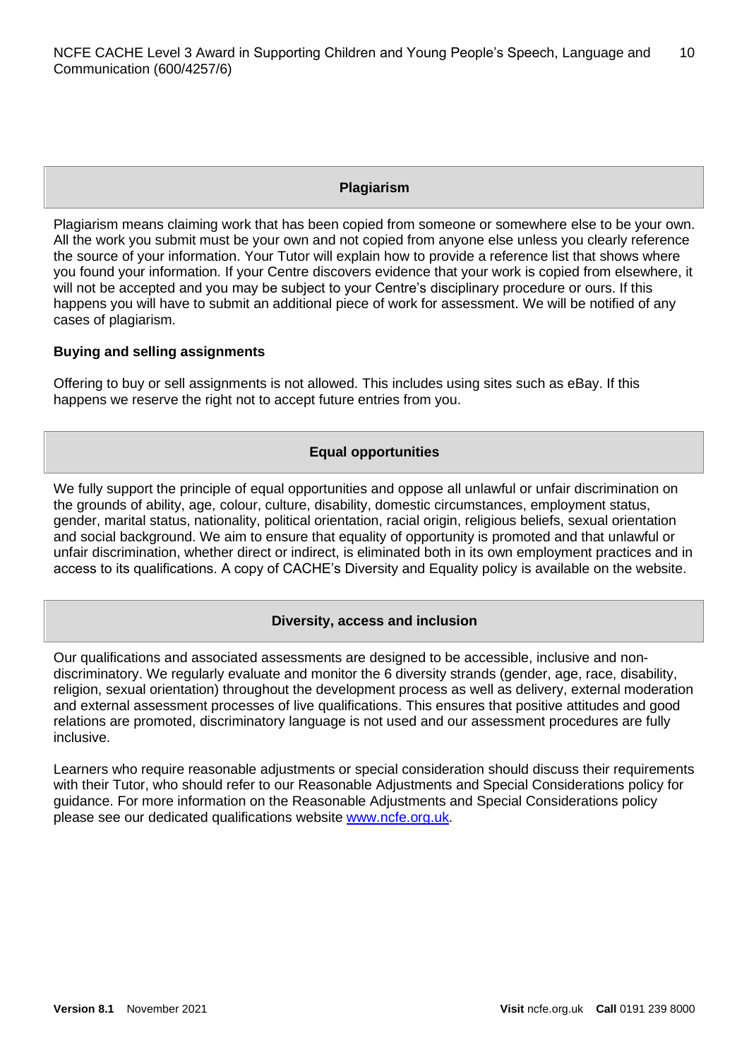## Plagiarism

Plagiarism means claiming work that has been copied from someone or somewhere else to be your own. All the work you submit must be your own and not copied from anyone else unless you clearly reference the source of your information. Your Tutor will explain how to provide a reference list that shows where you found your information. If your Centre discovers evidence that your work is copied from elsewhere, it will not be accepted and you may be subject to your Centre's disciplinary procedure or ours. If this happens you will have to submit an additional piece of work for assessment. We will be notified of any cases of plagiarism.

**Buying and selling assignments**

Offering to buy or sell assignments is not allowed. This includes using sites such as eBay. If this happens we reserve the right not to accept future entries from you.

## Equal opportunities

We fully support the principle of equal opportunities and oppose all unlawful or unfair discrimination on the grounds of ability, age, colour, culture, disability, domestic circumstances, employment status, gender, marital status, nationality, political orientation, racial origin, religious beliefs, sexual orientation and social background. We aim to ensure that equality of opportunity is promoted and that unlawful or unfair discrimination, whether direct or indirect, is eliminated both in its own employment practices and in access to its qualifications. A copy of CACHE's Diversity and Equality policy is available on the website.

## Diversity, access and inclusion

Our qualifications and associated assessments are designed to be accessible, inclusive and non-discriminatory. We regularly evaluate and monitor the 6 diversity strands (gender, age, race, disability, religion, sexual orientation) throughout the development process as well as delivery, external moderation and external assessment processes of live qualifications. This ensures that positive attitudes and good relations are promoted, discriminatory language is not used and our assessment procedures are fully inclusive.

Learners who require reasonable adjustments or special consideration should discuss their requirements with their Tutor, who should refer to our Reasonable Adjustments and Special Considerations policy for guidance. For more information on the Reasonable Adjustments and Special Considerations policy please see our dedicated qualifications website [www.ncfe.org.uk](http://www.ncfe.org.uk).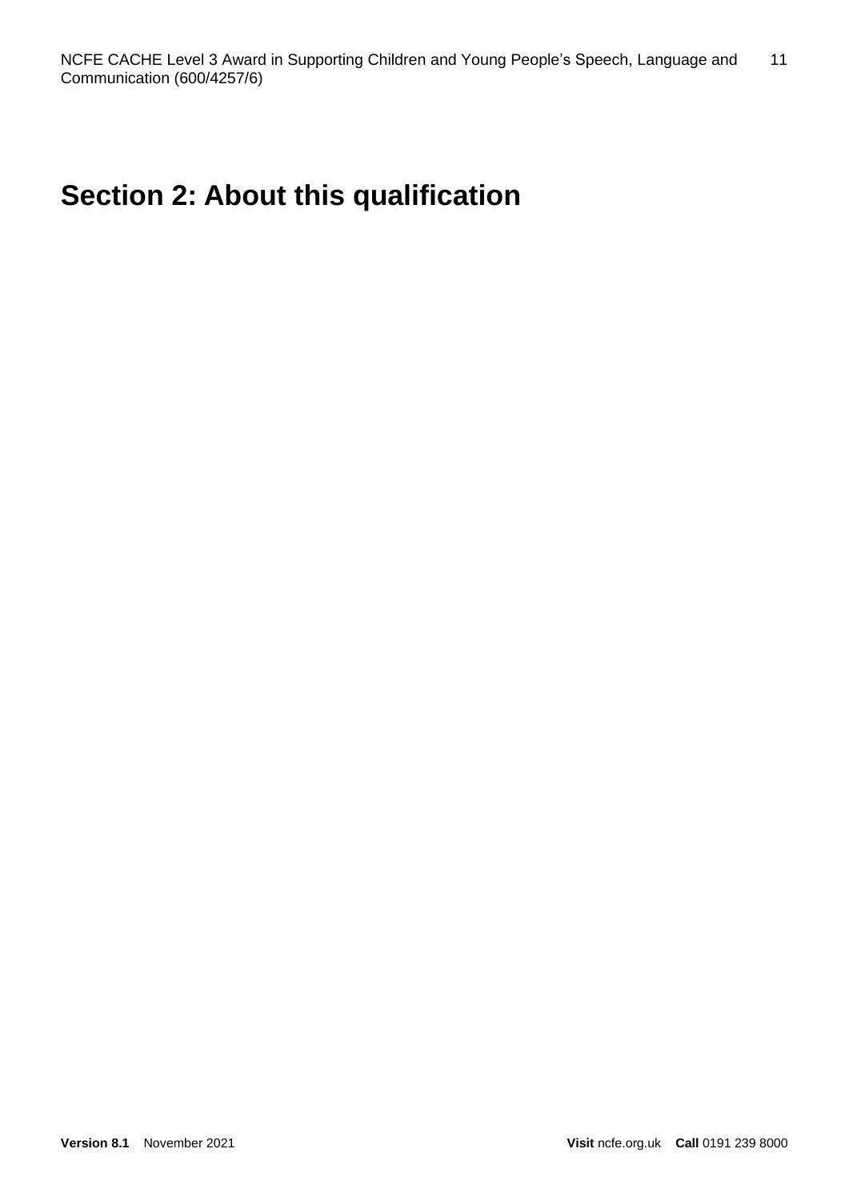# Section 2: About this qualification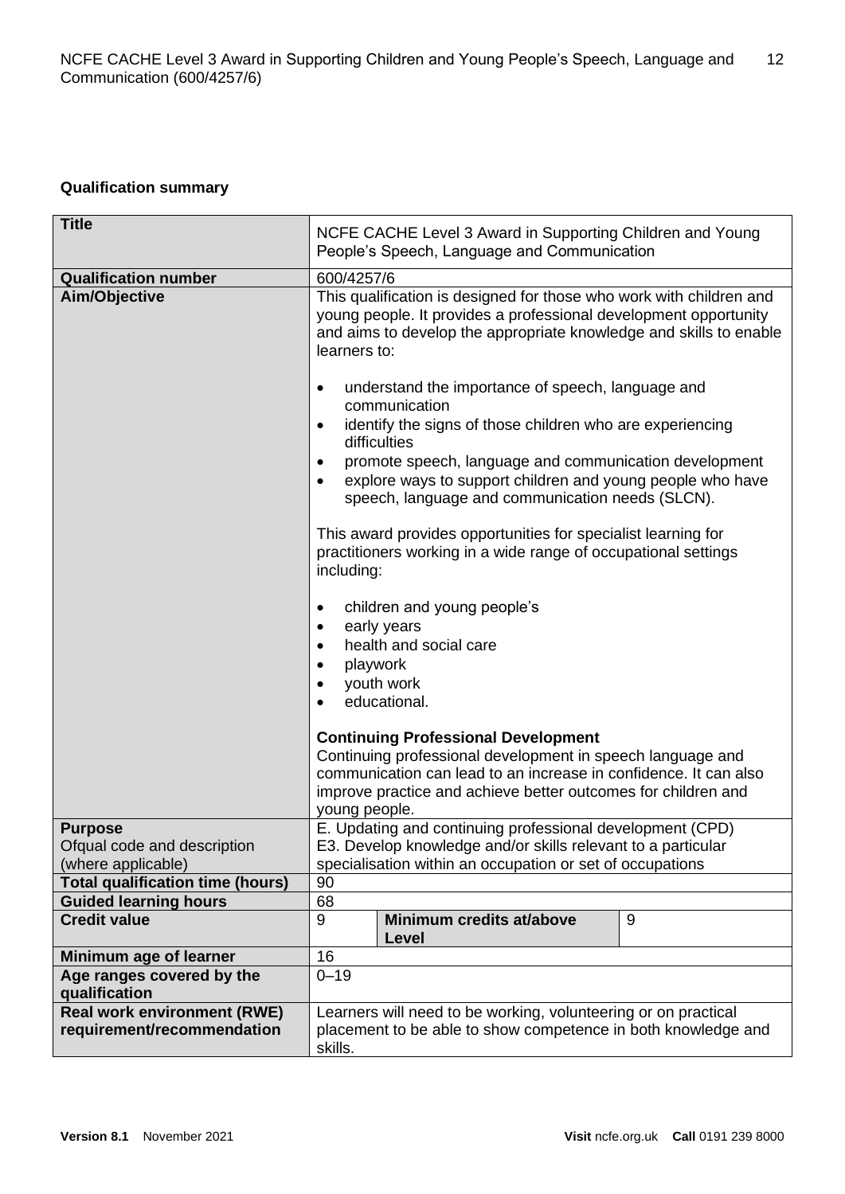**Qualification summary**

| **Title** | NCFE CACHE Level 3 Award in Supporting Children and Young People's Speech, Language and Communication | | |
|---|---|---|---|
| **Qualification number** | 600/4257/6 | | |
| **Aim/Objective** | This qualification is designed for those who work with children and young people. It provides a professional development opportunity and aims to develop the appropriate knowledge and skills to enable learners to:<br><br>• understand the importance of speech, language and communication<br>• identify the signs of those children who are experiencing difficulties<br>• promote speech, language and communication development<br>• explore ways to support children and young people who have speech, language and communication needs (SLCN).<br><br>This award provides opportunities for specialist learning for practitioners working in a wide range of occupational settings including:<br><br>• children and young people's<br>• early years<br>• health and social care<br>• playwork<br>• youth work<br>• educational.<br><br>**Continuing Professional Development**<br>Continuing professional development in speech language and communication can lead to an increase in confidence. It can also improve practice and achieve better outcomes for children and young people. | | |
| **Purpose**<br>Ofqual code and description (where applicable) | E. Updating and continuing professional development (CPD)<br>E3. Develop knowledge and/or skills relevant to a particular specialisation within an occupation or set of occupations | | |
| **Total qualification time (hours)** | 90 | | |
| **Guided learning hours** | 68 | | |
| **Credit value** | 9 | **Minimum credits at/above Level** | 9 |
| **Minimum age of learner** | 16 | | |
| **Age ranges covered by the qualification** | 0–19 | | |
| **Real work environment (RWE) requirement/recommendation** | Learners will need to be working, volunteering or on practical placement to be able to show competence in both knowledge and skills. | | |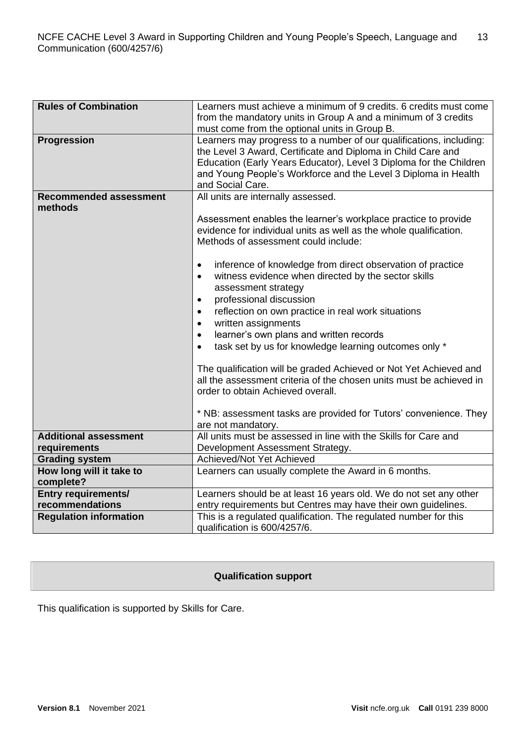| | |
|---|---|
| **Rules of Combination** | Learners must achieve a minimum of 9 credits. 6 credits must come from the mandatory units in Group A and a minimum of 3 credits must come from the optional units in Group B. |
| **Progression** | Learners may progress to a number of our qualifications, including: the Level 3 Award, Certificate and Diploma in Child Care and Education (Early Years Educator), Level 3 Diploma for the Children and Young People's Workforce and the Level 3 Diploma in Health and Social Care. |
| **Recommended assessment methods** | All units are internally assessed.<br><br>Assessment enables the learner's workplace practice to provide evidence for individual units as well as the whole qualification. Methods of assessment could include:<br><br>• inference of knowledge from direct observation of practice<br>• witness evidence when directed by the sector skills assessment strategy<br>• professional discussion<br>• reflection on own practice in real work situations<br>• written assignments<br>• learner's own plans and written records<br>• task set by us for knowledge learning outcomes only *<br><br>The qualification will be graded Achieved or Not Yet Achieved and all the assessment criteria of the chosen units must be achieved in order to obtain Achieved overall.<br><br>* NB: assessment tasks are provided for Tutors' convenience. They are not mandatory. |
| **Additional assessment requirements** | All units must be assessed in line with the Skills for Care and Development Assessment Strategy. |
| **Grading system** | Achieved/Not Yet Achieved |
| **How long will it take to complete?** | Learners can usually complete the Award in 6 months. |
| **Entry requirements/ recommendations** | Learners should be at least 16 years old. We do not set any other entry requirements but Centres may have their own guidelines. |
| **Regulation information** | This is a regulated qualification. The regulated number for this qualification is 600/4257/6. |

## Qualification support

This qualification is supported by Skills for Care.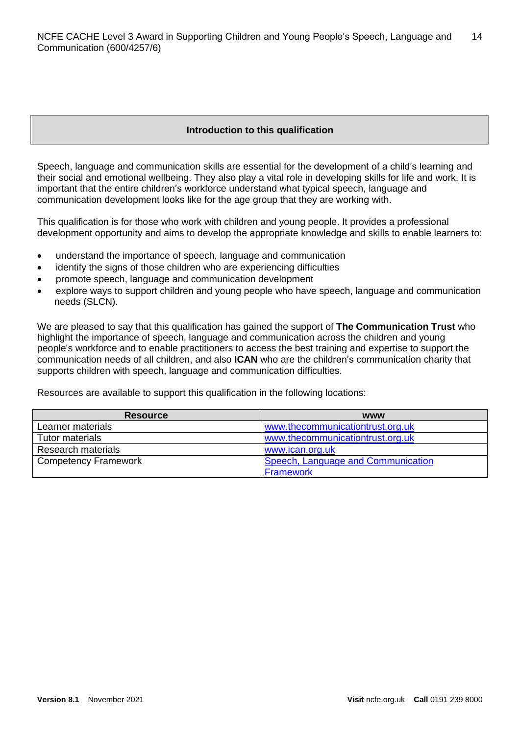## Introduction to this qualification

Speech, language and communication skills are essential for the development of a child's learning and their social and emotional wellbeing. They also play a vital role in developing skills for life and work. It is important that the entire children's workforce understand what typical speech, language and communication development looks like for the age group that they are working with.

This qualification is for those who work with children and young people. It provides a professional development opportunity and aims to develop the appropriate knowledge and skills to enable learners to:

- understand the importance of speech, language and communication
- identify the signs of those children who are experiencing difficulties
- promote speech, language and communication development
- explore ways to support children and young people who have speech, language and communication needs (SLCN).

We are pleased to say that this qualification has gained the support of **The Communication Trust** who highlight the importance of speech, language and communication across the children and young people's workforce and to enable practitioners to access the best training and expertise to support the communication needs of all children, and also **ICAN** who are the children's communication charity that supports children with speech, language and communication difficulties.

Resources are available to support this qualification in the following locations:

| Resource | www |
|---|---|
| Learner materials | www.thecommunicationtrust.org.uk |
| Tutor materials | www.thecommunicationtrust.org.uk |
| Research materials | www.ican.org.uk |
| Competency Framework | Speech, Language and Communication Framework |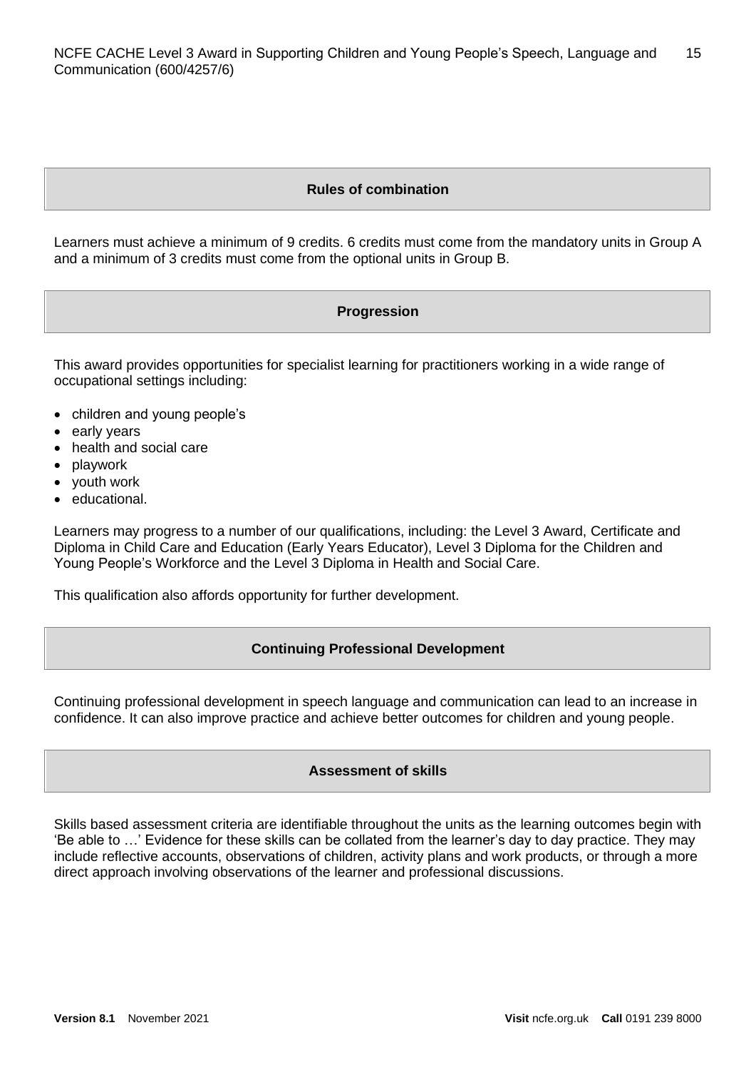## Rules of combination

Learners must achieve a minimum of 9 credits. 6 credits must come from the mandatory units in Group A and a minimum of 3 credits must come from the optional units in Group B.

## Progression

This award provides opportunities for specialist learning for practitioners working in a wide range of occupational settings including:

- children and young people's
- early years
- health and social care
- playwork
- youth work
- educational.

Learners may progress to a number of our qualifications, including: the Level 3 Award, Certificate and Diploma in Child Care and Education (Early Years Educator), Level 3 Diploma for the Children and Young People's Workforce and the Level 3 Diploma in Health and Social Care.

This qualification also affords opportunity for further development.

## Continuing Professional Development

Continuing professional development in speech language and communication can lead to an increase in confidence. It can also improve practice and achieve better outcomes for children and young people.

## Assessment of skills

Skills based assessment criteria are identifiable throughout the units as the learning outcomes begin with 'Be able to …' Evidence for these skills can be collated from the learner's day to day practice. They may include reflective accounts, observations of children, activity plans and work products, or through a more direct approach involving observations of the learner and professional discussions.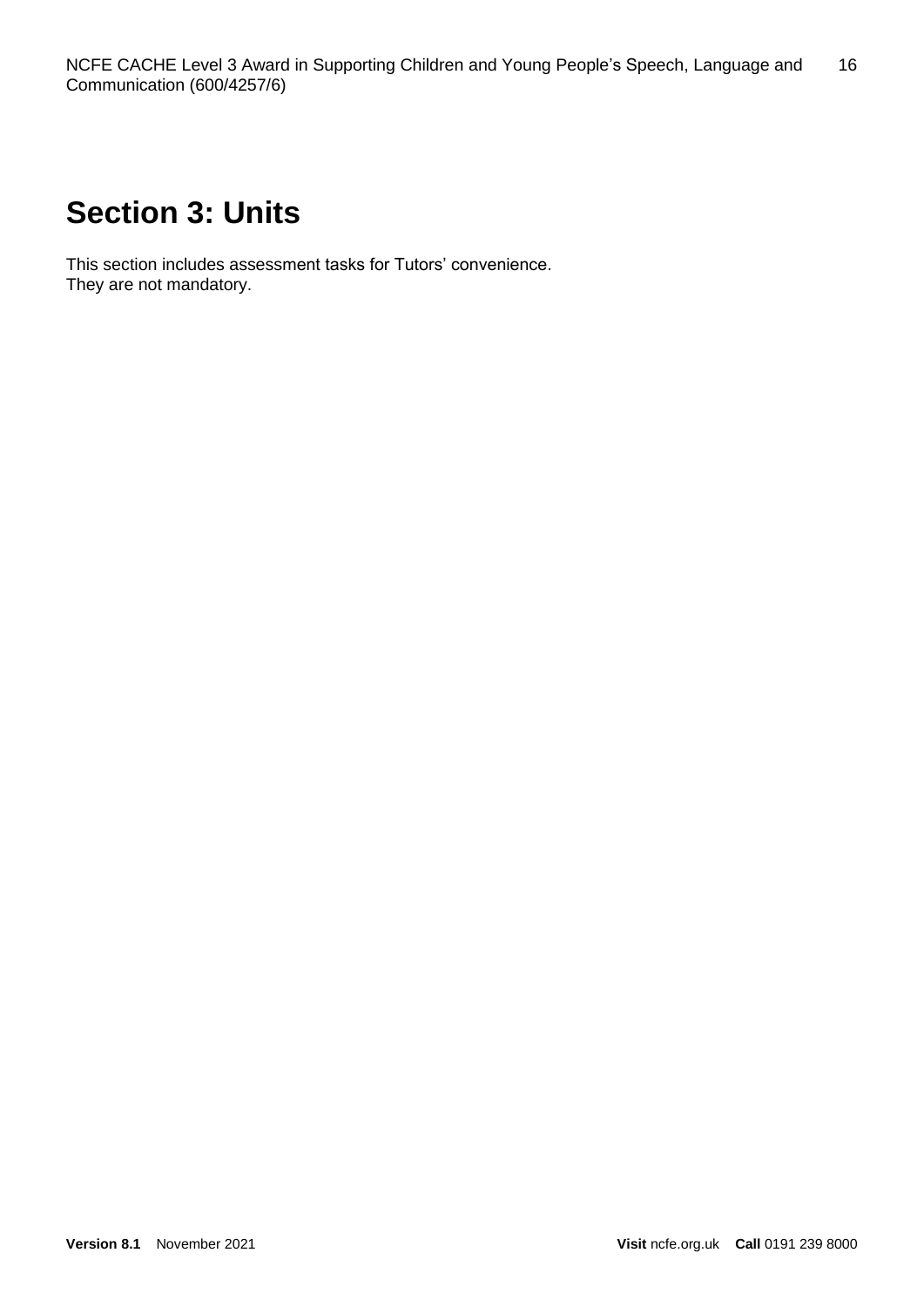# Section 3: Units

This section includes assessment tasks for Tutors' convenience.
They are not mandatory.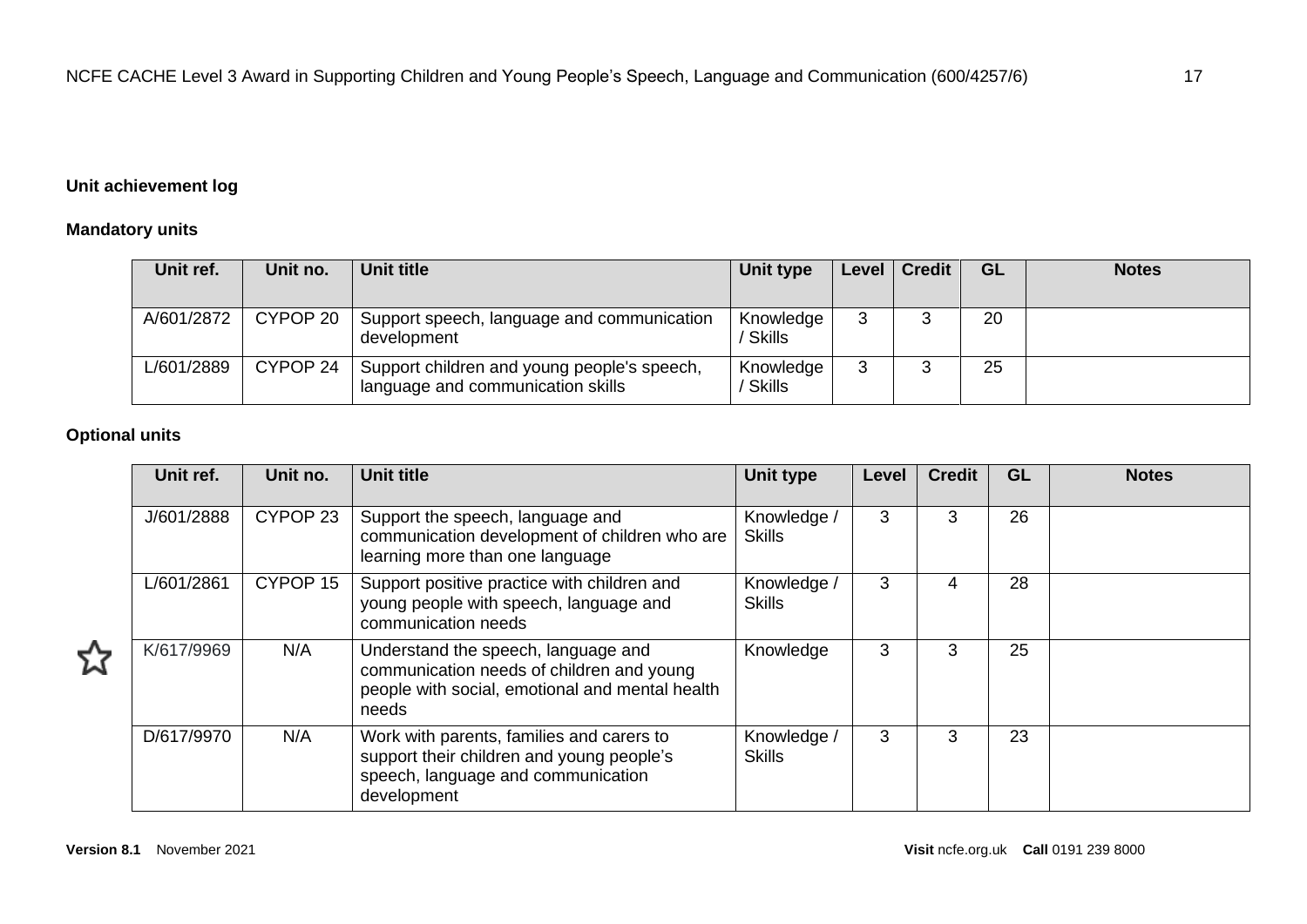**Unit achievement log**

**Mandatory units**

| Unit ref. | Unit no. | Unit title | Unit type | Level | Credit | GL | Notes |
|---|---|---|---|---|---|---|---|
| A/601/2872 | CYPOP 20 | Support speech, language and communication development | Knowledge / Skills | 3 | 3 | 20 | |
| L/601/2889 | CYPOP 24 | Support children and young people's speech, language and communication skills | Knowledge / Skills | 3 | 3 | 25 | |

**Optional units**

| Unit ref. | Unit no. | Unit title | Unit type | Level | Credit | GL | Notes |
|---|---|---|---|---|---|---|---|
| J/601/2888 | CYPOP 23 | Support the speech, language and communication development of children who are learning more than one language | Knowledge / Skills | 3 | 3 | 26 | |
| L/601/2861 | CYPOP 15 | Support positive practice with children and young people with speech, language and communication needs | Knowledge / Skills | 3 | 4 | 28 | |
| ☆ K/617/9969 | N/A | Understand the speech, language and communication needs of children and young people with social, emotional and mental health needs | Knowledge | 3 | 3 | 25 | |
| D/617/9970 | N/A | Work with parents, families and carers to support their children and young people's speech, language and communication development | Knowledge / Skills | 3 | 3 | 23 | |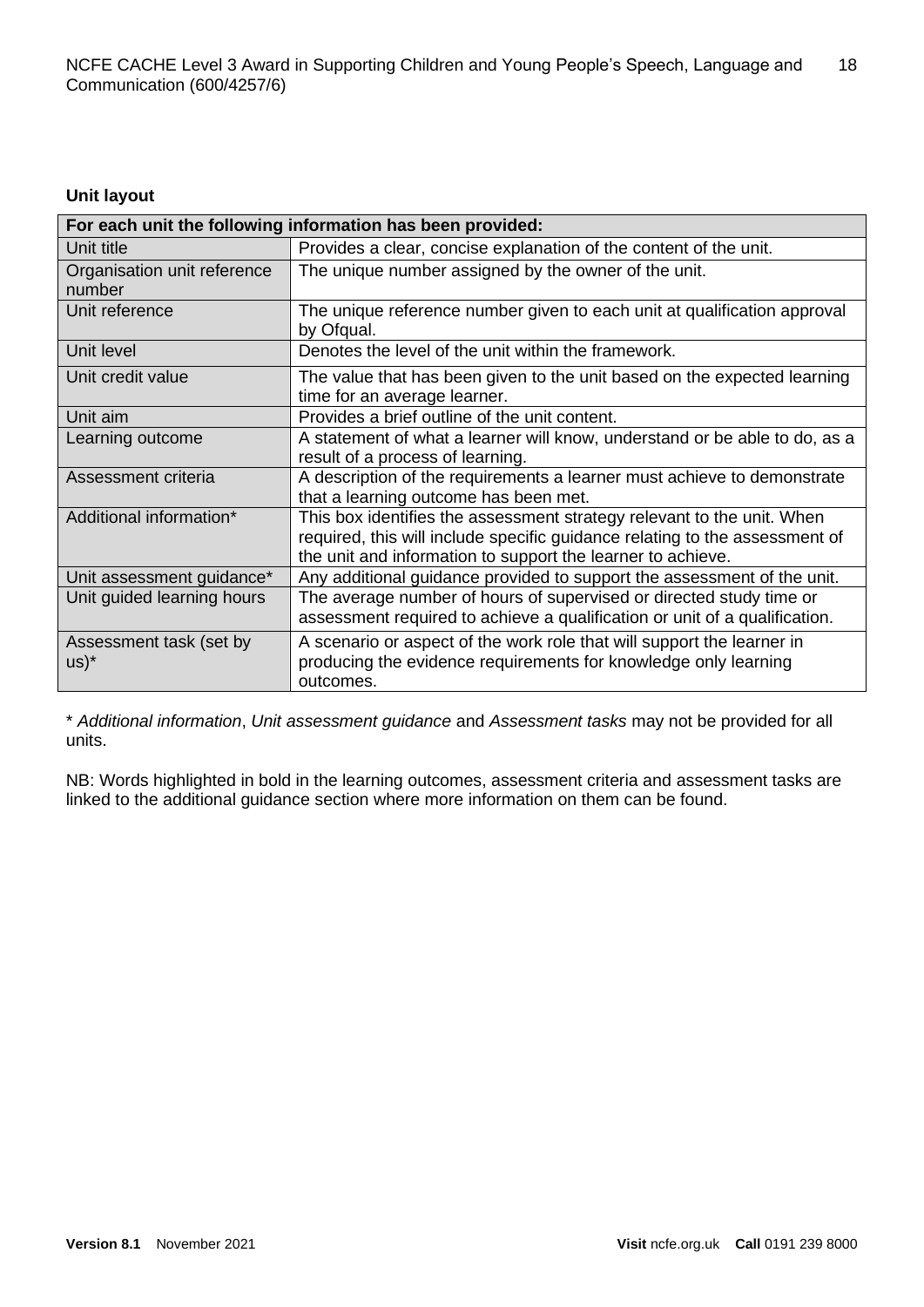**Unit layout**

| For each unit the following information has been provided: | |
|---|---|
| Unit title | Provides a clear, concise explanation of the content of the unit. |
| Organisation unit reference number | The unique number assigned by the owner of the unit. |
| Unit reference | The unique reference number given to each unit at qualification approval by Ofqual. |
| Unit level | Denotes the level of the unit within the framework. |
| Unit credit value | The value that has been given to the unit based on the expected learning time for an average learner. |
| Unit aim | Provides a brief outline of the unit content. |
| Learning outcome | A statement of what a learner will know, understand or be able to do, as a result of a process of learning. |
| Assessment criteria | A description of the requirements a learner must achieve to demonstrate that a learning outcome has been met. |
| Additional information* | This box identifies the assessment strategy relevant to the unit. When required, this will include specific guidance relating to the assessment of the unit and information to support the learner to achieve. |
| Unit assessment guidance* | Any additional guidance provided to support the assessment of the unit. |
| Unit guided learning hours | The average number of hours of supervised or directed study time or assessment required to achieve a qualification or unit of a qualification. |
| Assessment task (set by us)* | A scenario or aspect of the work role that will support the learner in producing the evidence requirements for knowledge only learning outcomes. |

\* *Additional information*, *Unit assessment guidance* and *Assessment tasks* may not be provided for all units.

NB: Words highlighted in bold in the learning outcomes, assessment criteria and assessment tasks are linked to the additional guidance section where more information on them can be found.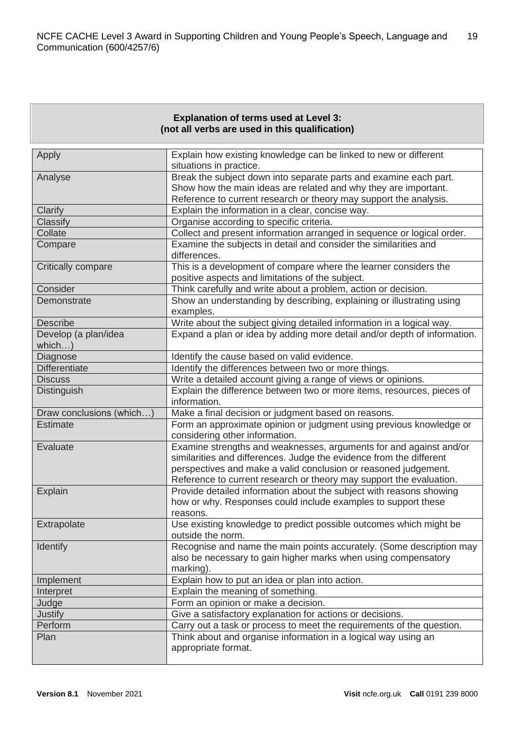**Explanation of terms used at Level 3:**
**(not all verbs are used in this qualification)**

| | |
|---|---|
| Apply | Explain how existing knowledge can be linked to new or different situations in practice. |
| Analyse | Break the subject down into separate parts and examine each part. Show how the main ideas are related and why they are important. Reference to current research or theory may support the analysis. |
| Clarify | Explain the information in a clear, concise way. |
| Classify | Organise according to specific criteria. |
| Collate | Collect and present information arranged in sequence or logical order. |
| Compare | Examine the subjects in detail and consider the similarities and differences. |
| Critically compare | This is a development of compare where the learner considers the positive aspects and limitations of the subject. |
| Consider | Think carefully and write about a problem, action or decision. |
| Demonstrate | Show an understanding by describing, explaining or illustrating using examples. |
| Describe | Write about the subject giving detailed information in a logical way. |
| Develop (a plan/idea which…) | Expand a plan or idea by adding more detail and/or depth of information. |
| Diagnose | Identify the cause based on valid evidence. |
| Differentiate | Identify the differences between two or more things. |
| Discuss | Write a detailed account giving a range of views or opinions. |
| Distinguish | Explain the difference between two or more items, resources, pieces of information. |
| Draw conclusions (which…) | Make a final decision or judgment based on reasons. |
| Estimate | Form an approximate opinion or judgment using previous knowledge or considering other information. |
| Evaluate | Examine strengths and weaknesses, arguments for and against and/or similarities and differences. Judge the evidence from the different perspectives and make a valid conclusion or reasoned judgement. Reference to current research or theory may support the evaluation. |
| Explain | Provide detailed information about the subject with reasons showing how or why. Responses could include examples to support these reasons. |
| Extrapolate | Use existing knowledge to predict possible outcomes which might be outside the norm. |
| Identify | Recognise and name the main points accurately. (Some description may also be necessary to gain higher marks when using compensatory marking). |
| Implement | Explain how to put an idea or plan into action. |
| Interpret | Explain the meaning of something. |
| Judge | Form an opinion or make a decision. |
| Justify | Give a satisfactory explanation for actions or decisions. |
| Perform | Carry out a task or process to meet the requirements of the question. |
| Plan | Think about and organise information in a logical way using an appropriate format. |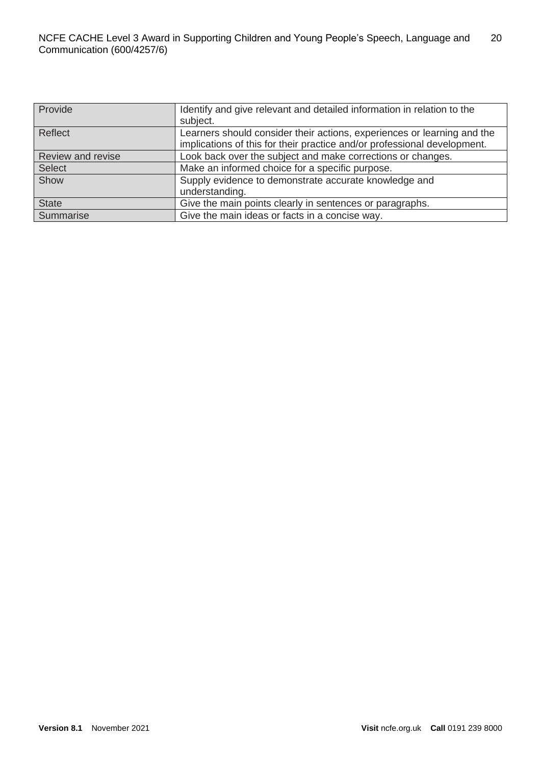| Provide | Identify and give relevant and detailed information in relation to the subject. |
| --- | --- |
| Reflect | Learners should consider their actions, experiences or learning and the implications of this for their practice and/or professional development. |
| Review and revise | Look back over the subject and make corrections or changes. |
| Select | Make an informed choice for a specific purpose. |
| Show | Supply evidence to demonstrate accurate knowledge and understanding. |
| State | Give the main points clearly in sentences or paragraphs. |
| Summarise | Give the main ideas or facts in a concise way. |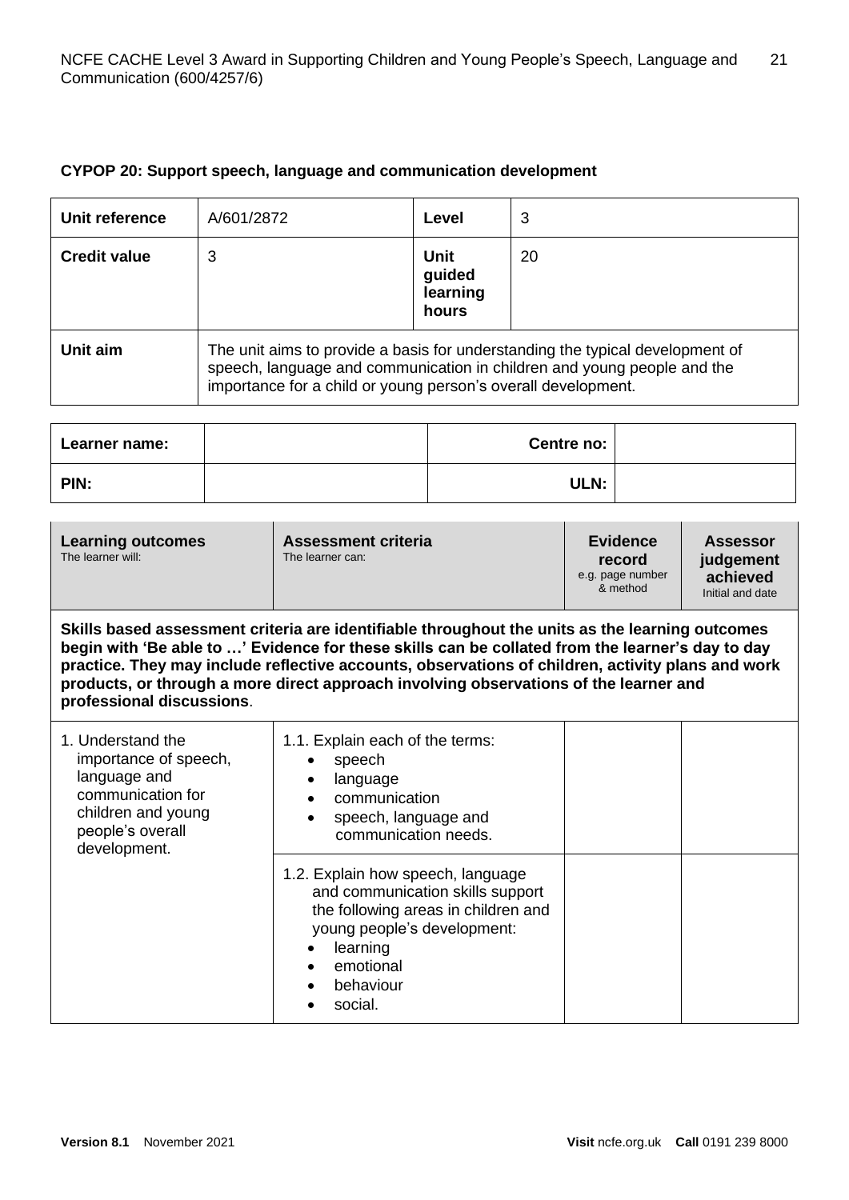**CYPOP 20: Support speech, language and communication development**

| Unit reference | A/601/2872 | Level | 3 |
|---|---|---|---|
| **Credit value** | 3 | **Unit guided learning hours** | 20 |
| **Unit aim** | The unit aims to provide a basis for understanding the typical development of speech, language and communication in children and young people and the importance for a child or young person's overall development. | | |

| Learner name: | | Centre no: | |
|---|---|---|---|
| **PIN:** | | **ULN:** | |

| **Learning outcomes** The learner will: | **Assessment criteria** The learner can: | **Evidence record** e.g. page number & method | **Assessor judgement achieved** Initial and date |
|---|---|---|---|
| **Skills based assessment criteria are identifiable throughout the units as the learning outcomes begin with 'Be able to …' Evidence for these skills can be collated from the learner's day to day practice. They may include reflective accounts, observations of children, activity plans and work products, or through a more direct approach involving observations of the learner and professional discussions**. | | | |
| 1. Understand the importance of speech, language and communication for children and young people's overall development. | 1.1. Explain each of the terms: <br>• speech <br>• language <br>• communication <br>• speech, language and communication needs. | | |
| | 1.2. Explain how speech, language and communication skills support the following areas in children and young people's development: <br>• learning <br>• emotional <br>• behaviour <br>• social. | | |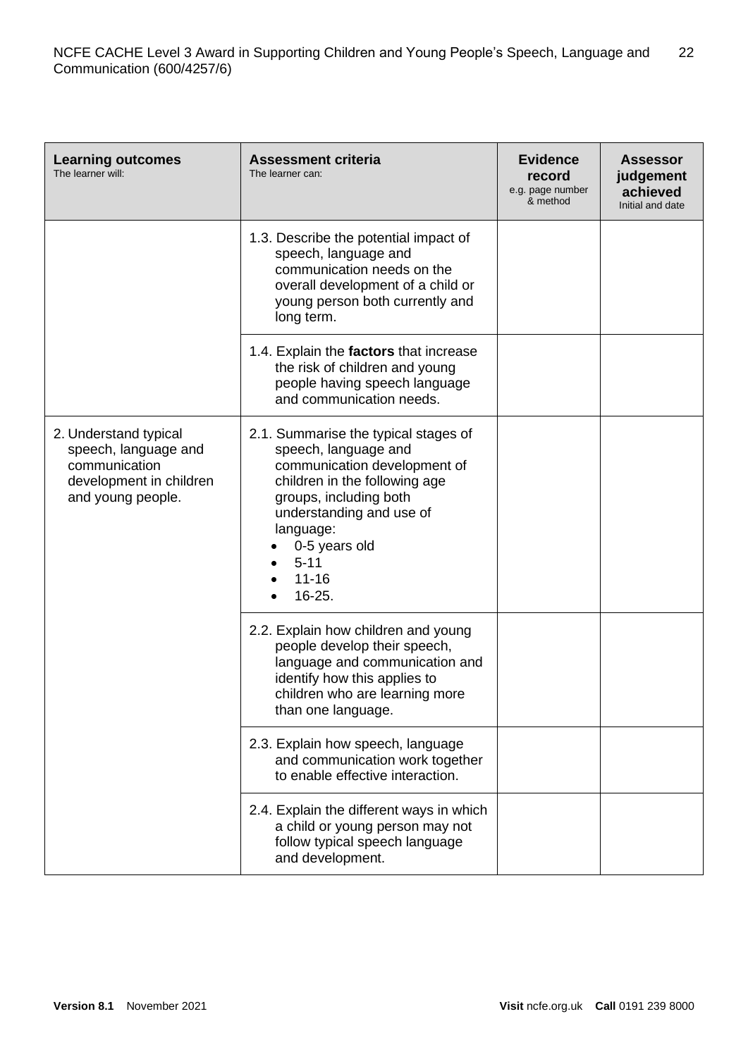| **Learning outcomes**<br>The learner will: | **Assessment criteria**<br>The learner can: | **Evidence record**<br>e.g. page number & method | **Assessor judgement achieved**<br>Initial and date |
|---|---|---|---|
| | 1.3. Describe the potential impact of speech, language and communication needs on the overall development of a child or young person both currently and long term. | | |
| | 1.4. Explain the **factors** that increase the risk of children and young people having speech language and communication needs. | | |
| 2. Understand typical speech, language and communication development in children and young people. | 2.1. Summarise the typical stages of speech, language and communication development of children in the following age groups, including both understanding and use of language:<br>• 0-5 years old<br>• 5-11<br>• 11-16<br>• 16-25. | | |
| | 2.2. Explain how children and young people develop their speech, language and communication and identify how this applies to children who are learning more than one language. | | |
| | 2.3. Explain how speech, language and communication work together to enable effective interaction. | | |
| | 2.4. Explain the different ways in which a child or young person may not follow typical speech language and development. | | |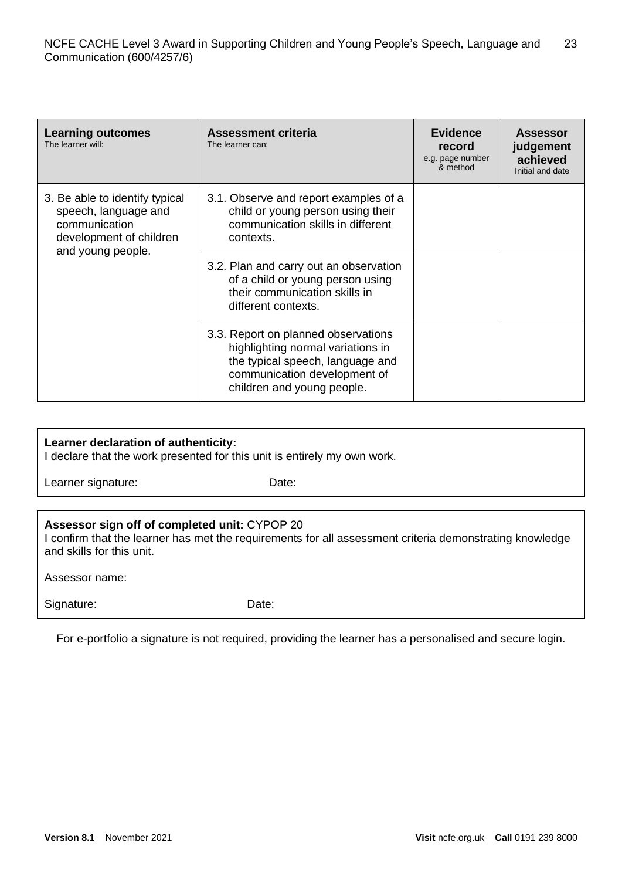| **Learning outcomes** The learner will: | **Assessment criteria** The learner can: | **Evidence record** e.g. page number & method | **Assessor judgement achieved** Initial and date |
|---|---|---|---|
| 3. Be able to identify typical speech, language and communication development of children and young people. | 3.1. Observe and report examples of a child or young person using their communication skills in different contexts. | | |
| | 3.2. Plan and carry out an observation of a child or young person using their communication skills in different contexts. | | |
| | 3.3. Report on planned observations highlighting normal variations in the typical speech, language and communication development of children and young people. | | |

**Learner declaration of authenticity:**
I declare that the work presented for this unit is entirely my own work.

Learner signature: Date:

**Assessor sign off of completed unit:** CYPOP 20
I confirm that the learner has met the requirements for all assessment criteria demonstrating knowledge and skills for this unit.

Assessor name:

Signature: Date:

For e-portfolio a signature is not required, providing the learner has a personalised and secure login.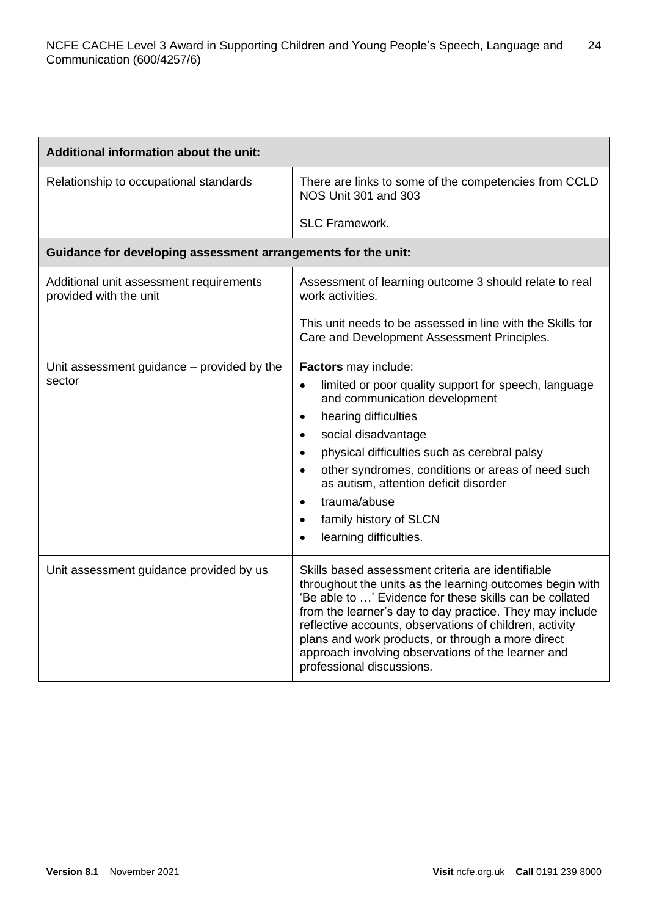| Additional information about the unit: | |
|---|---|
| Relationship to occupational standards | There are links to some of the competencies from CCLD NOS Unit 301 and 303<br><br>SLC Framework. |
| **Guidance for developing assessment arrangements for the unit:** | |
| Additional unit assessment requirements provided with the unit | Assessment of learning outcome 3 should relate to real work activities.<br><br>This unit needs to be assessed in line with the Skills for Care and Development Assessment Principles. |
| Unit assessment guidance – provided by the sector | **Factors** may include:<br>• limited or poor quality support for speech, language and communication development<br>• hearing difficulties<br>• social disadvantage<br>• physical difficulties such as cerebral palsy<br>• other syndromes, conditions or areas of need such as autism, attention deficit disorder<br>• trauma/abuse<br>• family history of SLCN<br>• learning difficulties. |
| Unit assessment guidance provided by us | Skills based assessment criteria are identifiable throughout the units as the learning outcomes begin with 'Be able to …' Evidence for these skills can be collated from the learner's day to day practice. They may include reflective accounts, observations of children, activity plans and work products, or through a more direct approach involving observations of the learner and professional discussions. |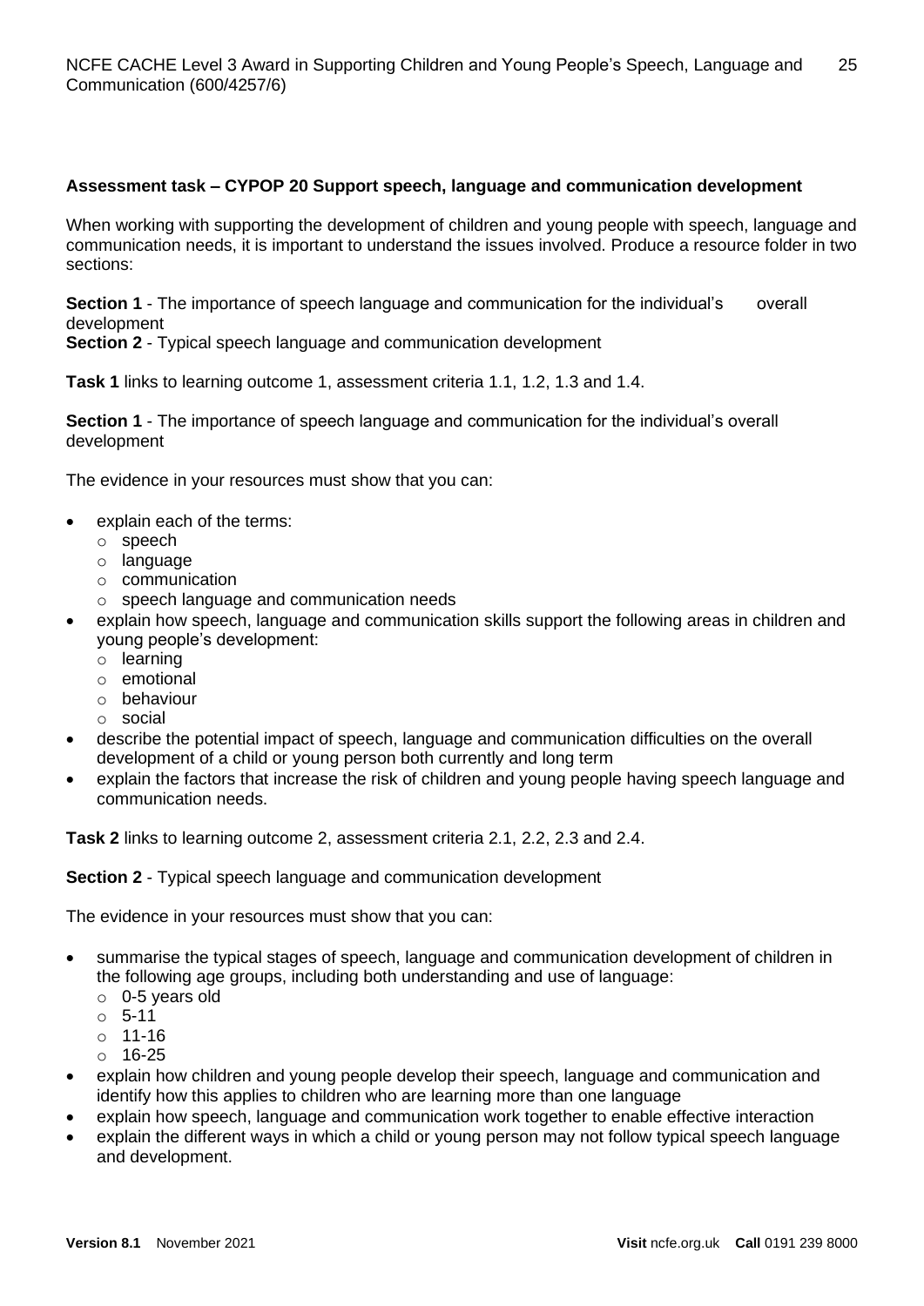**Assessment task – CYPOP 20 Support speech, language and communication development**

When working with supporting the development of children and young people with speech, language and communication needs, it is important to understand the issues involved. Produce a resource folder in two sections:

**Section 1** - The importance of speech language and communication for the individual's overall development
**Section 2** - Typical speech language and communication development

**Task 1** links to learning outcome 1, assessment criteria 1.1, 1.2, 1.3 and 1.4.

**Section 1** - The importance of speech language and communication for the individual's overall development

The evidence in your resources must show that you can:

- explain each of the terms:
  - speech
  - language
  - communication
  - speech language and communication needs
- explain how speech, language and communication skills support the following areas in children and young people's development:
  - learning
  - emotional
  - behaviour
  - social
- describe the potential impact of speech, language and communication difficulties on the overall development of a child or young person both currently and long term
- explain the factors that increase the risk of children and young people having speech language and communication needs.

**Task 2** links to learning outcome 2, assessment criteria 2.1, 2.2, 2.3 and 2.4.

**Section 2** - Typical speech language and communication development

The evidence in your resources must show that you can:

- summarise the typical stages of speech, language and communication development of children in the following age groups, including both understanding and use of language:
  - 0-5 years old
  - 5-11
  - 11-16
  - 16-25
- explain how children and young people develop their speech, language and communication and identify how this applies to children who are learning more than one language
- explain how speech, language and communication work together to enable effective interaction
- explain the different ways in which a child or young person may not follow typical speech language and development.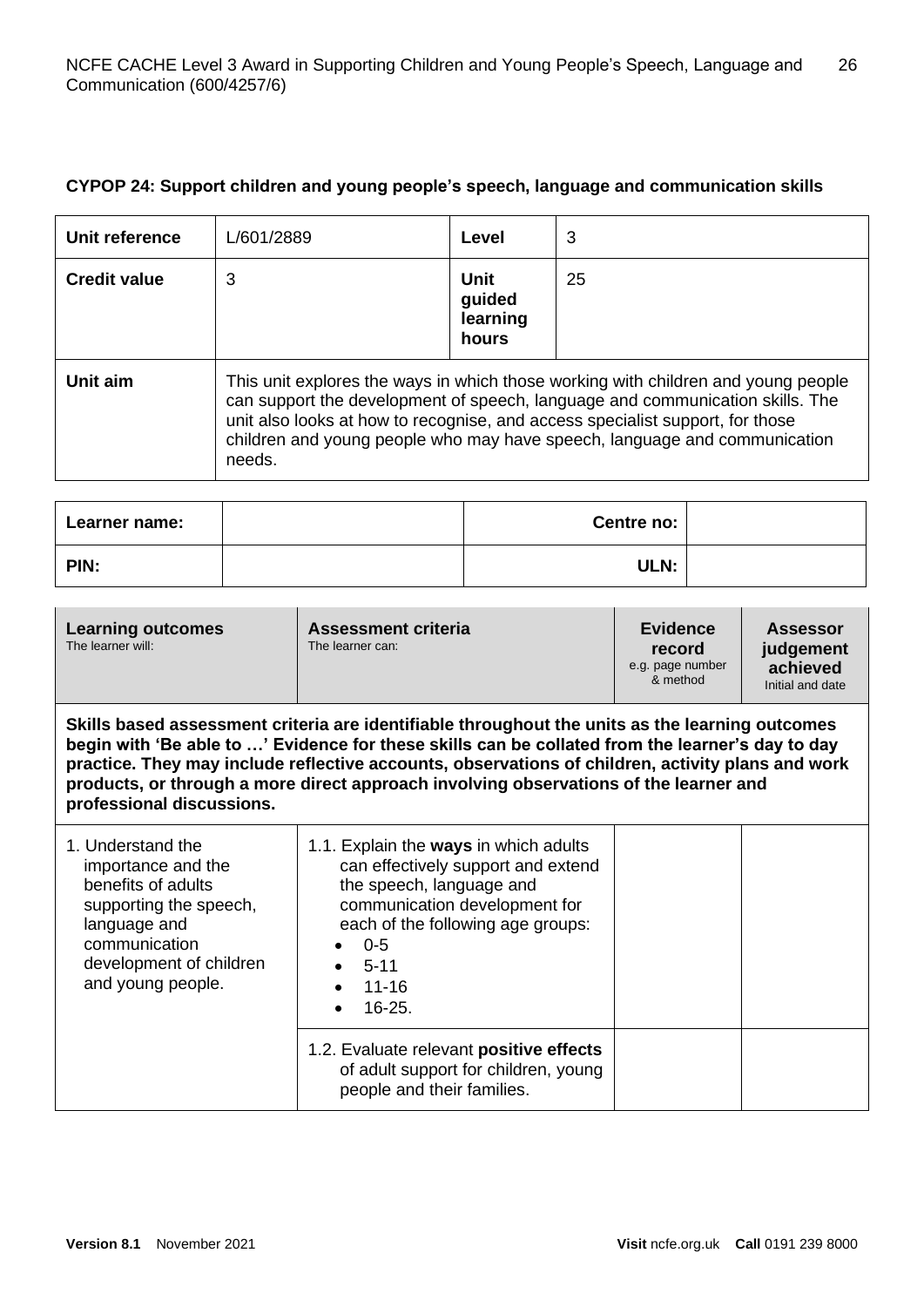### CYPOP 24: Support children and young people's speech, language and communication skills

| **Unit reference** | L/601/2889 | **Level** | 3 |
|---|---|---|---|
| **Credit value** | 3 | **Unit guided learning hours** | 25 |
| **Unit aim** | This unit explores the ways in which those working with children and young people can support the development of speech, language and communication skills. The unit also looks at how to recognise, and access specialist support, for those children and young people who may have speech, language and communication needs. | | |

| **Learner name:** | | **Centre no:** | |
|---|---|---|---|
| **PIN:** | | **ULN:** | |

| **Learning outcomes** The learner will: | **Assessment criteria** The learner can: | **Evidence record** e.g. page number & method | **Assessor judgement achieved** Initial and date |
|---|---|---|---|
| **Skills based assessment criteria are identifiable throughout the units as the learning outcomes begin with 'Be able to …' Evidence for these skills can be collated from the learner's day to day practice. They may include reflective accounts, observations of children, activity plans and work products, or through a more direct approach involving observations of the learner and professional discussions.** | | | |
| 1. Understand the importance and the benefits of adults supporting the speech, language and communication development of children and young people. | 1.1. Explain the **ways** in which adults can effectively support and extend the speech, language and communication development for each of the following age groups: <br>• 0-5 <br>• 5-11 <br>• 11-16 <br>• 16-25. | | |
| | 1.2. Evaluate relevant **positive effects** of adult support for children, young people and their families. | | |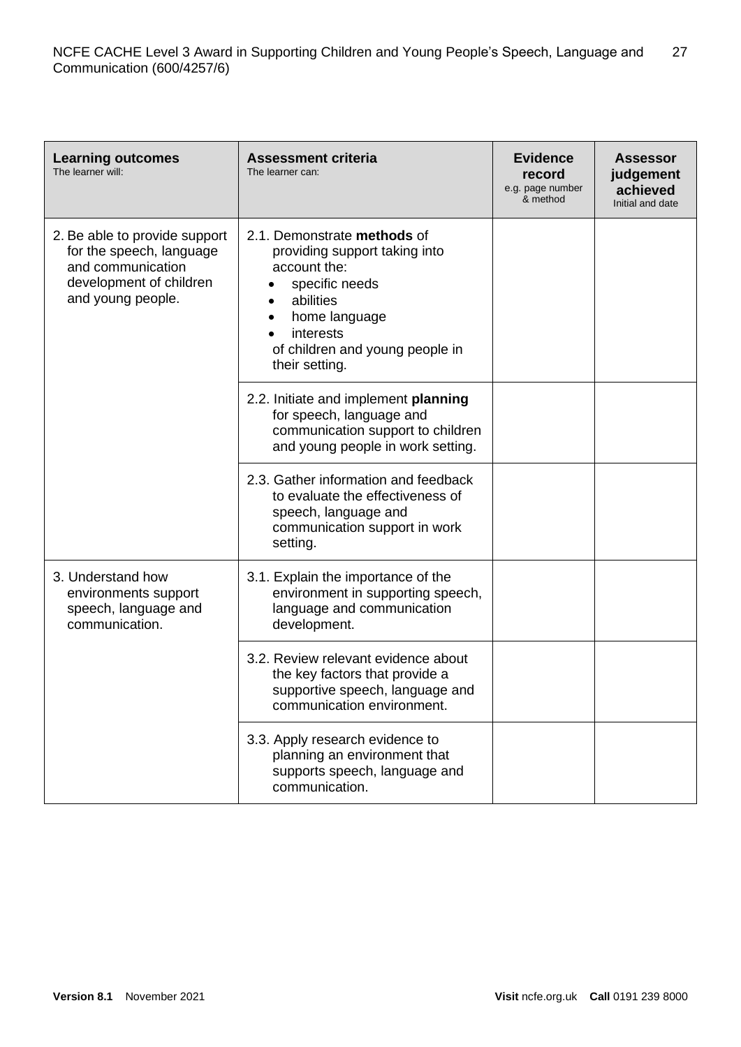| **Learning outcomes**<br>The learner will: | **Assessment criteria**<br>The learner can: | **Evidence record**<br>e.g. page number & method | **Assessor judgement achieved**<br>Initial and date |
|---|---|---|---|
| 2. Be able to provide support for the speech, language and communication development of children and young people. | 2.1. Demonstrate **methods** of providing support taking into account the:<br>• specific needs<br>• abilities<br>• home language<br>• interests<br>of children and young people in their setting. | | |
| | 2.2. Initiate and implement **planning** for speech, language and communication support to children and young people in work setting. | | |
| | 2.3. Gather information and feedback to evaluate the effectiveness of speech, language and communication support in work setting. | | |
| 3. Understand how environments support speech, language and communication. | 3.1. Explain the importance of the environment in supporting speech, language and communication development. | | |
| | 3.2. Review relevant evidence about the key factors that provide a supportive speech, language and communication environment. | | |
| | 3.3. Apply research evidence to planning an environment that supports speech, language and communication. | | |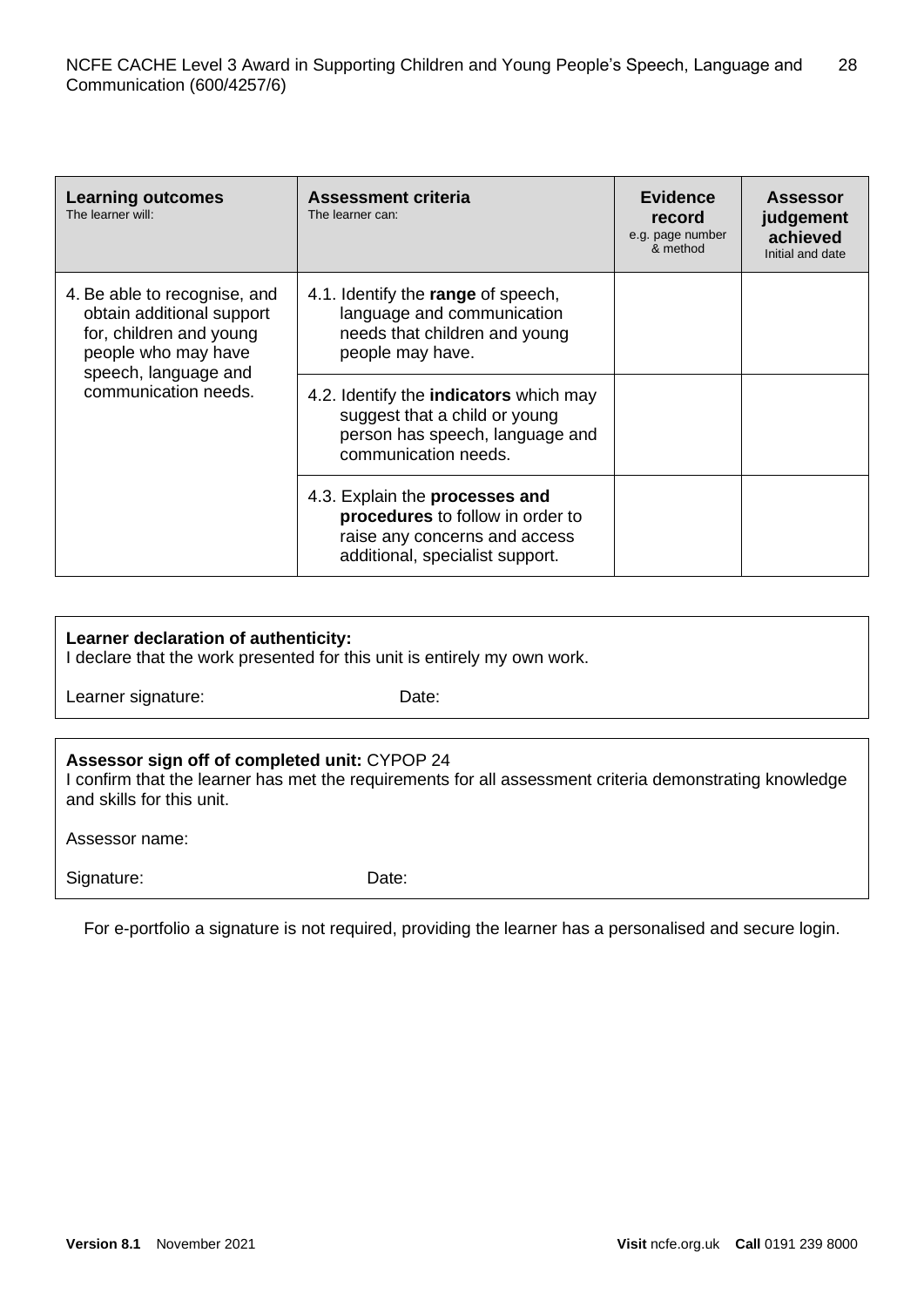| **Learning outcomes** The learner will: | **Assessment criteria** The learner can: | **Evidence record** e.g. page number & method | **Assessor judgement achieved** Initial and date |
|---|---|---|---|
| 4. Be able to recognise, and obtain additional support for, children and young people who may have speech, language and communication needs. | 4.1. Identify the **range** of speech, language and communication needs that children and young people may have. | | |
| | 4.2. Identify the **indicators** which may suggest that a child or young person has speech, language and communication needs. | | |
| | 4.3. Explain the **processes and procedures** to follow in order to raise any concerns and access additional, specialist support. | | |

**Learner declaration of authenticity:**
I declare that the work presented for this unit is entirely my own work.

Learner signature: Date:

**Assessor sign off of completed unit:** CYPOP 24
I confirm that the learner has met the requirements for all assessment criteria demonstrating knowledge and skills for this unit.

Assessor name:

Signature: Date:

For e-portfolio a signature is not required, providing the learner has a personalised and secure login.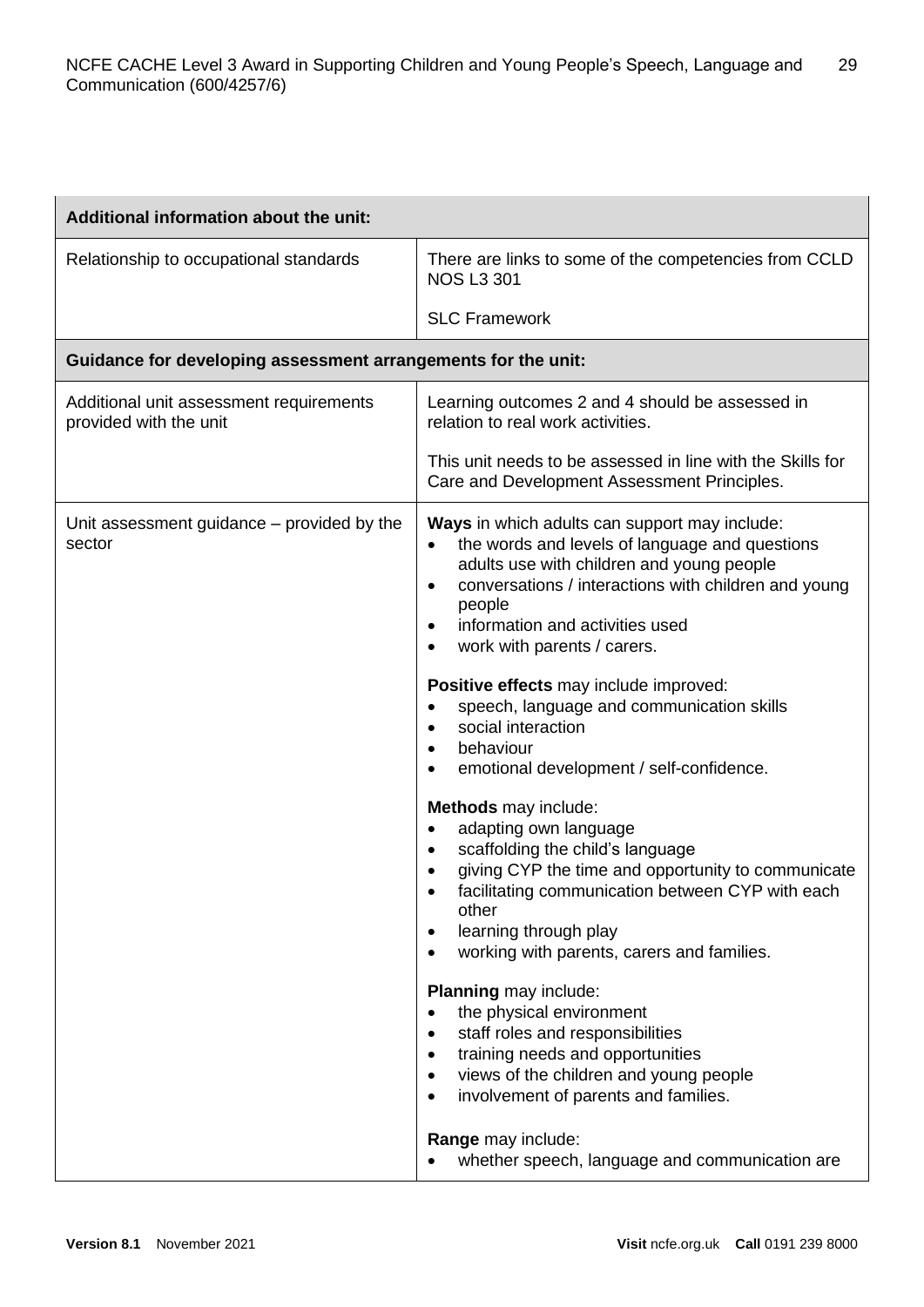| **Additional information about the unit:** | |
|---|---|
| Relationship to occupational standards | There are links to some of the competencies from CCLD NOS L3 301<br><br>SLC Framework |
| **Guidance for developing assessment arrangements for the unit:** | |
| Additional unit assessment requirements provided with the unit | Learning outcomes 2 and 4 should be assessed in relation to real work activities.<br><br>This unit needs to be assessed in line with the Skills for Care and Development Assessment Principles. |
| Unit assessment guidance – provided by the sector | **Ways** in which adults can support may include:<br>• the words and levels of language and questions adults use with children and young people<br>• conversations / interactions with children and young people<br>• information and activities used<br>• work with parents / carers.<br><br>**Positive effects** may include improved:<br>• speech, language and communication skills<br>• social interaction<br>• behaviour<br>• emotional development / self-confidence.<br><br>**Methods** may include:<br>• adapting own language<br>• scaffolding the child's language<br>• giving CYP the time and opportunity to communicate<br>• facilitating communication between CYP with each other<br>• learning through play<br>• working with parents, carers and families.<br><br>**Planning** may include:<br>• the physical environment<br>• staff roles and responsibilities<br>• training needs and opportunities<br>• views of the children and young people<br>• involvement of parents and families.<br><br>**Range** may include:<br>• whether speech, language and communication are |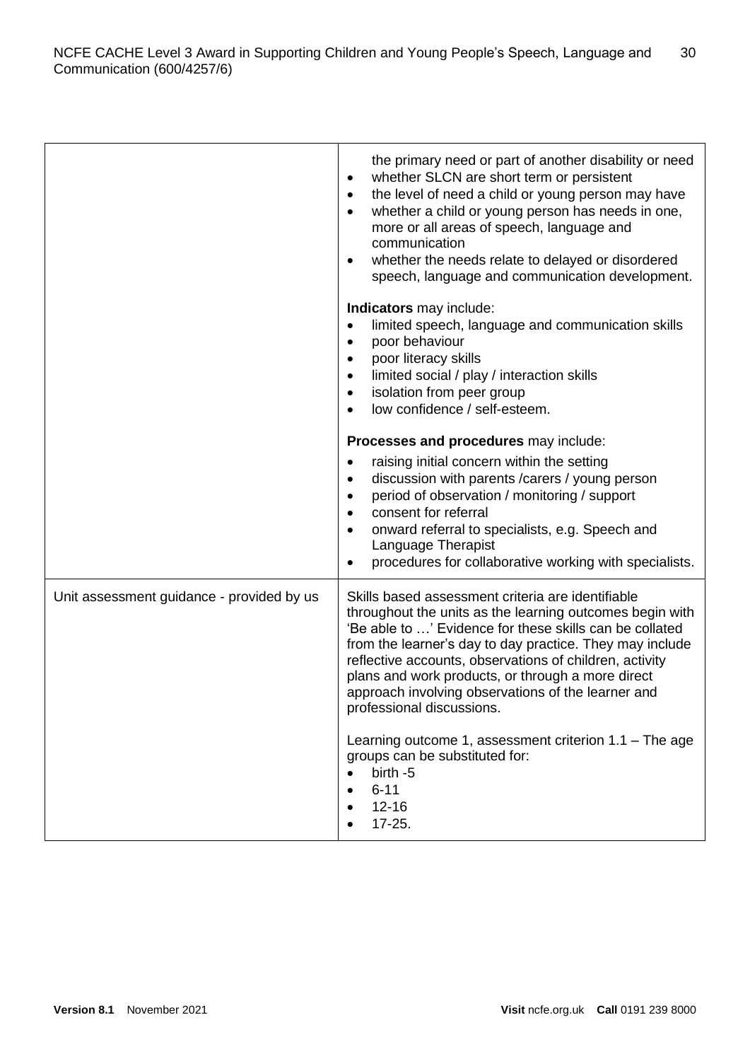| | |
|---|---|
| | the primary need or part of another disability or need<br>• whether SLCN are short term or persistent<br>• the level of need a child or young person may have<br>• whether a child or young person has needs in one, more or all areas of speech, language and communication<br>• whether the needs relate to delayed or disordered speech, language and communication development.<br><br>**Indicators** may include:<br>• limited speech, language and communication skills<br>• poor behaviour<br>• poor literacy skills<br>• limited social / play / interaction skills<br>• isolation from peer group<br>• low confidence / self-esteem.<br><br>**Processes and procedures** may include:<br>• raising initial concern within the setting<br>• discussion with parents /carers / young person<br>• period of observation / monitoring / support<br>• consent for referral<br>• onward referral to specialists, e.g. Speech and Language Therapist<br>• procedures for collaborative working with specialists. |
| Unit assessment guidance - provided by us | Skills based assessment criteria are identifiable throughout the units as the learning outcomes begin with 'Be able to …' Evidence for these skills can be collated from the learner's day to day practice. They may include reflective accounts, observations of children, activity plans and work products, or through a more direct approach involving observations of the learner and professional discussions.<br><br>Learning outcome 1, assessment criterion 1.1 – The age groups can be substituted for:<br>• birth -5<br>• 6-11<br>• 12-16<br>• 17-25. |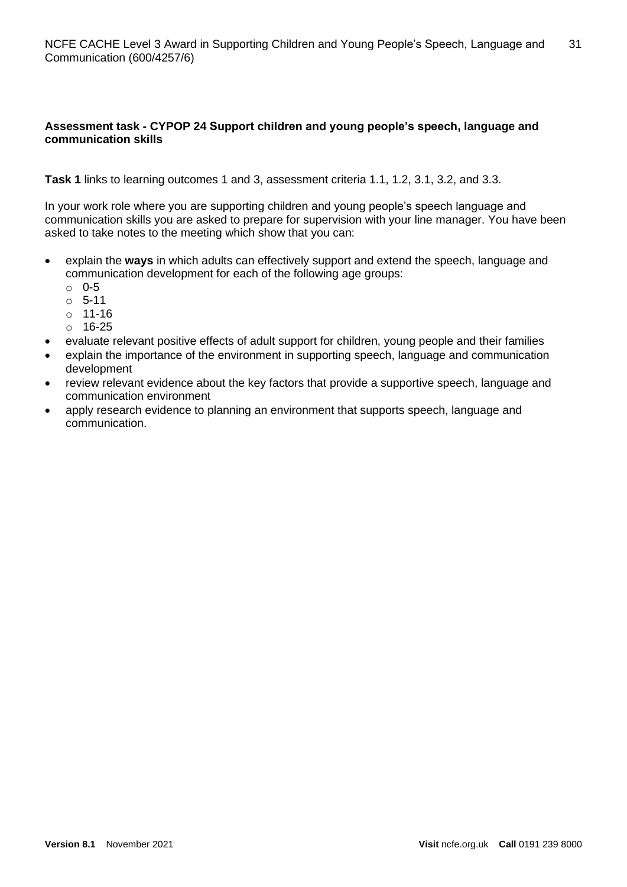**Assessment task - CYPOP 24 Support children and young people's speech, language and communication skills**

**Task 1** links to learning outcomes 1 and 3, assessment criteria 1.1, 1.2, 3.1, 3.2, and 3.3.

In your work role where you are supporting children and young people's speech language and communication skills you are asked to prepare for supervision with your line manager. You have been asked to take notes to the meeting which show that you can:

- explain the **ways** in which adults can effectively support and extend the speech, language and communication development for each of the following age groups:
  - 0-5
  - 5-11
  - 11-16
  - 16-25
- evaluate relevant positive effects of adult support for children, young people and their families
- explain the importance of the environment in supporting speech, language and communication development
- review relevant evidence about the key factors that provide a supportive speech, language and communication environment
- apply research evidence to planning an environment that supports speech, language and communication.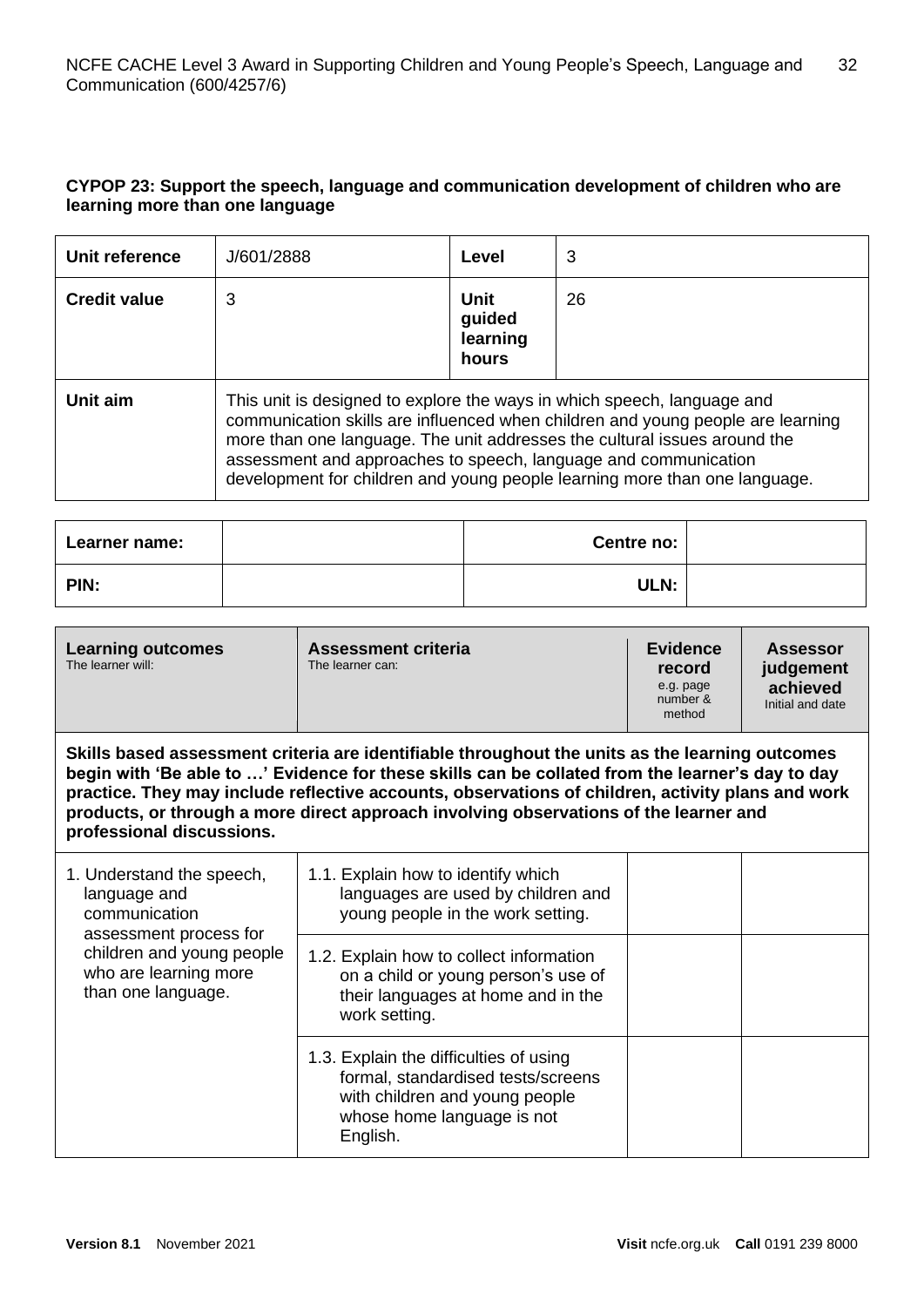**CYPOP 23: Support the speech, language and communication development of children who are learning more than one language**

| Unit reference | J/601/2888 | Level | 3 |
|---|---|---|---|
| Credit value | 3 | Unit guided learning hours | 26 |
| Unit aim | This unit is designed to explore the ways in which speech, language and communication skills are influenced when children and young people are learning more than one language. The unit addresses the cultural issues around the assessment and approaches to speech, language and communication development for children and young people learning more than one language. | | |

| Learner name: | | Centre no: | |
|---|---|---|---|
| PIN: | | ULN: | |

| Learning outcomes<br>The learner will: | Assessment criteria<br>The learner can: | Evidence record<br>e.g. page number & method | Assessor judgement achieved<br>Initial and date |
|---|---|---|---|
| **Skills based assessment criteria are identifiable throughout the units as the learning outcomes begin with 'Be able to …' Evidence for these skills can be collated from the learner's day to day practice. They may include reflective accounts, observations of children, activity plans and work products, or through a more direct approach involving observations of the learner and professional discussions.** | | | |
| 1. Understand the speech, language and communication assessment process for children and young people who are learning more than one language. | 1.1. Explain how to identify which languages are used by children and young people in the work setting. | | |
| | 1.2. Explain how to collect information on a child or young person's use of their languages at home and in the work setting. | | |
| | 1.3. Explain the difficulties of using formal, standardised tests/screens with children and young people whose home language is not English. | | |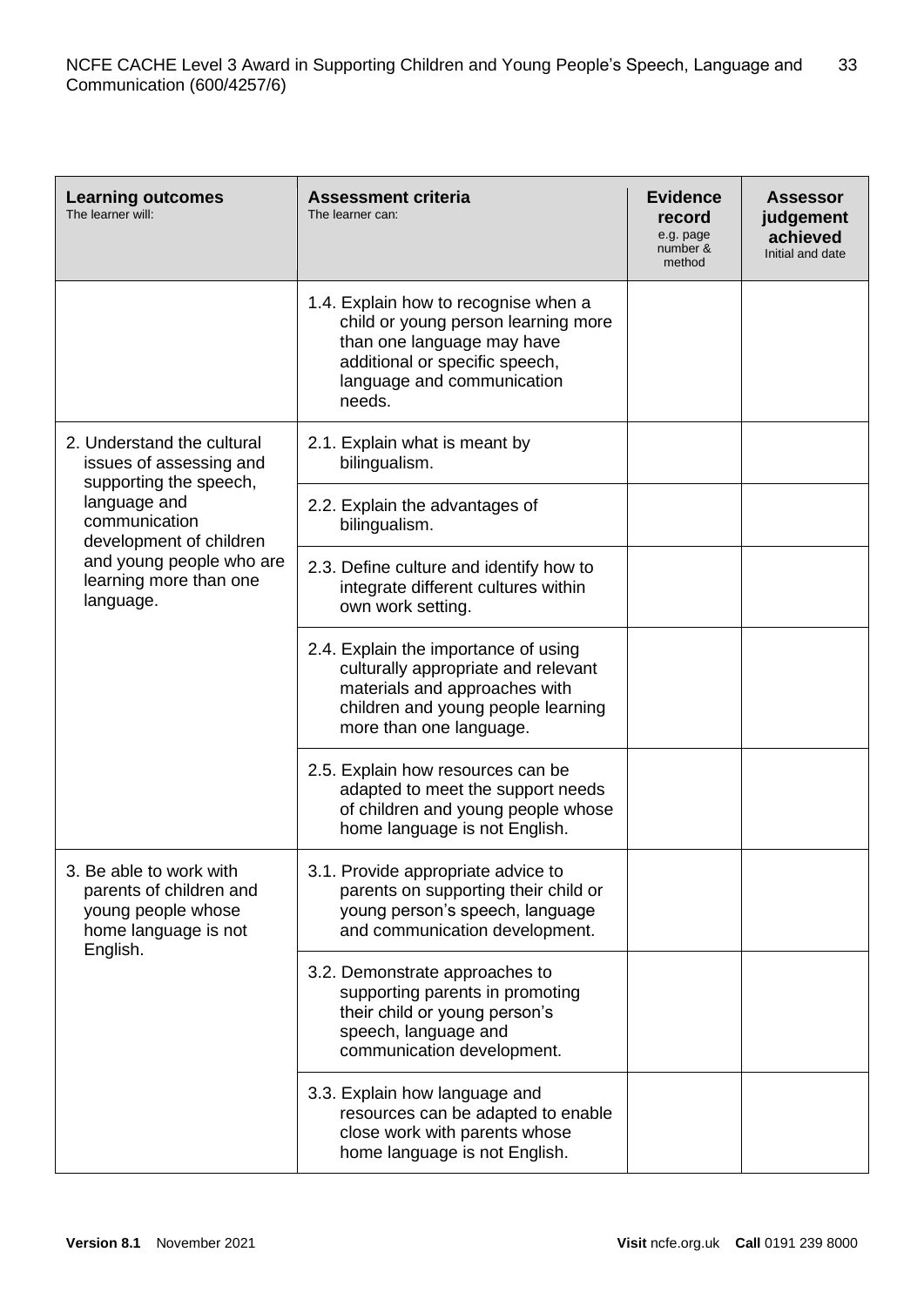| Learning outcomes<br>The learner will: | Assessment criteria<br>The learner can: | Evidence record<br>e.g. page number & method | Assessor judgement achieved<br>Initial and date |
|---|---|---|---|
| | 1.4. Explain how to recognise when a child or young person learning more than one language may have additional or specific speech, language and communication needs. | | |
| 2. Understand the cultural issues of assessing and supporting the speech, language and communication development of children and young people who are learning more than one language. | 2.1. Explain what is meant by bilingualism. | | |
| | 2.2. Explain the advantages of bilingualism. | | |
| | 2.3. Define culture and identify how to integrate different cultures within own work setting. | | |
| | 2.4. Explain the importance of using culturally appropriate and relevant materials and approaches with children and young people learning more than one language. | | |
| | 2.5. Explain how resources can be adapted to meet the support needs of children and young people whose home language is not English. | | |
| 3. Be able to work with parents of children and young people whose home language is not English. | 3.1. Provide appropriate advice to parents on supporting their child or young person's speech, language and communication development. | | |
| | 3.2. Demonstrate approaches to supporting parents in promoting their child or young person's speech, language and communication development. | | |
| | 3.3. Explain how language and resources can be adapted to enable close work with parents whose home language is not English. | | |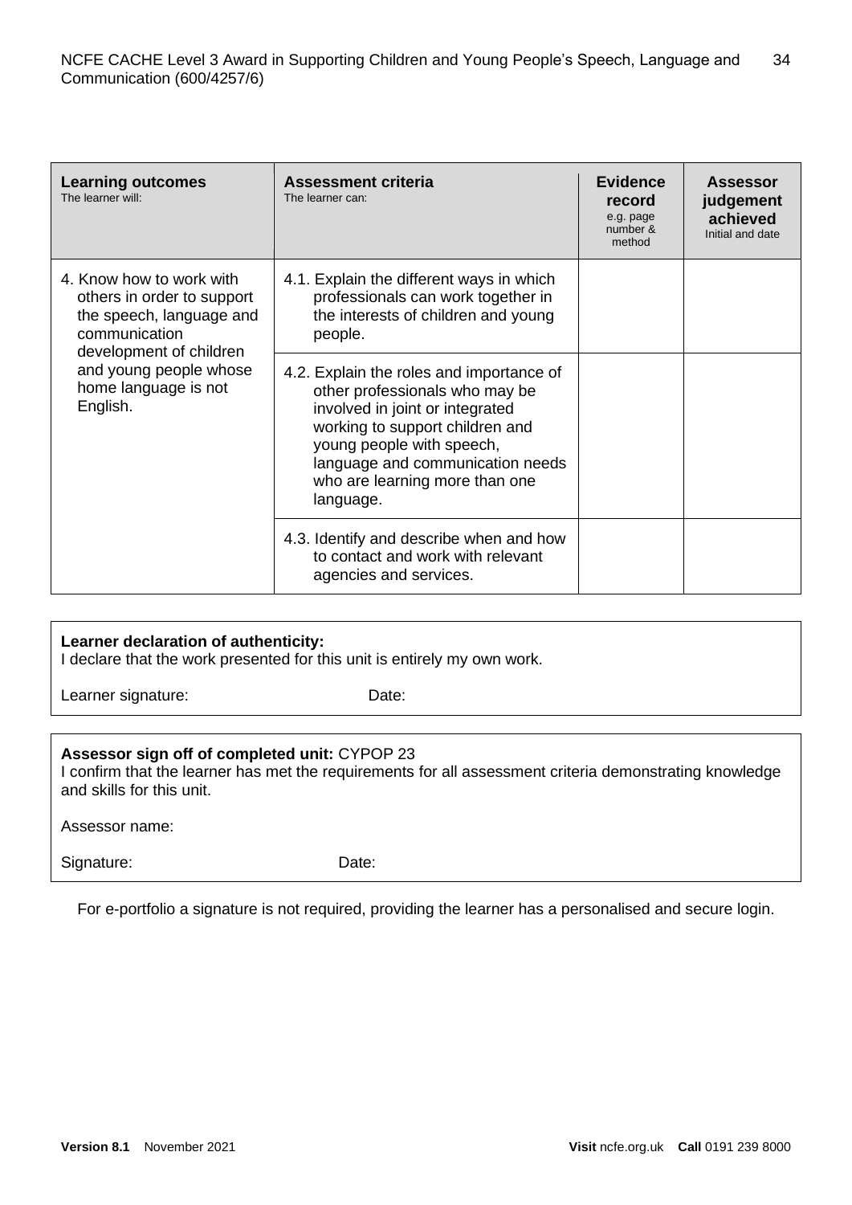| **Learning outcomes**<br>The learner will: | **Assessment criteria**<br>The learner can: | **Evidence record**<br>e.g. page number & method | **Assessor judgement achieved**<br>Initial and date |
|---|---|---|---|
| 4. Know how to work with others in order to support the speech, language and communication development of children and young people whose home language is not English. | 4.1. Explain the different ways in which professionals can work together in the interests of children and young people. | | |
| | 4.2. Explain the roles and importance of other professionals who may be involved in joint or integrated working to support children and young people with speech, language and communication needs who are learning more than one language. | | |
| | 4.3. Identify and describe when and how to contact and work with relevant agencies and services. | | |

**Learner declaration of authenticity:**
I declare that the work presented for this unit is entirely my own work.

Learner signature: Date:

**Assessor sign off of completed unit:** CYPOP 23
I confirm that the learner has met the requirements for all assessment criteria demonstrating knowledge and skills for this unit.

Assessor name:

Signature: Date:

For e-portfolio a signature is not required, providing the learner has a personalised and secure login.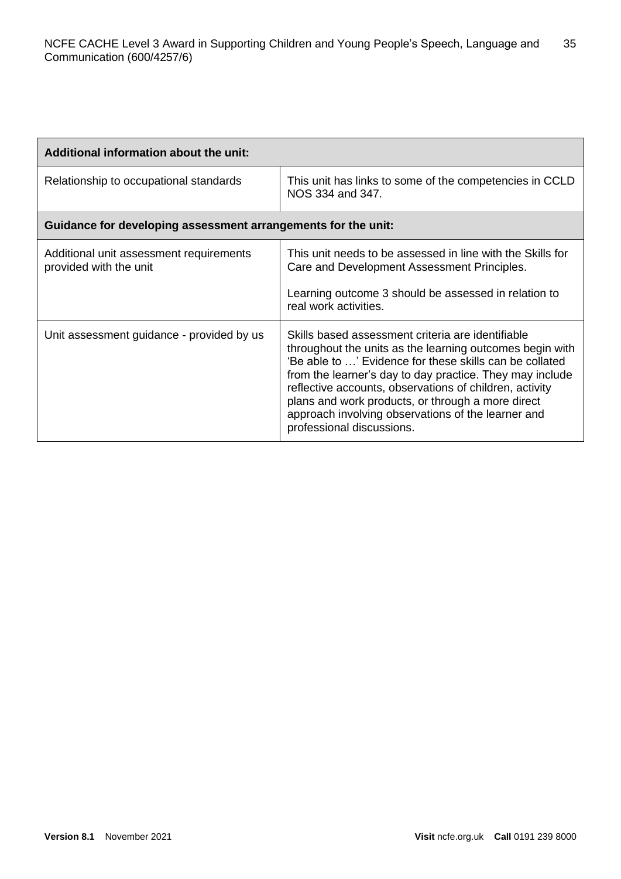| Additional information about the unit: | |
|---|---|
| Relationship to occupational standards | This unit has links to some of the competencies in CCLD NOS 334 and 347. |
| **Guidance for developing assessment arrangements for the unit:** | |
| Additional unit assessment requirements provided with the unit | This unit needs to be assessed in line with the Skills for Care and Development Assessment Principles.<br><br>Learning outcome 3 should be assessed in relation to real work activities. |
| Unit assessment guidance - provided by us | Skills based assessment criteria are identifiable throughout the units as the learning outcomes begin with 'Be able to …' Evidence for these skills can be collated from the learner's day to day practice. They may include reflective accounts, observations of children, activity plans and work products, or through a more direct approach involving observations of the learner and professional discussions. |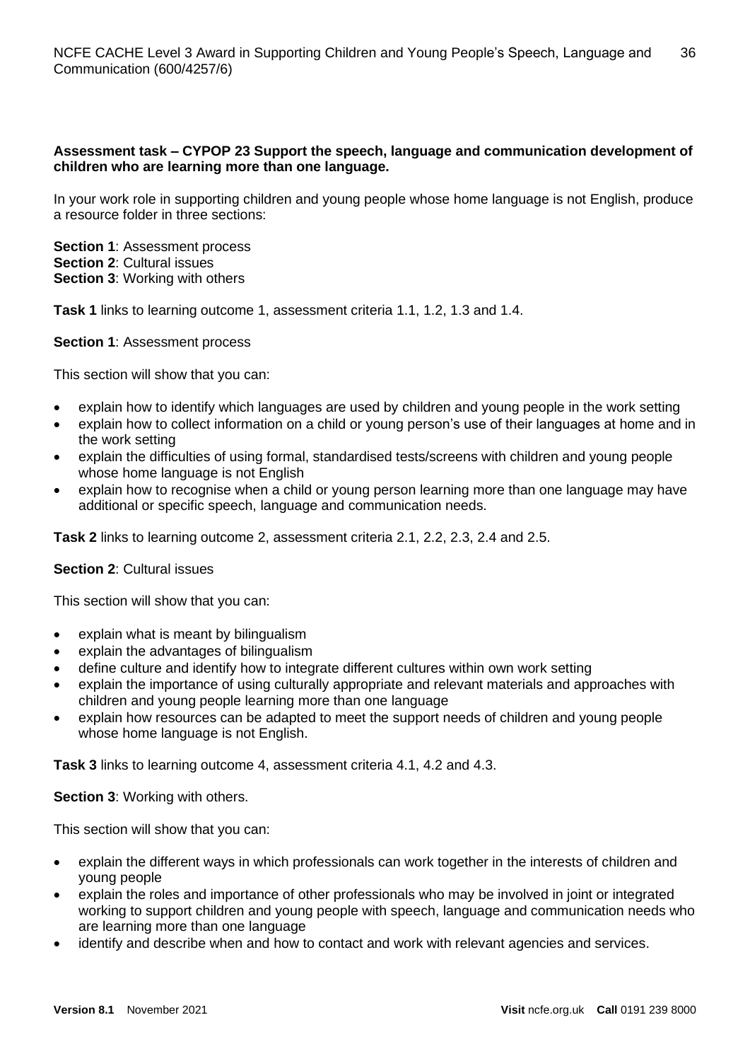**Assessment task – CYPOP 23 Support the speech, language and communication development of children who are learning more than one language.**

In your work role in supporting children and young people whose home language is not English, produce a resource folder in three sections:

**Section 1**: Assessment process
**Section 2**: Cultural issues
**Section 3**: Working with others

**Task 1** links to learning outcome 1, assessment criteria 1.1, 1.2, 1.3 and 1.4.

**Section 1**: Assessment process

This section will show that you can:

- explain how to identify which languages are used by children and young people in the work setting
- explain how to collect information on a child or young person's use of their languages at home and in the work setting
- explain the difficulties of using formal, standardised tests/screens with children and young people whose home language is not English
- explain how to recognise when a child or young person learning more than one language may have additional or specific speech, language and communication needs.

**Task 2** links to learning outcome 2, assessment criteria 2.1, 2.2, 2.3, 2.4 and 2.5.

**Section 2**: Cultural issues

This section will show that you can:

- explain what is meant by bilingualism
- explain the advantages of bilingualism
- define culture and identify how to integrate different cultures within own work setting
- explain the importance of using culturally appropriate and relevant materials and approaches with children and young people learning more than one language
- explain how resources can be adapted to meet the support needs of children and young people whose home language is not English.

**Task 3** links to learning outcome 4, assessment criteria 4.1, 4.2 and 4.3.

**Section 3**: Working with others.

This section will show that you can:

- explain the different ways in which professionals can work together in the interests of children and young people
- explain the roles and importance of other professionals who may be involved in joint or integrated working to support children and young people with speech, language and communication needs who are learning more than one language
- identify and describe when and how to contact and work with relevant agencies and services.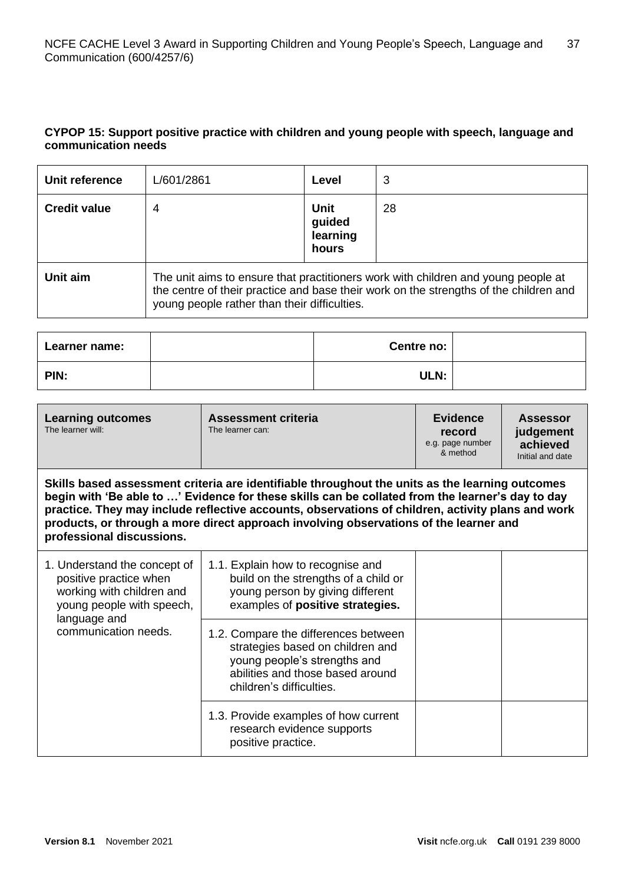### CYPOP 15: Support positive practice with children and young people with speech, language and communication needs

| **Unit reference** | L/601/2861 | **Level** | 3 |
|---|---|---|---|
| **Credit value** | 4 | **Unit guided learning hours** | 28 |
| **Unit aim** | The unit aims to ensure that practitioners work with children and young people at the centre of their practice and base their work on the strengths of the children and young people rather than their difficulties. | | |

| **Learner name:** | | **Centre no:** | |
|---|---|---|---|
| **PIN:** | | **ULN:** | |

| **Learning outcomes** The learner will: | **Assessment criteria** The learner can: | **Evidence record** e.g. page number & method | **Assessor judgement achieved** Initial and date |
|---|---|---|---|
| **Skills based assessment criteria are identifiable throughout the units as the learning outcomes begin with 'Be able to …' Evidence for these skills can be collated from the learner's day to day practice. They may include reflective accounts, observations of children, activity plans and work products, or through a more direct approach involving observations of the learner and professional discussions.** | | | |
| 1. Understand the concept of positive practice when working with children and young people with speech, language and communication needs. | 1.1. Explain how to recognise and build on the strengths of a child or young person by giving different examples of **positive strategies.** | | |
| | 1.2. Compare the differences between strategies based on children and young people's strengths and abilities and those based around children's difficulties. | | |
| | 1.3. Provide examples of how current research evidence supports positive practice. | | |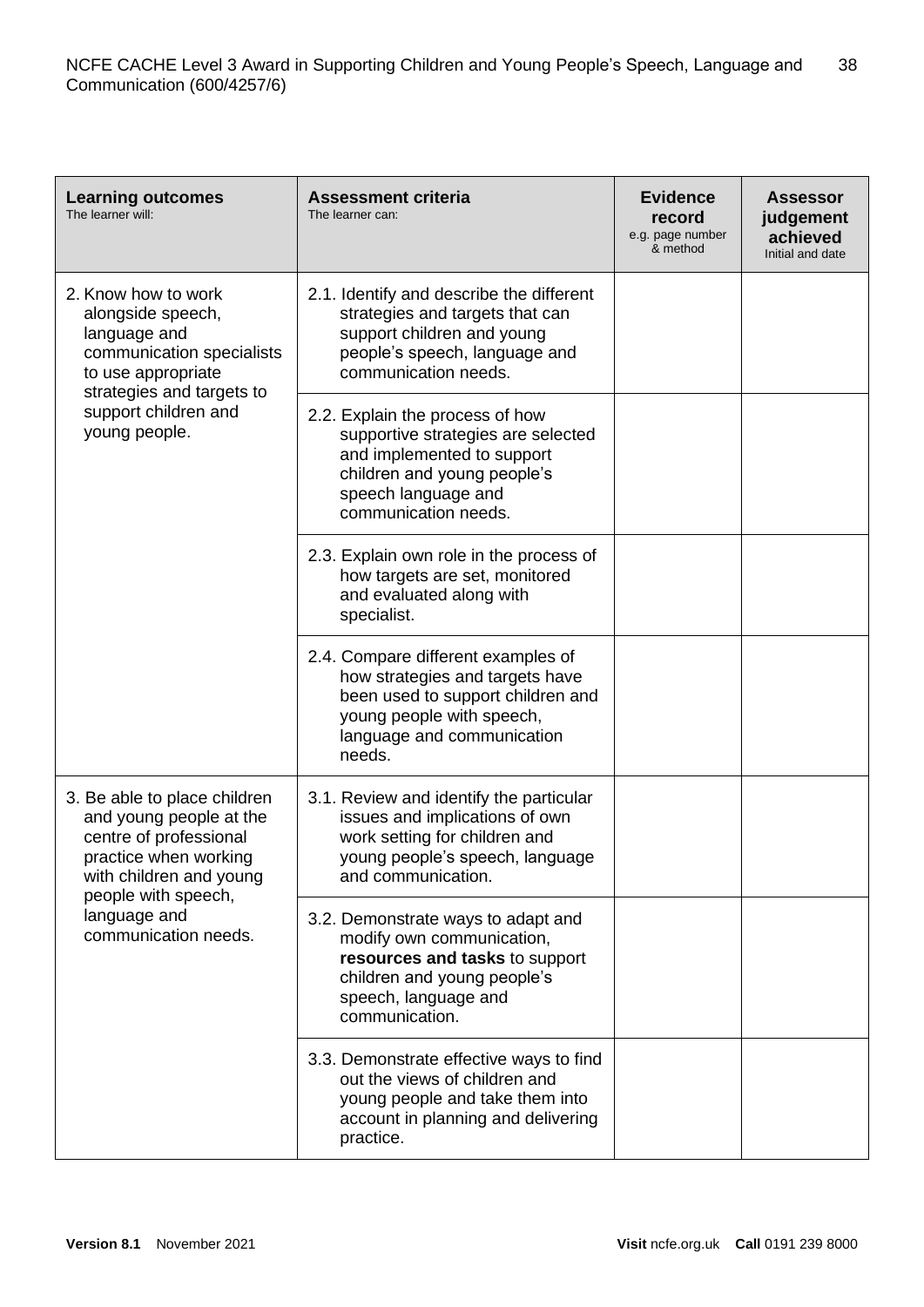| **Learning outcomes**<br>The learner will: | **Assessment criteria**<br>The learner can: | **Evidence record**<br>e.g. page number & method | **Assessor judgement achieved**<br>Initial and date |
|---|---|---|---|
| 2. Know how to work alongside speech, language and communication specialists to use appropriate strategies and targets to support children and young people. | 2.1. Identify and describe the different strategies and targets that can support children and young people's speech, language and communication needs. | | |
| | 2.2. Explain the process of how supportive strategies are selected and implemented to support children and young people's speech language and communication needs. | | |
| | 2.3. Explain own role in the process of how targets are set, monitored and evaluated along with specialist. | | |
| | 2.4. Compare different examples of how strategies and targets have been used to support children and young people with speech, language and communication needs. | | |
| 3. Be able to place children and young people at the centre of professional practice when working with children and young people with speech, language and communication needs. | 3.1. Review and identify the particular issues and implications of own work setting for children and young people's speech, language and communication. | | |
| | 3.2. Demonstrate ways to adapt and modify own communication, **resources and tasks** to support children and young people's speech, language and communication. | | |
| | 3.3. Demonstrate effective ways to find out the views of children and young people and take them into account in planning and delivering practice. | | |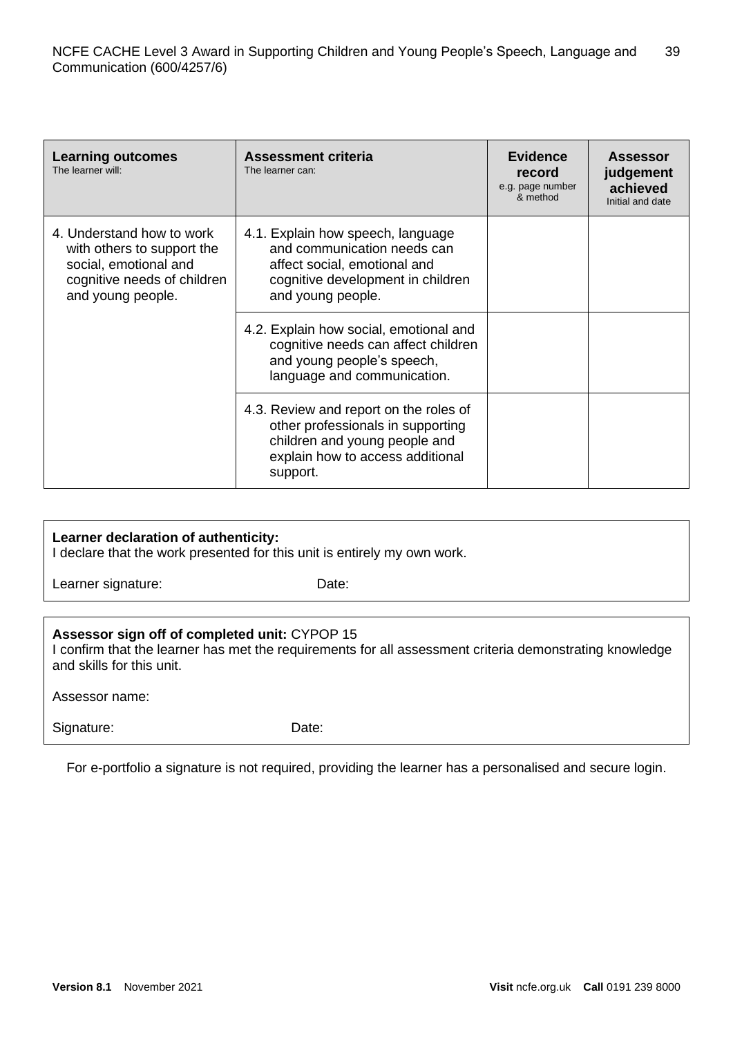| **Learning outcomes** The learner will: | **Assessment criteria** The learner can: | **Evidence record** e.g. page number & method | **Assessor judgement achieved** Initial and date |
|---|---|---|---|
| 4. Understand how to work with others to support the social, emotional and cognitive needs of children and young people. | 4.1. Explain how speech, language and communication needs can affect social, emotional and cognitive development in children and young people. | | |
| | 4.2. Explain how social, emotional and cognitive needs can affect children and young people's speech, language and communication. | | |
| | 4.3. Review and report on the roles of other professionals in supporting children and young people and explain how to access additional support. | | |

**Learner declaration of authenticity:**
I declare that the work presented for this unit is entirely my own work.

Learner signature: Date:

**Assessor sign off of completed unit:** CYPOP 15
I confirm that the learner has met the requirements for all assessment criteria demonstrating knowledge and skills for this unit.

Assessor name:

Signature: Date:

For e-portfolio a signature is not required, providing the learner has a personalised and secure login.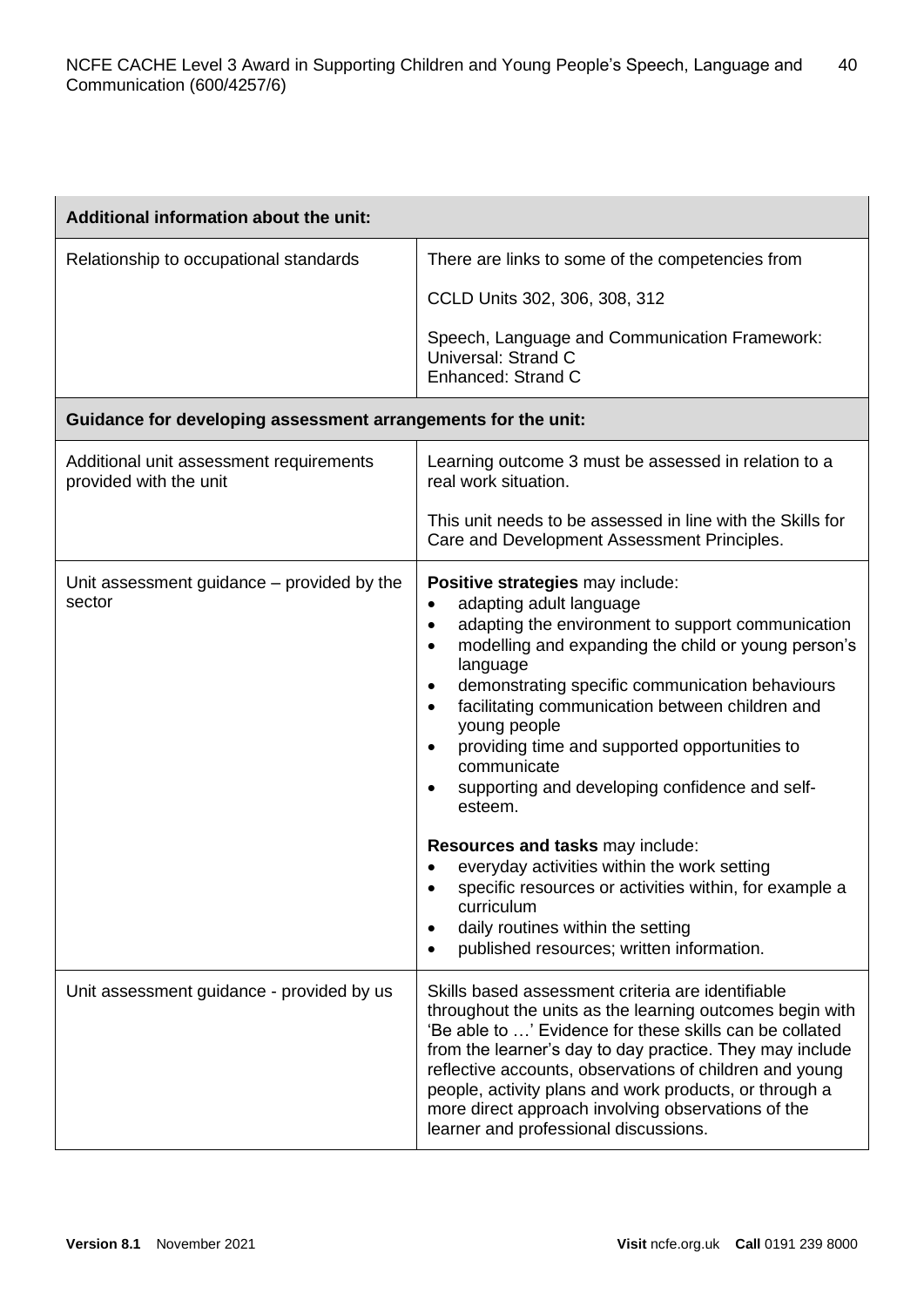| Additional information about the unit: | |
|---|---|
| Relationship to occupational standards | There are links to some of the competencies from<br><br>CCLD Units 302, 306, 308, 312<br><br>Speech, Language and Communication Framework:<br>Universal: Strand C<br>Enhanced: Strand C |
| **Guidance for developing assessment arrangements for the unit:** | |
| Additional unit assessment requirements provided with the unit | Learning outcome 3 must be assessed in relation to a real work situation.<br><br>This unit needs to be assessed in line with the Skills for Care and Development Assessment Principles. |
| Unit assessment guidance – provided by the sector | **Positive strategies** may include:<br>• adapting adult language<br>• adapting the environment to support communication<br>• modelling and expanding the child or young person's language<br>• demonstrating specific communication behaviours<br>• facilitating communication between children and young people<br>• providing time and supported opportunities to communicate<br>• supporting and developing confidence and self-esteem.<br><br>**Resources and tasks** may include:<br>• everyday activities within the work setting<br>• specific resources or activities within, for example a curriculum<br>• daily routines within the setting<br>• published resources; written information. |
| Unit assessment guidance - provided by us | Skills based assessment criteria are identifiable throughout the units as the learning outcomes begin with 'Be able to …' Evidence for these skills can be collated from the learner's day to day practice. They may include reflective accounts, observations of children and young people, activity plans and work products, or through a more direct approach involving observations of the learner and professional discussions. |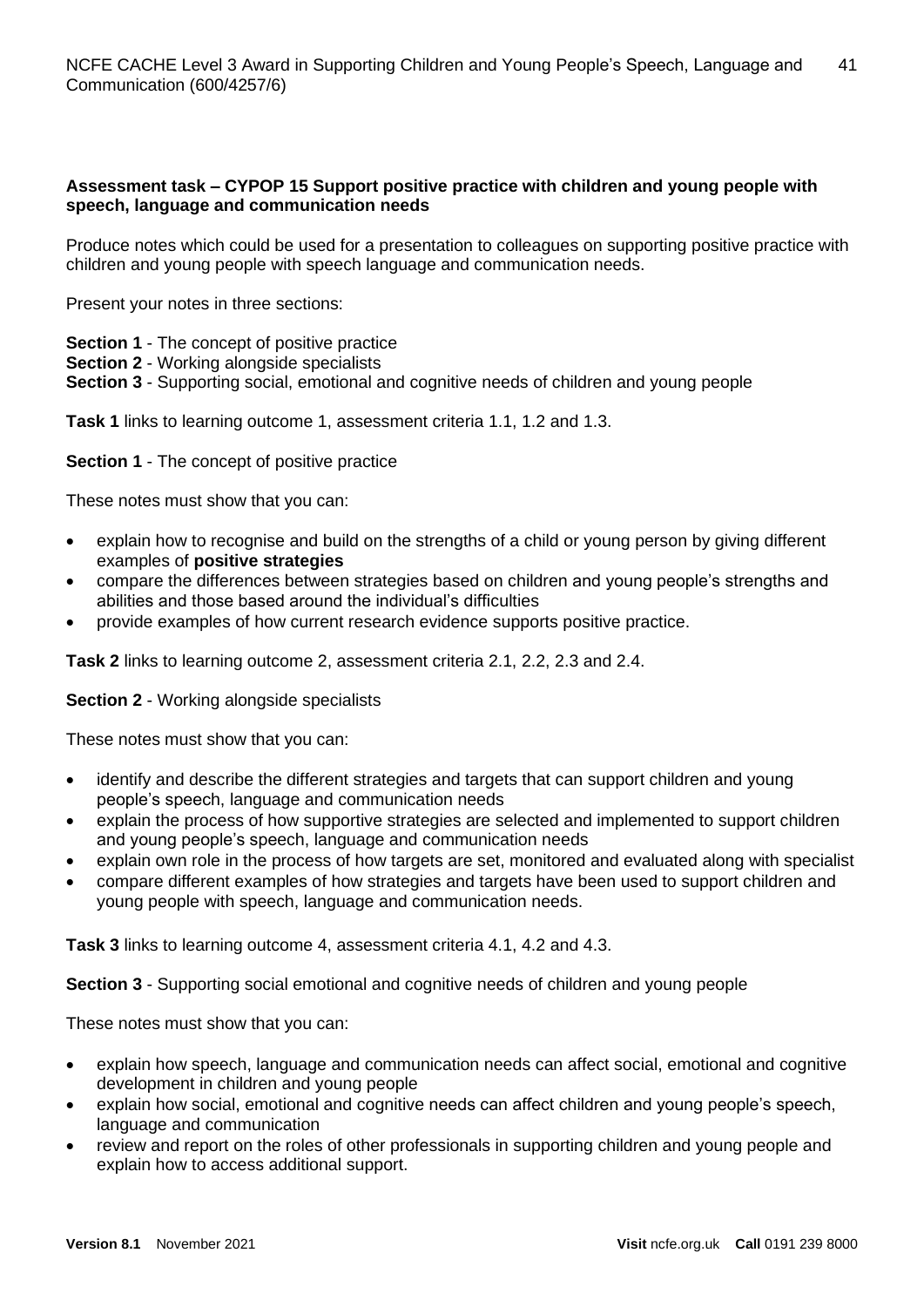**Assessment task – CYPOP 15 Support positive practice with children and young people with speech, language and communication needs**

Produce notes which could be used for a presentation to colleagues on supporting positive practice with children and young people with speech language and communication needs.

Present your notes in three sections:

**Section 1** - The concept of positive practice
**Section 2** - Working alongside specialists
**Section 3** - Supporting social, emotional and cognitive needs of children and young people

**Task 1** links to learning outcome 1, assessment criteria 1.1, 1.2 and 1.3.

**Section 1** - The concept of positive practice

These notes must show that you can:

- explain how to recognise and build on the strengths of a child or young person by giving different examples of **positive strategies**
- compare the differences between strategies based on children and young people's strengths and abilities and those based around the individual's difficulties
- provide examples of how current research evidence supports positive practice.

**Task 2** links to learning outcome 2, assessment criteria 2.1, 2.2, 2.3 and 2.4.

**Section 2** - Working alongside specialists

These notes must show that you can:

- identify and describe the different strategies and targets that can support children and young people's speech, language and communication needs
- explain the process of how supportive strategies are selected and implemented to support children and young people's speech, language and communication needs
- explain own role in the process of how targets are set, monitored and evaluated along with specialist
- compare different examples of how strategies and targets have been used to support children and young people with speech, language and communication needs.

**Task 3** links to learning outcome 4, assessment criteria 4.1, 4.2 and 4.3.

**Section 3** - Supporting social emotional and cognitive needs of children and young people

These notes must show that you can:

- explain how speech, language and communication needs can affect social, emotional and cognitive development in children and young people
- explain how social, emotional and cognitive needs can affect children and young people's speech, language and communication
- review and report on the roles of other professionals in supporting children and young people and explain how to access additional support.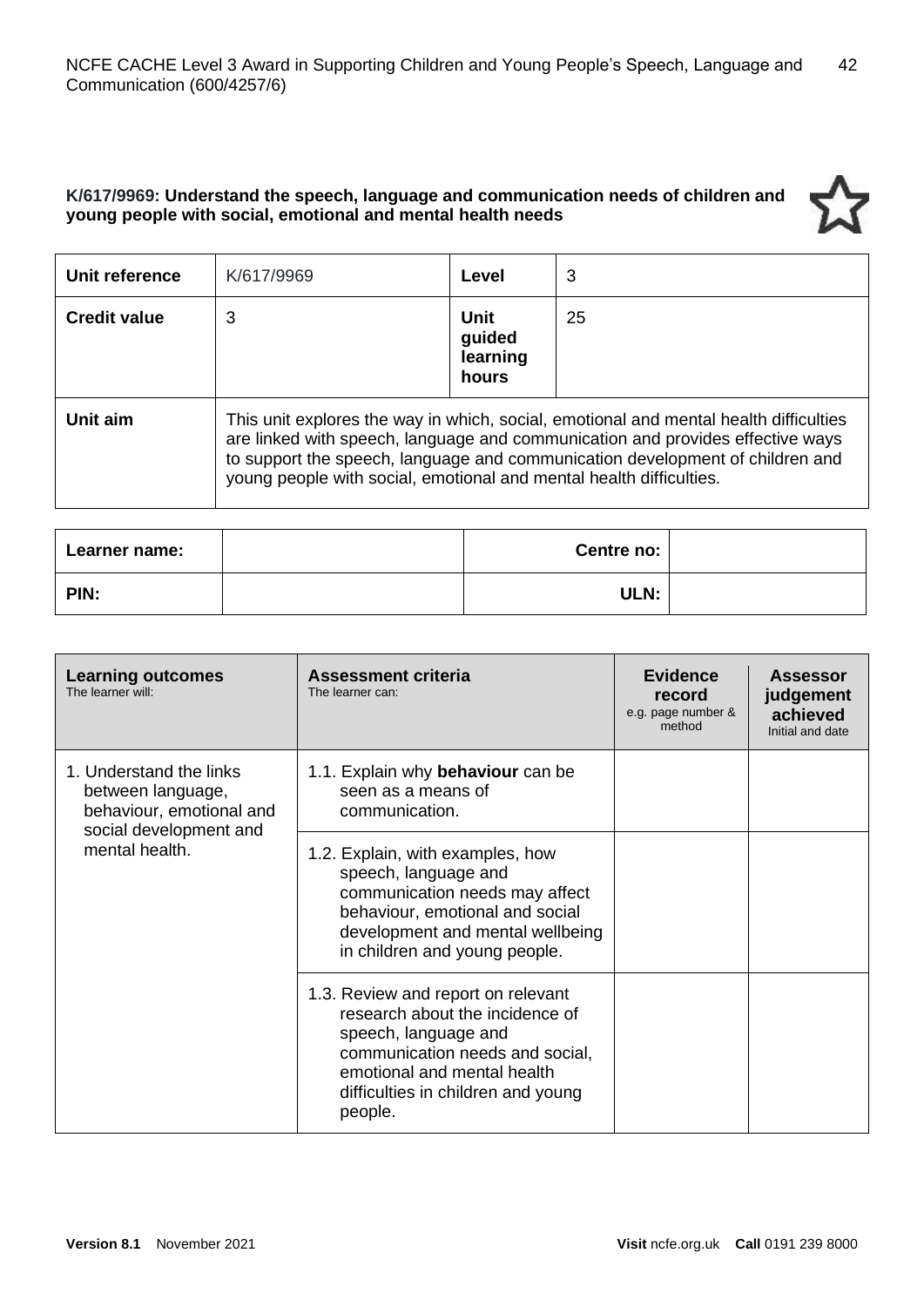### K/617/9969: Understand the speech, language and communication needs of children and young people with social, emotional and mental health needs

| Unit reference | K/617/9969 | Level | 3 |
|---|---|---|---|
| **Credit value** | 3 | **Unit guided learning hours** | 25 |
| **Unit aim** | This unit explores the way in which, social, emotional and mental health difficulties are linked with speech, language and communication and provides effective ways to support the speech, language and communication development of children and young people with social, emotional and mental health difficulties. | | |

| Learner name: | | Centre no: | |
|---|---|---|---|
| **PIN:** | | **ULN:** | |

| **Learning outcomes**<br>The learner will: | **Assessment criteria**<br>The learner can: | **Evidence record**<br>e.g. page number & method | **Assessor judgement achieved**<br>Initial and date |
|---|---|---|---|
| 1. Understand the links between language, behaviour, emotional and social development and mental health. | 1.1. Explain why **behaviour** can be seen as a means of communication. | | |
| | 1.2. Explain, with examples, how speech, language and communication needs may affect behaviour, emotional and social development and mental wellbeing in children and young people. | | |
| | 1.3. Review and report on relevant research about the incidence of speech, language and communication needs and social, emotional and mental health difficulties in children and young people. | | |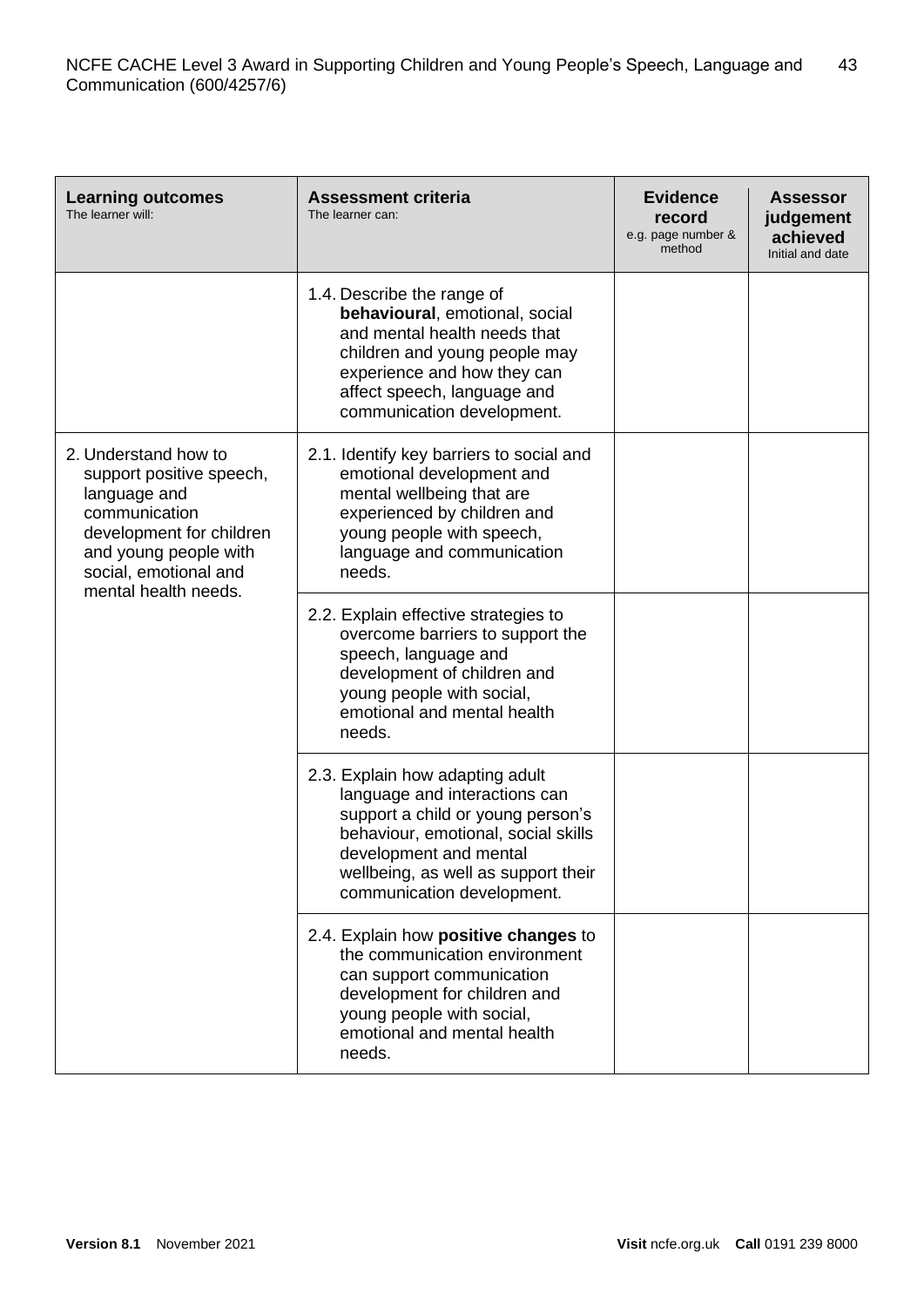| **Learning outcomes**<br>The learner will: | **Assessment criteria**<br>The learner can: | **Evidence record**<br>e.g. page number & method | **Assessor judgement achieved**<br>Initial and date |
| --- | --- | --- | --- |
| | 1.4. Describe the range of **behavioural**, emotional, social and mental health needs that children and young people may experience and how they can affect speech, language and communication development. | | |
| 2. Understand how to support positive speech, language and communication development for children and young people with social, emotional and mental health needs. | 2.1. Identify key barriers to social and emotional development and mental wellbeing that are experienced by children and young people with speech, language and communication needs. | | |
| | 2.2. Explain effective strategies to overcome barriers to support the speech, language and development of children and young people with social, emotional and mental health needs. | | |
| | 2.3. Explain how adapting adult language and interactions can support a child or young person's behaviour, emotional, social skills development and mental wellbeing, as well as support their communication development. | | |
| | 2.4. Explain how **positive changes** to the communication environment can support communication development for children and young people with social, emotional and mental health needs. | | |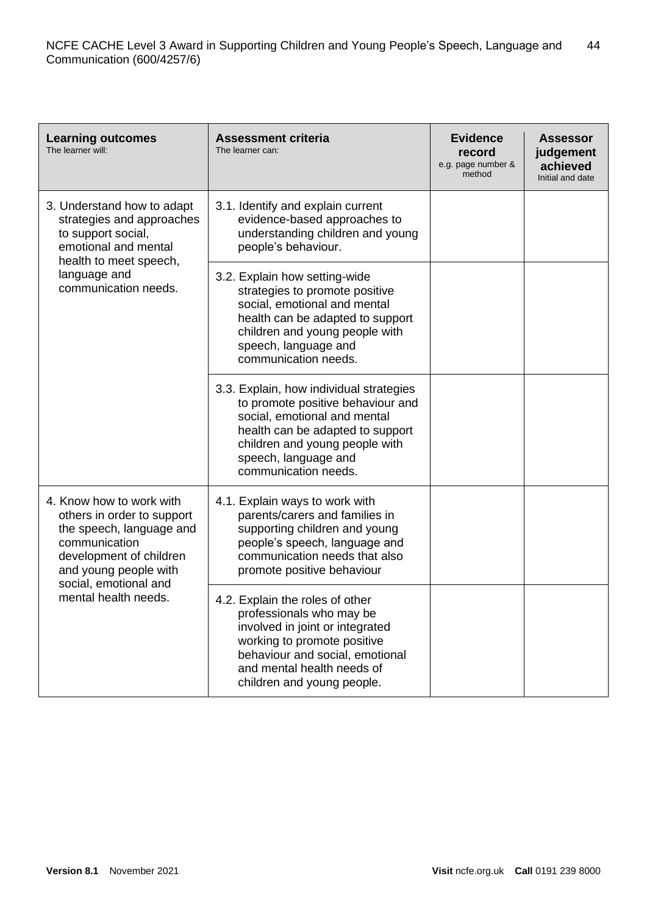| **Learning outcomes**<br>The learner will: | **Assessment criteria**<br>The learner can: | **Evidence record**<br>e.g. page number & method | **Assessor judgement achieved**<br>Initial and date |
|---|---|---|---|
| 3. Understand how to adapt strategies and approaches to support social, emotional and mental health to meet speech, language and communication needs. | 3.1. Identify and explain current evidence-based approaches to understanding children and young people's behaviour. | | |
| | 3.2. Explain how setting-wide strategies to promote positive social, emotional and mental health can be adapted to support children and young people with speech, language and communication needs. | | |
| | 3.3. Explain, how individual strategies to promote positive behaviour and social, emotional and mental health can be adapted to support children and young people with speech, language and communication needs. | | |
| 4. Know how to work with others in order to support the speech, language and communication development of children and young people with social, emotional and mental health needs. | 4.1. Explain ways to work with parents/carers and families in supporting children and young people's speech, language and communication needs that also promote positive behaviour | | |
| | 4.2. Explain the roles of other professionals who may be involved in joint or integrated working to promote positive behaviour and social, emotional and mental health needs of children and young people. | | |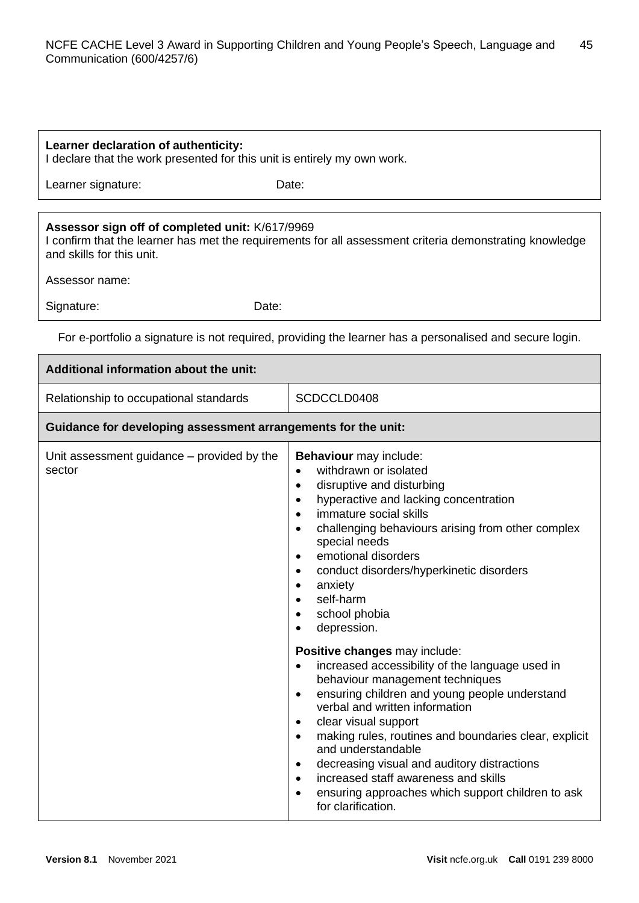| **Learner declaration of authenticity:**<br>I declare that the work presented for this unit is entirely my own work.<br><br>Learner signature: Date: |
| --- |

| **Assessor sign off of completed unit:** K/617/9969<br>I confirm that the learner has met the requirements for all assessment criteria demonstrating knowledge and skills for this unit.<br><br>Assessor name:<br><br>Signature: Date: |
| --- |

For e-portfolio a signature is not required, providing the learner has a personalised and secure login.

| **Additional information about the unit:** | |
| --- | --- |
| Relationship to occupational standards | SCDCCLD0408 |
| **Guidance for developing assessment arrangements for the unit:** | |
| Unit assessment guidance – provided by the sector | **Behaviour** may include:<br>• withdrawn or isolated<br>• disruptive and disturbing<br>• hyperactive and lacking concentration<br>• immature social skills<br>• challenging behaviours arising from other complex special needs<br>• emotional disorders<br>• conduct disorders/hyperkinetic disorders<br>• anxiety<br>• self-harm<br>• school phobia<br>• depression.<br><br>**Positive changes** may include:<br>• increased accessibility of the language used in behaviour management techniques<br>• ensuring children and young people understand verbal and written information<br>• clear visual support<br>• making rules, routines and boundaries clear, explicit and understandable<br>• decreasing visual and auditory distractions<br>• increased staff awareness and skills<br>• ensuring approaches which support children to ask for clarification. |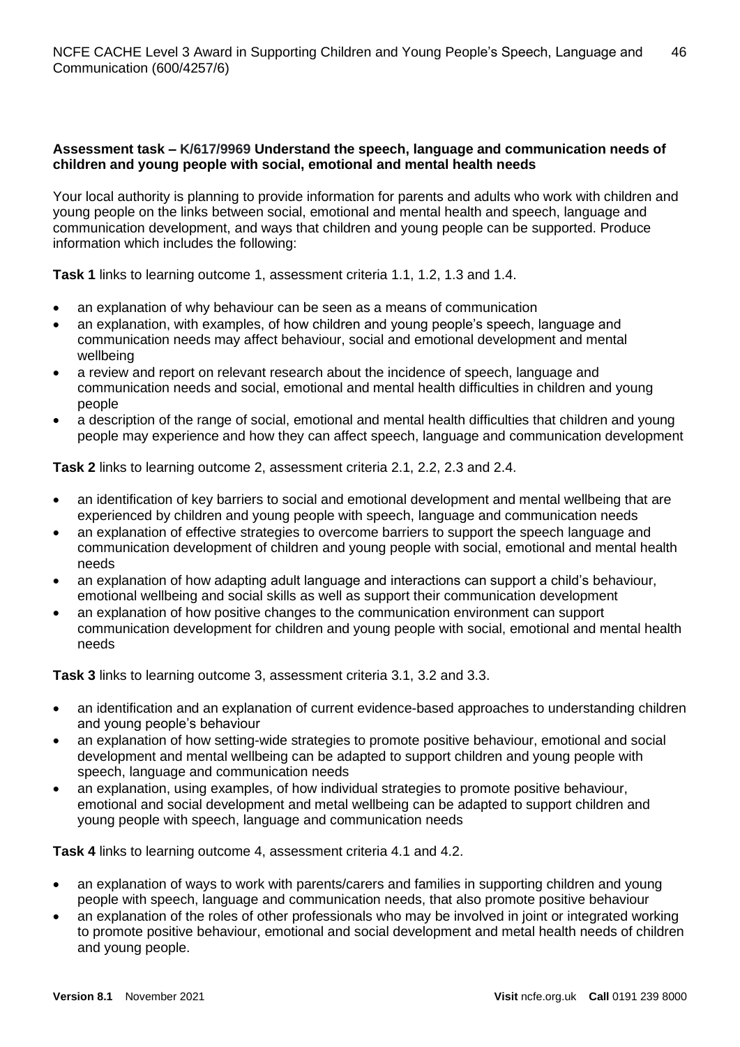**Assessment task – K/617/9969 Understand the speech, language and communication needs of children and young people with social, emotional and mental health needs**

Your local authority is planning to provide information for parents and adults who work with children and young people on the links between social, emotional and mental health and speech, language and communication development, and ways that children and young people can be supported. Produce information which includes the following:

**Task 1** links to learning outcome 1, assessment criteria 1.1, 1.2, 1.3 and 1.4.

- an explanation of why behaviour can be seen as a means of communication
- an explanation, with examples, of how children and young people's speech, language and communication needs may affect behaviour, social and emotional development and mental wellbeing
- a review and report on relevant research about the incidence of speech, language and communication needs and social, emotional and mental health difficulties in children and young people
- a description of the range of social, emotional and mental health difficulties that children and young people may experience and how they can affect speech, language and communication development

**Task 2** links to learning outcome 2, assessment criteria 2.1, 2.2, 2.3 and 2.4.

- an identification of key barriers to social and emotional development and mental wellbeing that are experienced by children and young people with speech, language and communication needs
- an explanation of effective strategies to overcome barriers to support the speech language and communication development of children and young people with social, emotional and mental health needs
- an explanation of how adapting adult language and interactions can support a child's behaviour, emotional wellbeing and social skills as well as support their communication development
- an explanation of how positive changes to the communication environment can support communication development for children and young people with social, emotional and mental health needs

**Task 3** links to learning outcome 3, assessment criteria 3.1, 3.2 and 3.3.

- an identification and an explanation of current evidence-based approaches to understanding children and young people's behaviour
- an explanation of how setting-wide strategies to promote positive behaviour, emotional and social development and mental wellbeing can be adapted to support children and young people with speech, language and communication needs
- an explanation, using examples, of how individual strategies to promote positive behaviour, emotional and social development and metal wellbeing can be adapted to support children and young people with speech, language and communication needs

**Task 4** links to learning outcome 4, assessment criteria 4.1 and 4.2.

- an explanation of ways to work with parents/carers and families in supporting children and young people with speech, language and communication needs, that also promote positive behaviour
- an explanation of the roles of other professionals who may be involved in joint or integrated working to promote positive behaviour, emotional and social development and metal health needs of children and young people.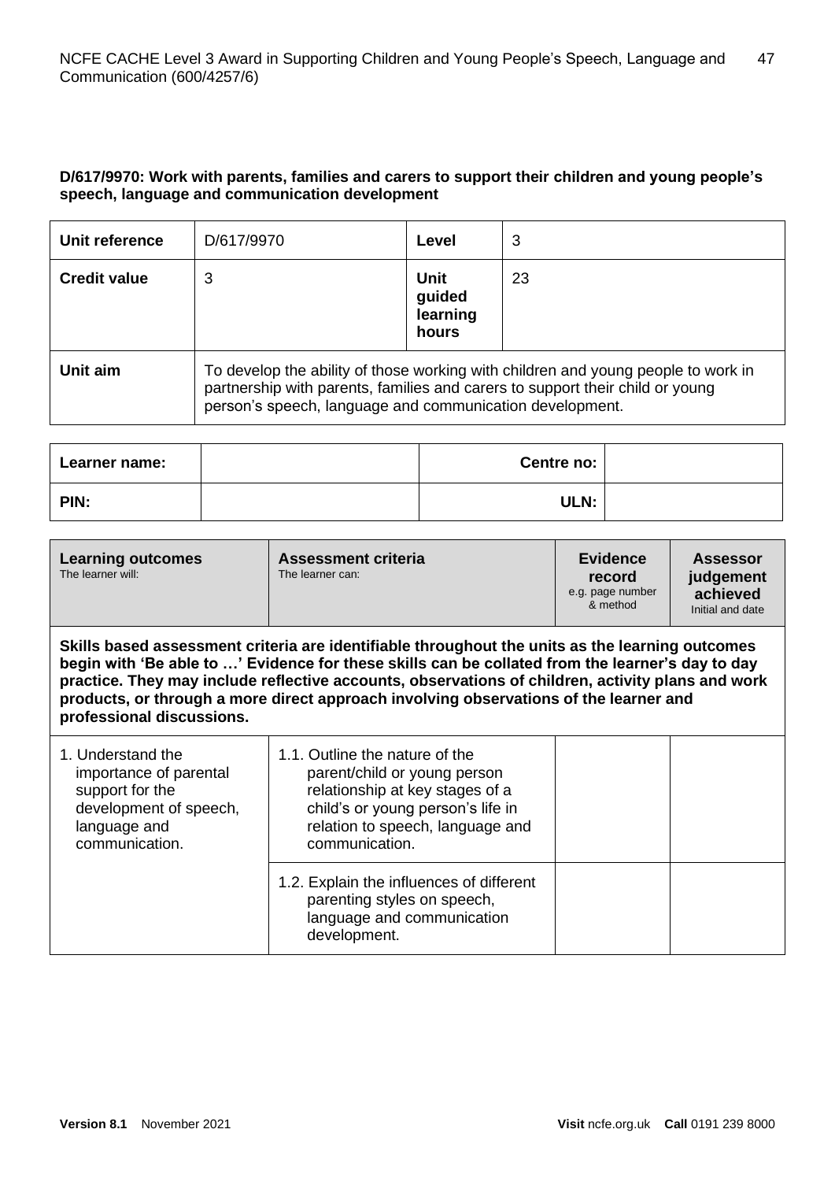### D/617/9970: Work with parents, families and carers to support their children and young people's speech, language and communication development

| **Unit reference** | D/617/9970 | **Level** | 3 |
|---|---|---|---|
| **Credit value** | 3 | **Unit guided learning hours** | 23 |
| **Unit aim** | To develop the ability of those working with children and young people to work in partnership with parents, families and carers to support their child or young person's speech, language and communication development. | | |

| **Learner name:** | | **Centre no:** | |
|---|---|---|---|
| **PIN:** | | **ULN:** | |

| **Learning outcomes**<br>The learner will: | **Assessment criteria**<br>The learner can: | **Evidence record**<br>e.g. page number & method | **Assessor judgement achieved**<br>Initial and date |
|---|---|---|---|
| **Skills based assessment criteria are identifiable throughout the units as the learning outcomes begin with 'Be able to …' Evidence for these skills can be collated from the learner's day to day practice. They may include reflective accounts, observations of children, activity plans and work products, or through a more direct approach involving observations of the learner and professional discussions.** | | | |
| 1. Understand the importance of parental support for the development of speech, language and communication. | 1.1. Outline the nature of the parent/child or young person relationship at key stages of a child's or young person's life in relation to speech, language and communication. | | |
| | 1.2. Explain the influences of different parenting styles on speech, language and communication development. | | |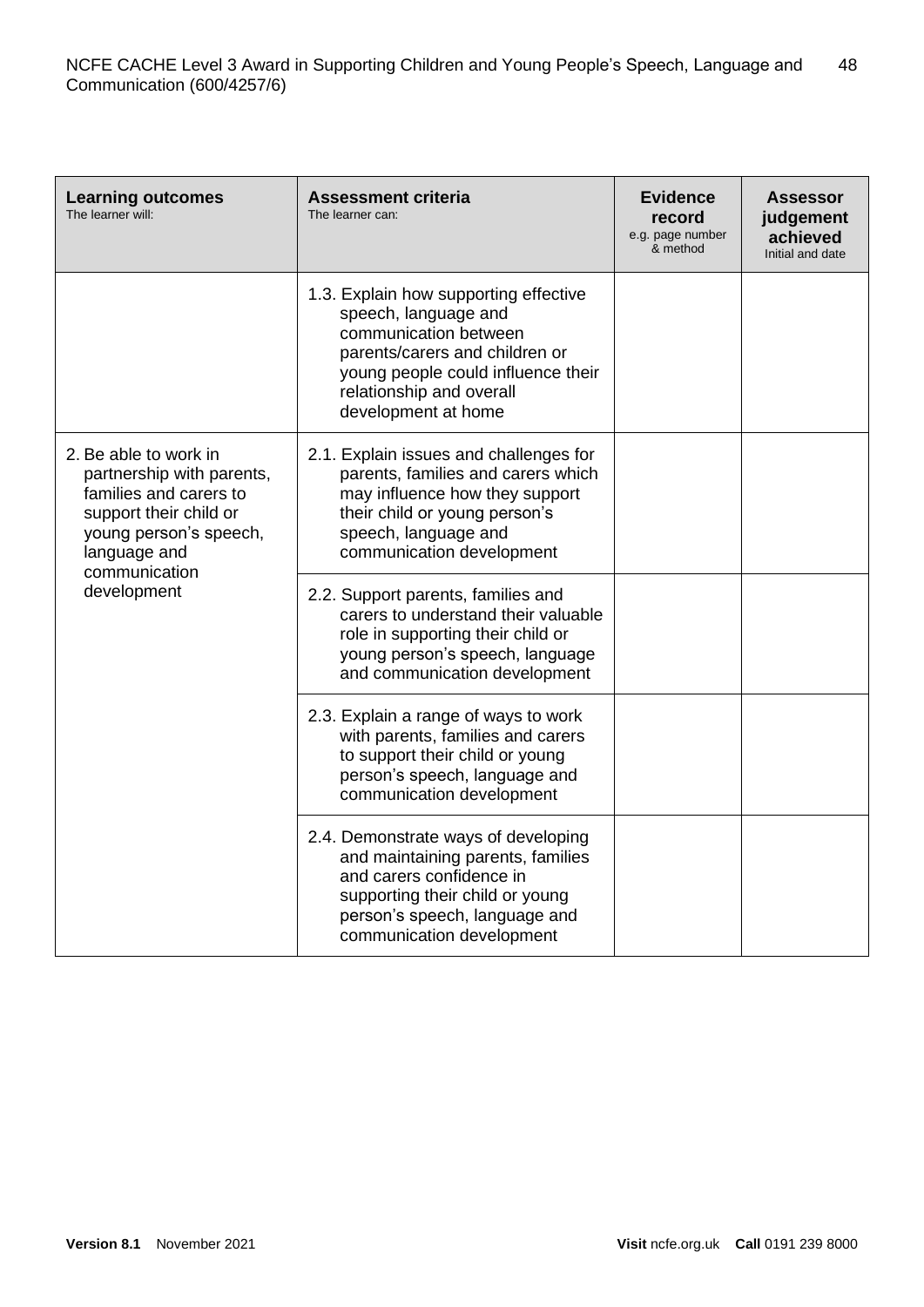| **Learning outcomes** The learner will: | **Assessment criteria** The learner can: | **Evidence record** e.g. page number & method | **Assessor judgement achieved** Initial and date |
|---|---|---|---|
| | 1.3. Explain how supporting effective speech, language and communication between parents/carers and children or young people could influence their relationship and overall development at home | | |
| 2. Be able to work in partnership with parents, families and carers to support their child or young person's speech, language and communication development | 2.1. Explain issues and challenges for parents, families and carers which may influence how they support their child or young person's speech, language and communication development | | |
| | 2.2. Support parents, families and carers to understand their valuable role in supporting their child or young person's speech, language and communication development | | |
| | 2.3. Explain a range of ways to work with parents, families and carers to support their child or young person's speech, language and communication development | | |
| | 2.4. Demonstrate ways of developing and maintaining parents, families and carers confidence in supporting their child or young person's speech, language and communication development | | |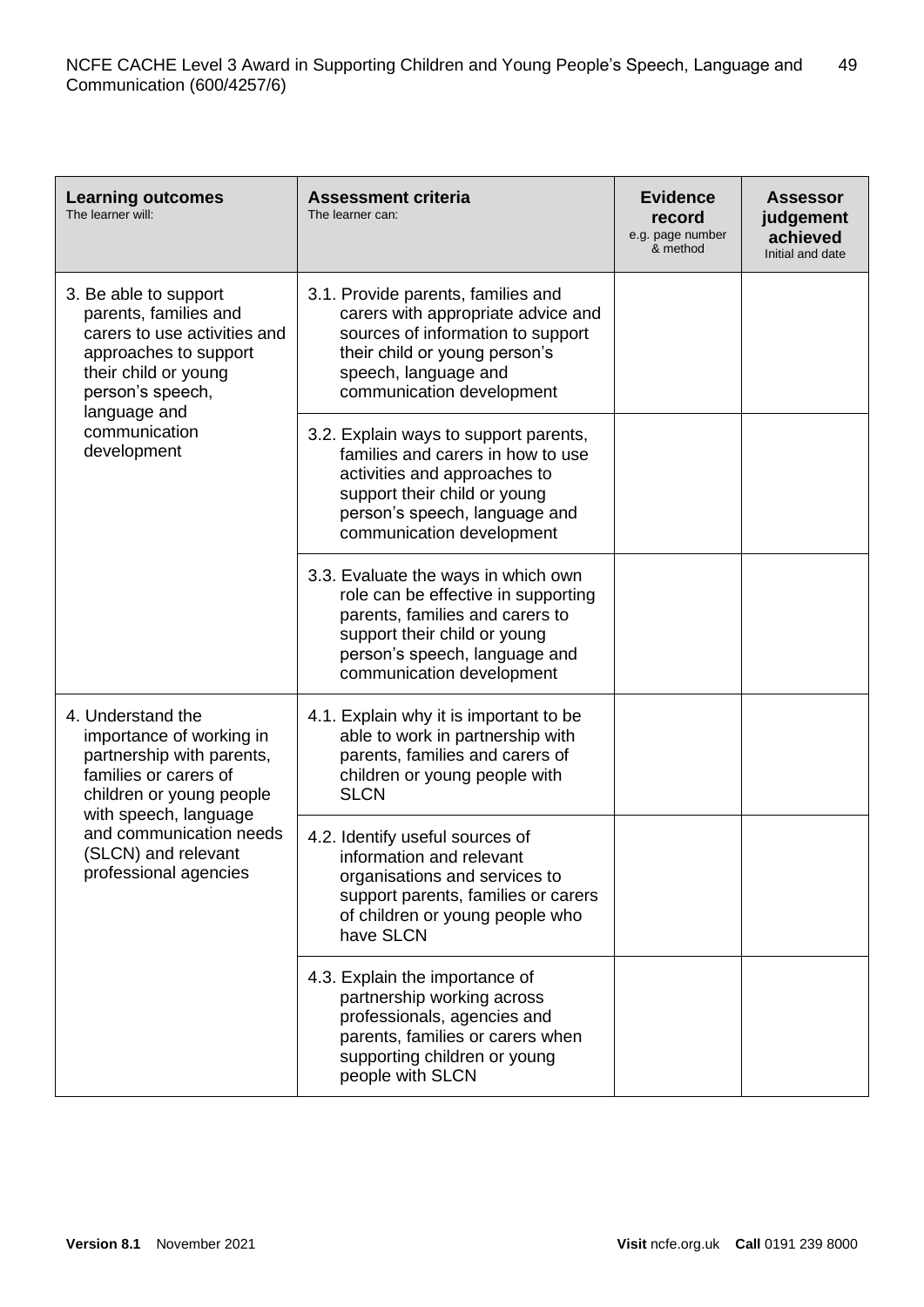| **Learning outcomes** The learner will: | **Assessment criteria** The learner can: | **Evidence record** e.g. page number & method | **Assessor judgement achieved** Initial and date |
| --- | --- | --- | --- |
| 3. Be able to support parents, families and carers to use activities and approaches to support their child or young person's speech, language and communication development | 3.1. Provide parents, families and carers with appropriate advice and sources of information to support their child or young person's speech, language and communication development | | |
| | 3.2. Explain ways to support parents, families and carers in how to use activities and approaches to support their child or young person's speech, language and communication development | | |
| | 3.3. Evaluate the ways in which own role can be effective in supporting parents, families and carers to support their child or young person's speech, language and communication development | | |
| 4. Understand the importance of working in partnership with parents, families or carers of children or young people with speech, language and communication needs (SLCN) and relevant professional agencies | 4.1. Explain why it is important to be able to work in partnership with parents, families and carers of children or young people with SLCN | | |
| | 4.2. Identify useful sources of information and relevant organisations and services to support parents, families or carers of children or young people who have SLCN | | |
| | 4.3. Explain the importance of partnership working across professionals, agencies and parents, families or carers when supporting children or young people with SLCN | | |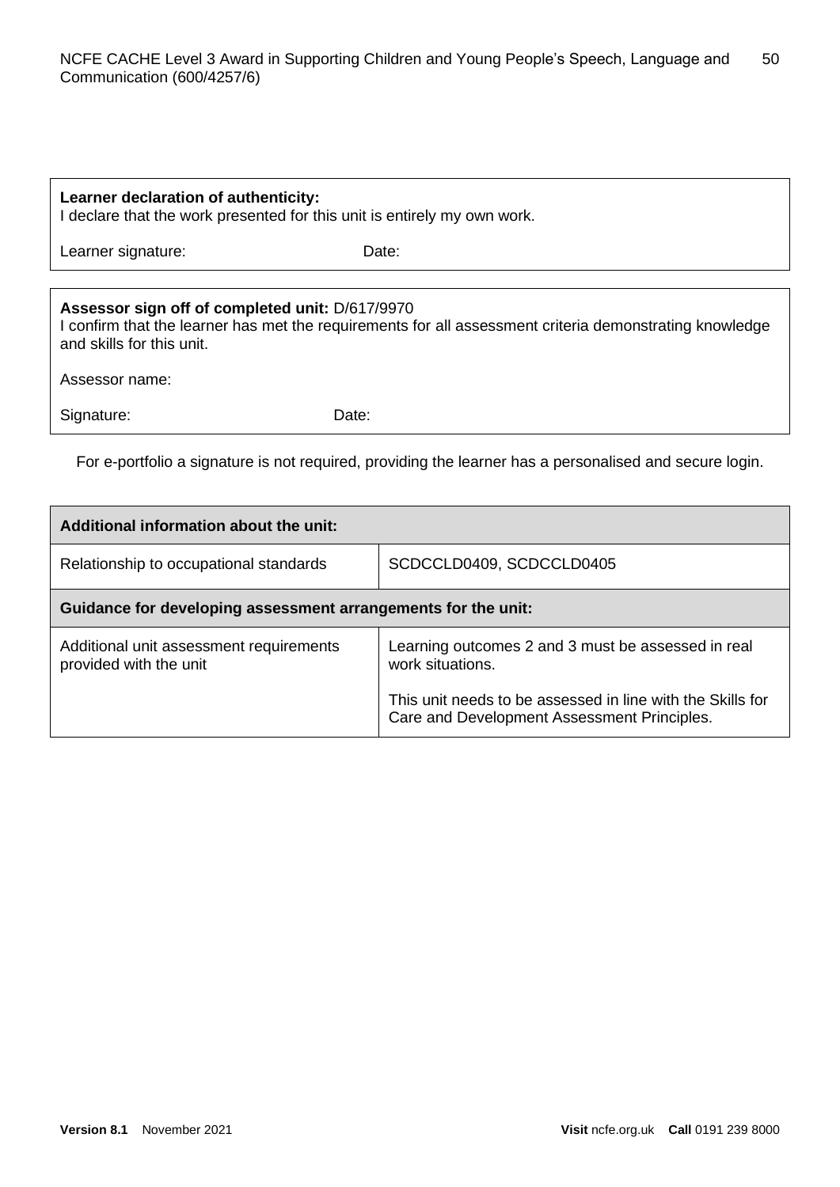| **Learner declaration of authenticity:**<br>I declare that the work presented for this unit is entirely my own work.<br><br>Learner signature: Date: |
|---|

| **Assessor sign off of completed unit:** D/617/9970<br>I confirm that the learner has met the requirements for all assessment criteria demonstrating knowledge and skills for this unit.<br><br>Assessor name:<br><br>Signature: Date: |
|---|

For e-portfolio a signature is not required, providing the learner has a personalised and secure login.

| **Additional information about the unit:** | |
|---|---|
| Relationship to occupational standards | SCDCCLD0409, SCDCCLD0405 |
| **Guidance for developing assessment arrangements for the unit:** | |
| Additional unit assessment requirements provided with the unit | Learning outcomes 2 and 3 must be assessed in real work situations.<br><br>This unit needs to be assessed in line with the Skills for Care and Development Assessment Principles. |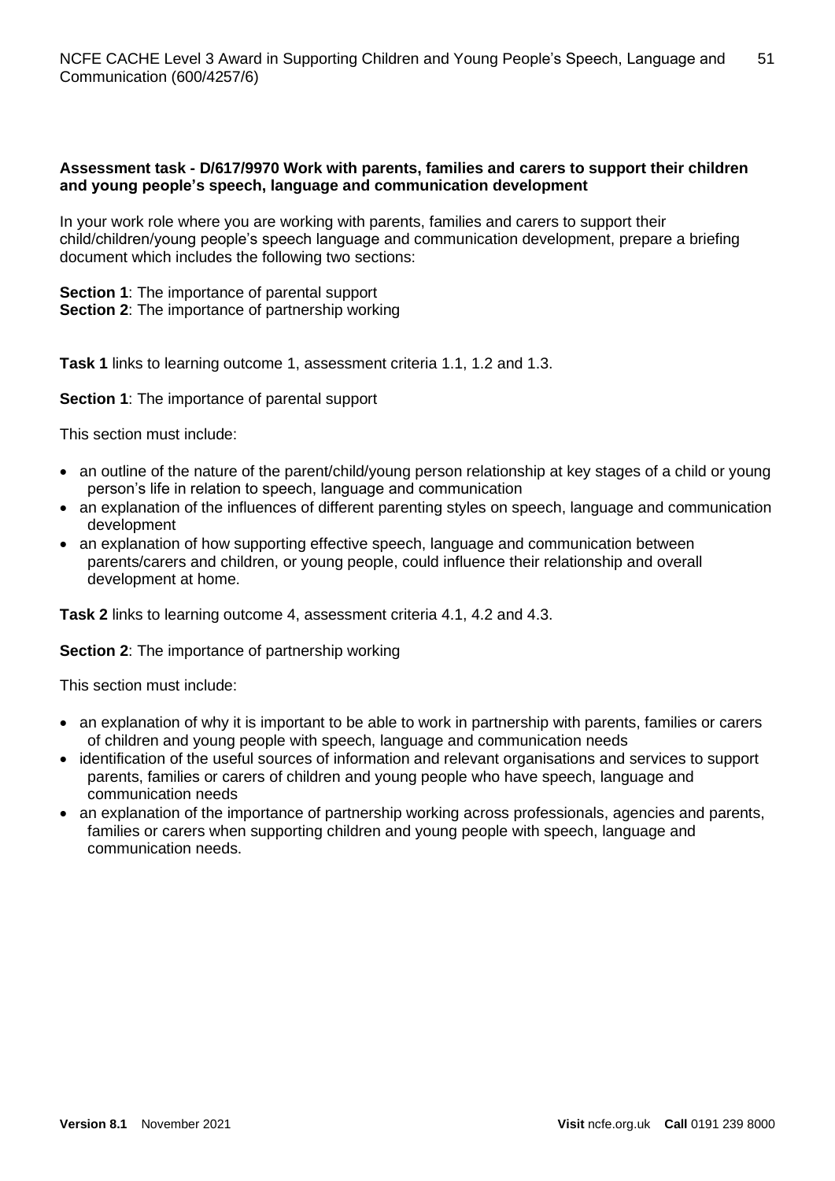**Assessment task - D/617/9970 Work with parents, families and carers to support their children and young people's speech, language and communication development**

In your work role where you are working with parents, families and carers to support their child/children/young people's speech language and communication development, prepare a briefing document which includes the following two sections:

**Section 1**: The importance of parental support
**Section 2**: The importance of partnership working

**Task 1** links to learning outcome 1, assessment criteria 1.1, 1.2 and 1.3.

**Section 1**: The importance of parental support

This section must include:

- an outline of the nature of the parent/child/young person relationship at key stages of a child or young person's life in relation to speech, language and communication
- an explanation of the influences of different parenting styles on speech, language and communication development
- an explanation of how supporting effective speech, language and communication between parents/carers and children, or young people, could influence their relationship and overall development at home.

**Task 2** links to learning outcome 4, assessment criteria 4.1, 4.2 and 4.3.

**Section 2**: The importance of partnership working

This section must include:

- an explanation of why it is important to be able to work in partnership with parents, families or carers of children and young people with speech, language and communication needs
- identification of the useful sources of information and relevant organisations and services to support parents, families or carers of children and young people who have speech, language and communication needs
- an explanation of the importance of partnership working across professionals, agencies and parents, families or carers when supporting children and young people with speech, language and communication needs.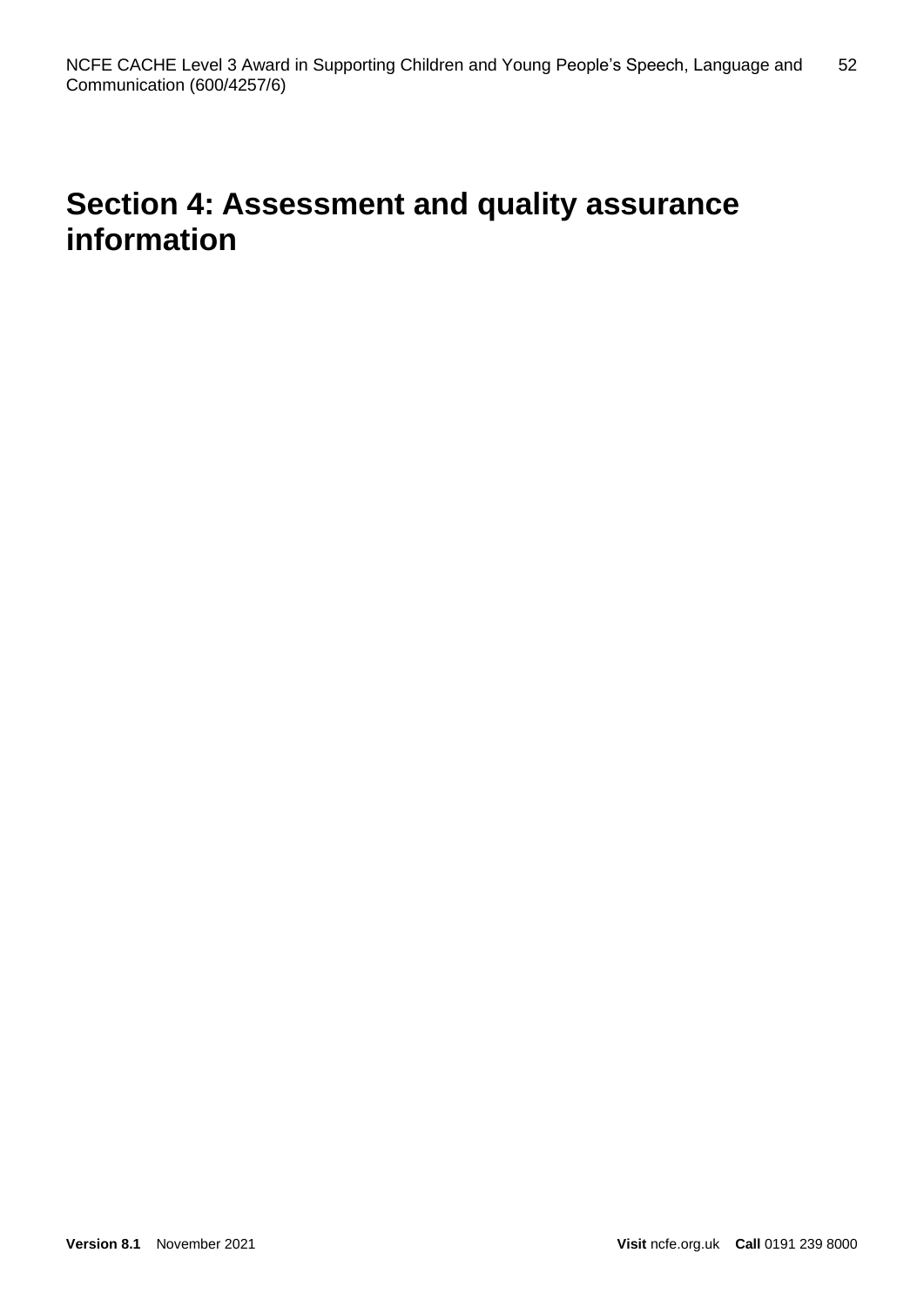# Section 4: Assessment and quality assurance information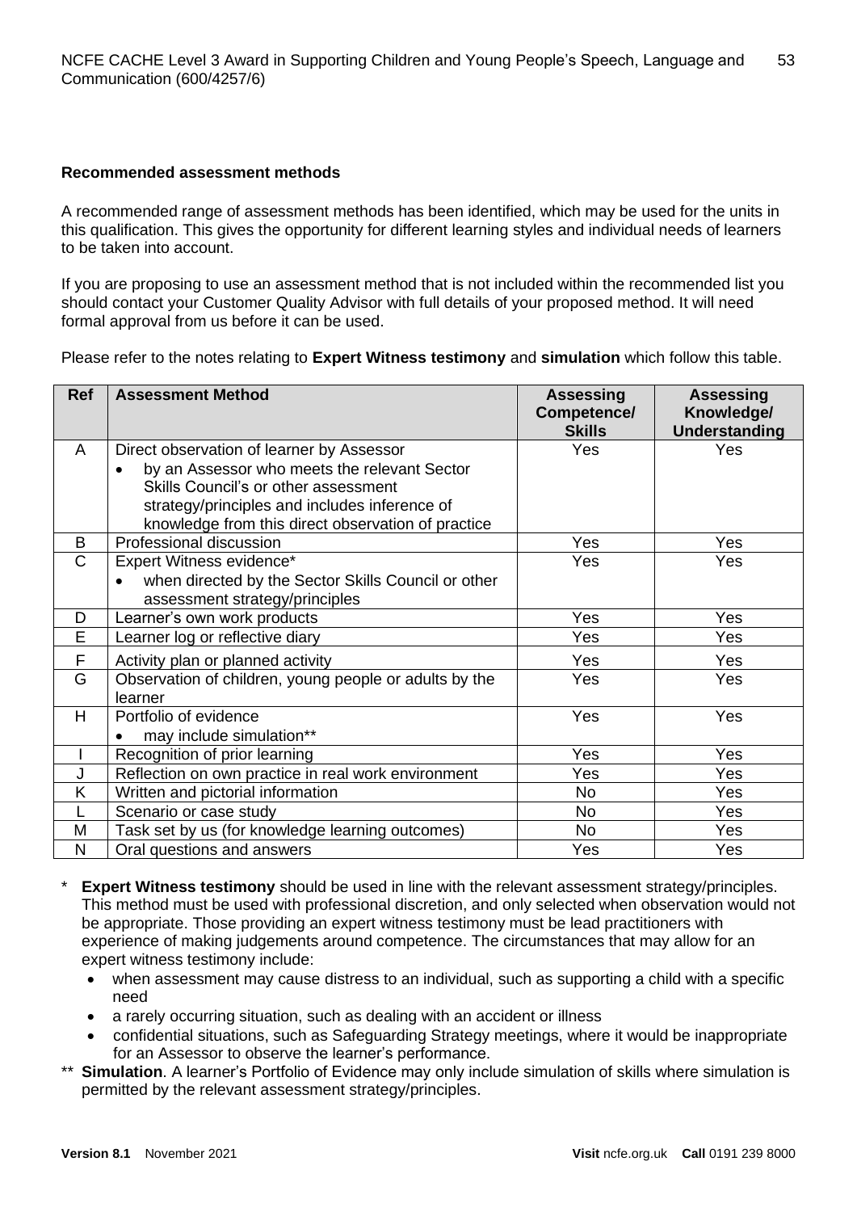**Recommended assessment methods**

A recommended range of assessment methods has been identified, which may be used for the units in this qualification. This gives the opportunity for different learning styles and individual needs of learners to be taken into account.

If you are proposing to use an assessment method that is not included within the recommended list you should contact your Customer Quality Advisor with full details of your proposed method. It will need formal approval from us before it can be used.

Please refer to the notes relating to **Expert Witness testimony** and **simulation** which follow this table.

| Ref | Assessment Method | Assessing Competence/ Skills | Assessing Knowledge/ Understanding |
|---|---|---|---|
| A | Direct observation of learner by Assessor<br>• by an Assessor who meets the relevant Sector Skills Council's or other assessment strategy/principles and includes inference of knowledge from this direct observation of practice | Yes | Yes |
| B | Professional discussion | Yes | Yes |
| C | Expert Witness evidence*<br>• when directed by the Sector Skills Council or other assessment strategy/principles | Yes | Yes |
| D | Learner's own work products | Yes | Yes |
| E | Learner log or reflective diary | Yes | Yes |
| F | Activity plan or planned activity | Yes | Yes |
| G | Observation of children, young people or adults by the learner | Yes | Yes |
| H | Portfolio of evidence<br>• may include simulation** | Yes | Yes |
| I | Recognition of prior learning | Yes | Yes |
| J | Reflection on own practice in real work environment | Yes | Yes |
| K | Written and pictorial information | No | Yes |
| L | Scenario or case study | No | Yes |
| M | Task set by us (for knowledge learning outcomes) | No | Yes |
| N | Oral questions and answers | Yes | Yes |

\* **Expert Witness testimony** should be used in line with the relevant assessment strategy/principles. This method must be used with professional discretion, and only selected when observation would not be appropriate. Those providing an expert witness testimony must be lead practitioners with experience of making judgements around competence. The circumstances that may allow for an expert witness testimony include:

- when assessment may cause distress to an individual, such as supporting a child with a specific need
- a rarely occurring situation, such as dealing with an accident or illness
- confidential situations, such as Safeguarding Strategy meetings, where it would be inappropriate for an Assessor to observe the learner's performance.

\*\* **Simulation**. A learner's Portfolio of Evidence may only include simulation of skills where simulation is permitted by the relevant assessment strategy/principles.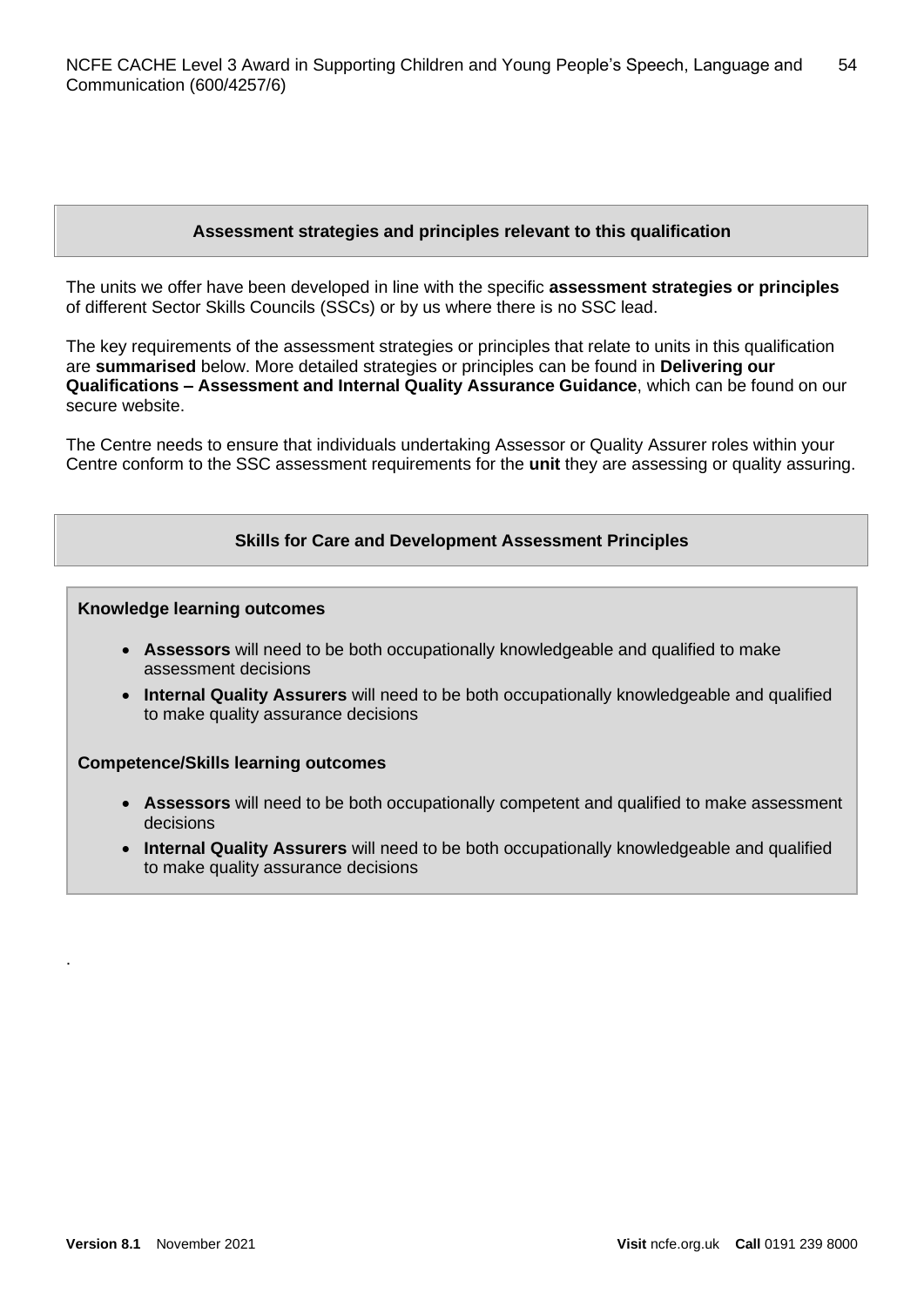## Assessment strategies and principles relevant to this qualification

The units we offer have been developed in line with the specific **assessment strategies or principles** of different Sector Skills Councils (SSCs) or by us where there is no SSC lead.

The key requirements of the assessment strategies or principles that relate to units in this qualification are **summarised** below. More detailed strategies or principles can be found in **Delivering our Qualifications – Assessment and Internal Quality Assurance Guidance**, which can be found on our secure website.

The Centre needs to ensure that individuals undertaking Assessor or Quality Assurer roles within your Centre conform to the SSC assessment requirements for the **unit** they are assessing or quality assuring.

## Skills for Care and Development Assessment Principles

**Knowledge learning outcomes**

- **Assessors** will need to be both occupationally knowledgeable and qualified to make assessment decisions
- **Internal Quality Assurers** will need to be both occupationally knowledgeable and qualified to make quality assurance decisions

**Competence/Skills learning outcomes**

- **Assessors** will need to be both occupationally competent and qualified to make assessment decisions
- **Internal Quality Assurers** will need to be both occupationally knowledgeable and qualified to make quality assurance decisions

.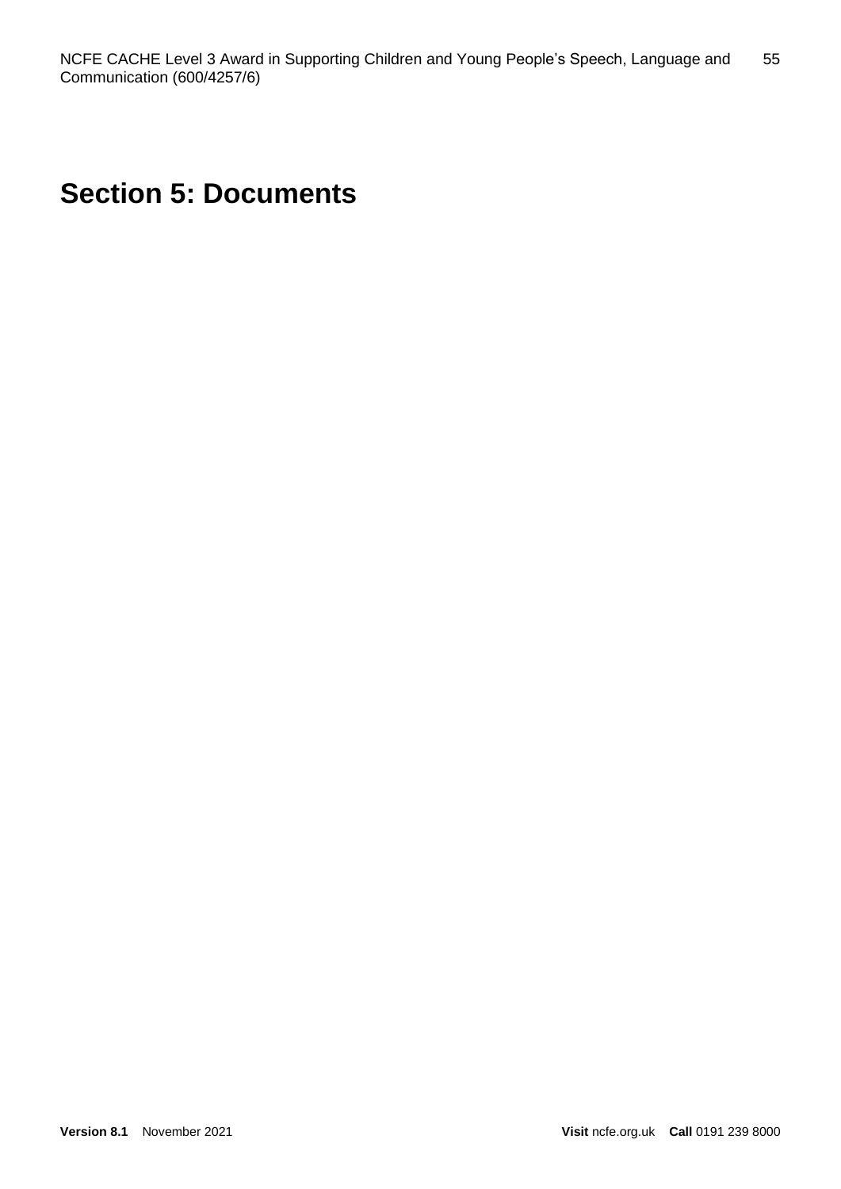# Section 5: Documents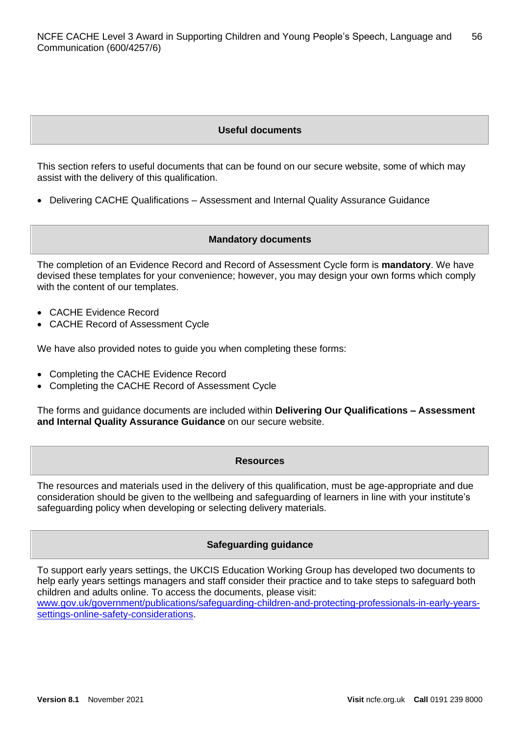## Useful documents

This section refers to useful documents that can be found on our secure website, some of which may assist with the delivery of this qualification.

- Delivering CACHE Qualifications – Assessment and Internal Quality Assurance Guidance

## Mandatory documents

The completion of an Evidence Record and Record of Assessment Cycle form is **mandatory**. We have devised these templates for your convenience; however, you may design your own forms which comply with the content of our templates.

- CACHE Evidence Record
- CACHE Record of Assessment Cycle

We have also provided notes to guide you when completing these forms:

- Completing the CACHE Evidence Record
- Completing the CACHE Record of Assessment Cycle

The forms and guidance documents are included within **Delivering Our Qualifications – Assessment and Internal Quality Assurance Guidance** on our secure website.

## Resources

The resources and materials used in the delivery of this qualification, must be age-appropriate and due consideration should be given to the wellbeing and safeguarding of learners in line with your institute's safeguarding policy when developing or selecting delivery materials.

## Safeguarding guidance

To support early years settings, the UKCIS Education Working Group has developed two documents to help early years settings managers and staff consider their practice and to take steps to safeguard both children and adults online. To access the documents, please visit:
[www.gov.uk/government/publications/safeguarding-children-and-protecting-professionals-in-early-years-settings-online-safety-considerations](www.gov.uk/government/publications/safeguarding-children-and-protecting-professionals-in-early-years-settings-online-safety-considerations).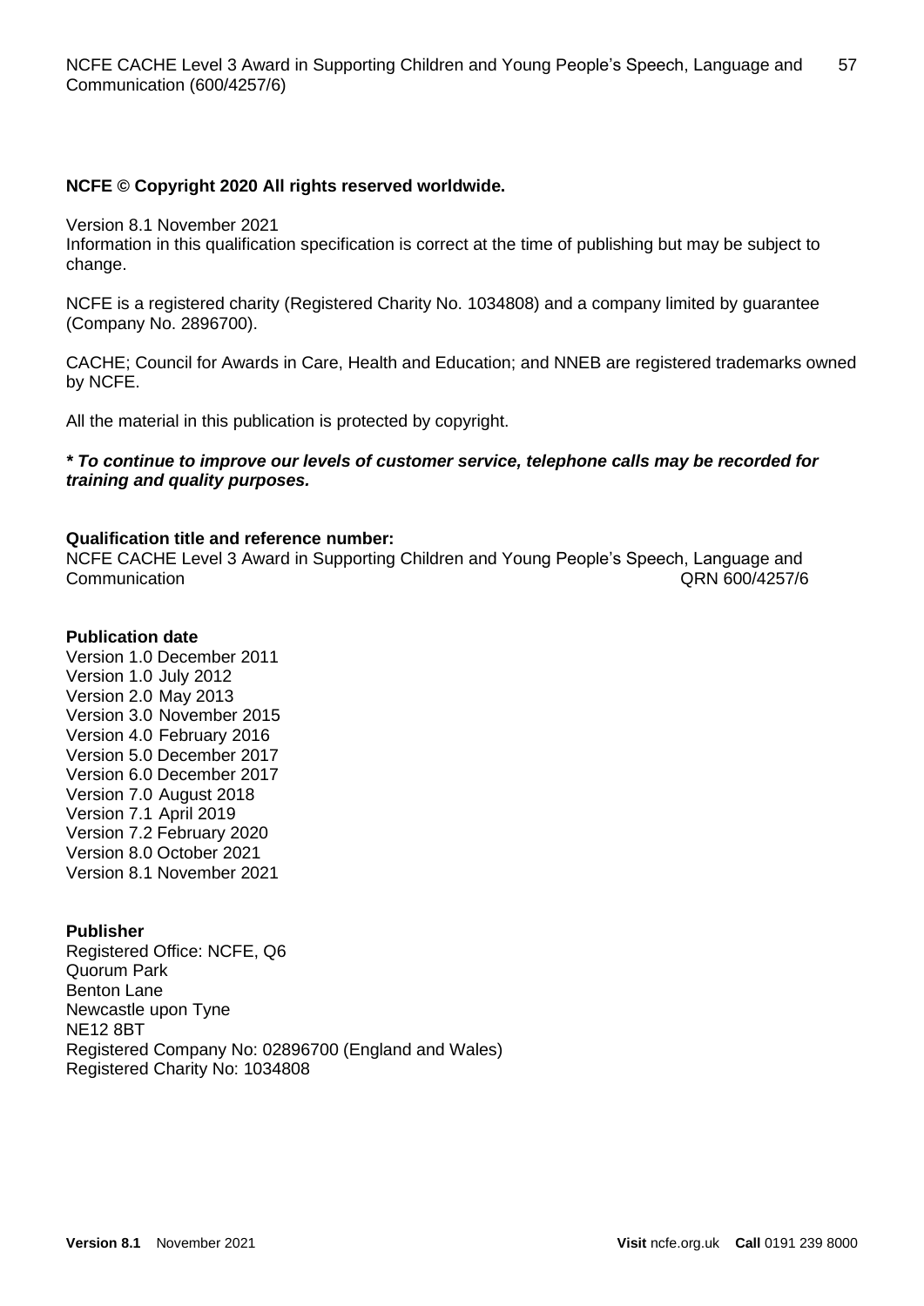**NCFE © Copyright 2020 All rights reserved worldwide.**

Version 8.1 November 2021
Information in this qualification specification is correct at the time of publishing but may be subject to change.

NCFE is a registered charity (Registered Charity No. 1034808) and a company limited by guarantee (Company No. 2896700).

CACHE; Council for Awards in Care, Health and Education; and NNEB are registered trademarks owned by NCFE.

All the material in this publication is protected by copyright.

***** ***To continue to improve our levels of customer service, telephone calls may be recorded for training and quality purposes.***

**Qualification title and reference number:**
NCFE CACHE Level 3 Award in Supporting Children and Young People's Speech, Language and Communication QRN 600/4257/6

**Publication date**
Version 1.0 December 2011
Version 1.0 July 2012
Version 2.0 May 2013
Version 3.0 November 2015
Version 4.0 February 2016
Version 5.0 December 2017
Version 6.0 December 2017
Version 7.0 August 2018
Version 7.1 April 2019
Version 7.2 February 2020
Version 8.0 October 2021
Version 8.1 November 2021

**Publisher**
Registered Office: NCFE, Q6
Quorum Park
Benton Lane
Newcastle upon Tyne
NE12 8BT
Registered Company No: 02896700 (England and Wales)
Registered Charity No: 1034808